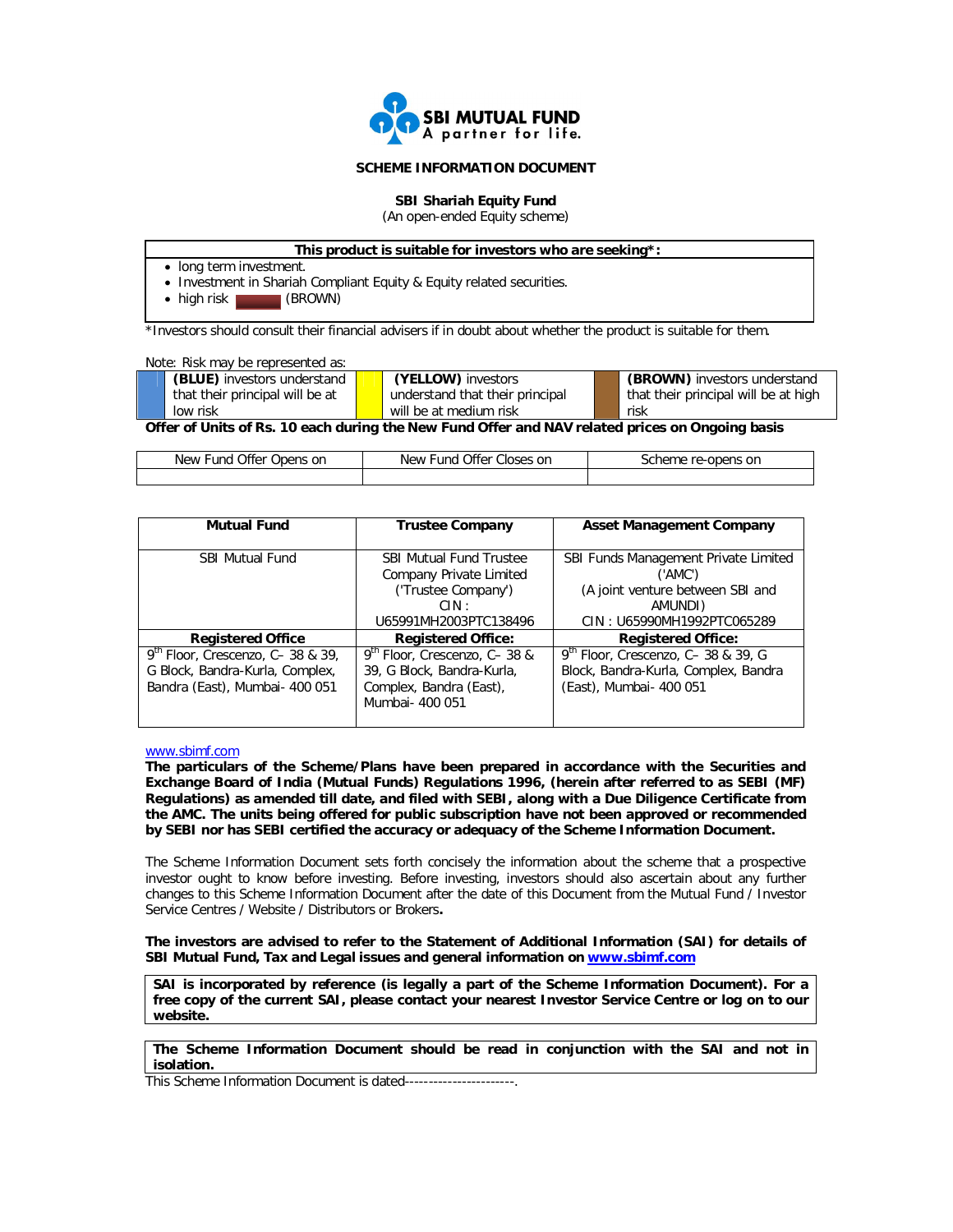SBI MUTUAL FUND
A partner for life.

## SCHEME INFORMATION DOCUMENT

**SBI Shariah Equity Fund**
(An open-ended Equity scheme)

| This product is suitable for investors who are seeking*: |
|---|
| • long term investment.<br>• Investment in Shariah Compliant Equity & Equity related securities.<br>• high risk (BROWN) |

*Investors should consult their financial advisers if in doubt about whether the product is suitable for them.

Note: Risk may be represented as:

| | | |
|---|---|---|
| **(BLUE)** investors understand that their principal will be at low risk | **(YELLOW)** investors understand that their principal will be at medium risk | **(BROWN)** investors understand that their principal will be at high risk |

**Offer of Units of Rs. 10 each during the New Fund Offer and NAV related prices on Ongoing basis**

| New Fund Offer Opens on | New Fund Offer Closes on | Scheme re-opens on |
|---|---|---|
| | | |

| Mutual Fund | Trustee Company | Asset Management Company |
|---|---|---|
| SBI Mutual Fund | SBI Mutual Fund Trustee Company Private Limited ('Trustee Company') CIN : U65991MH2003PTC138496 | SBI Funds Management Private Limited ('AMC') (A joint venture between SBI and AMUNDI) CIN : U65990MH1992PTC065289 |
| **Registered Office** | **Registered Office:** | **Registered Office:** |
| 9th Floor, Crescenzo, C– 38 & 39, G Block, Bandra-Kurla, Complex, Bandra (East), Mumbai- 400 051 | 9th Floor, Crescenzo, C– 38 & 39, G Block, Bandra-Kurla, Complex, Bandra (East), Mumbai- 400 051 | 9th Floor, Crescenzo, C– 38 & 39, G Block, Bandra-Kurla, Complex, Bandra (East), Mumbai- 400 051 |

www.sbimf.com

**The particulars of the Scheme/Plans have been prepared in accordance with the Securities and Exchange Board of India (Mutual Funds) Regulations 1996, (herein after referred to as SEBI (MF) Regulations) as amended till date, and filed with SEBI, along with a Due Diligence Certificate from the AMC. The units being offered for public subscription have not been approved or recommended by SEBI nor has SEBI certified the accuracy or adequacy of the Scheme Information Document.**

The Scheme Information Document sets forth concisely the information about the scheme that a prospective investor ought to know before investing. Before investing, investors should also ascertain about any further changes to this Scheme Information Document after the date of this Document from the Mutual Fund / Investor Service Centres / Website / Distributors or Brokers**.**

**The investors are advised to refer to the Statement of Additional Information (SAI) for details of SBI Mutual Fund, Tax and Legal issues and general information on www.sbimf.com**

**SAI is incorporated by reference (is legally a part of the Scheme Information Document). For a free copy of the current SAI, please contact your nearest Investor Service Centre or log on to our website.**

**The Scheme Information Document should be read in conjunction with the SAI and not in isolation.**

This Scheme Information Document is dated----------------------.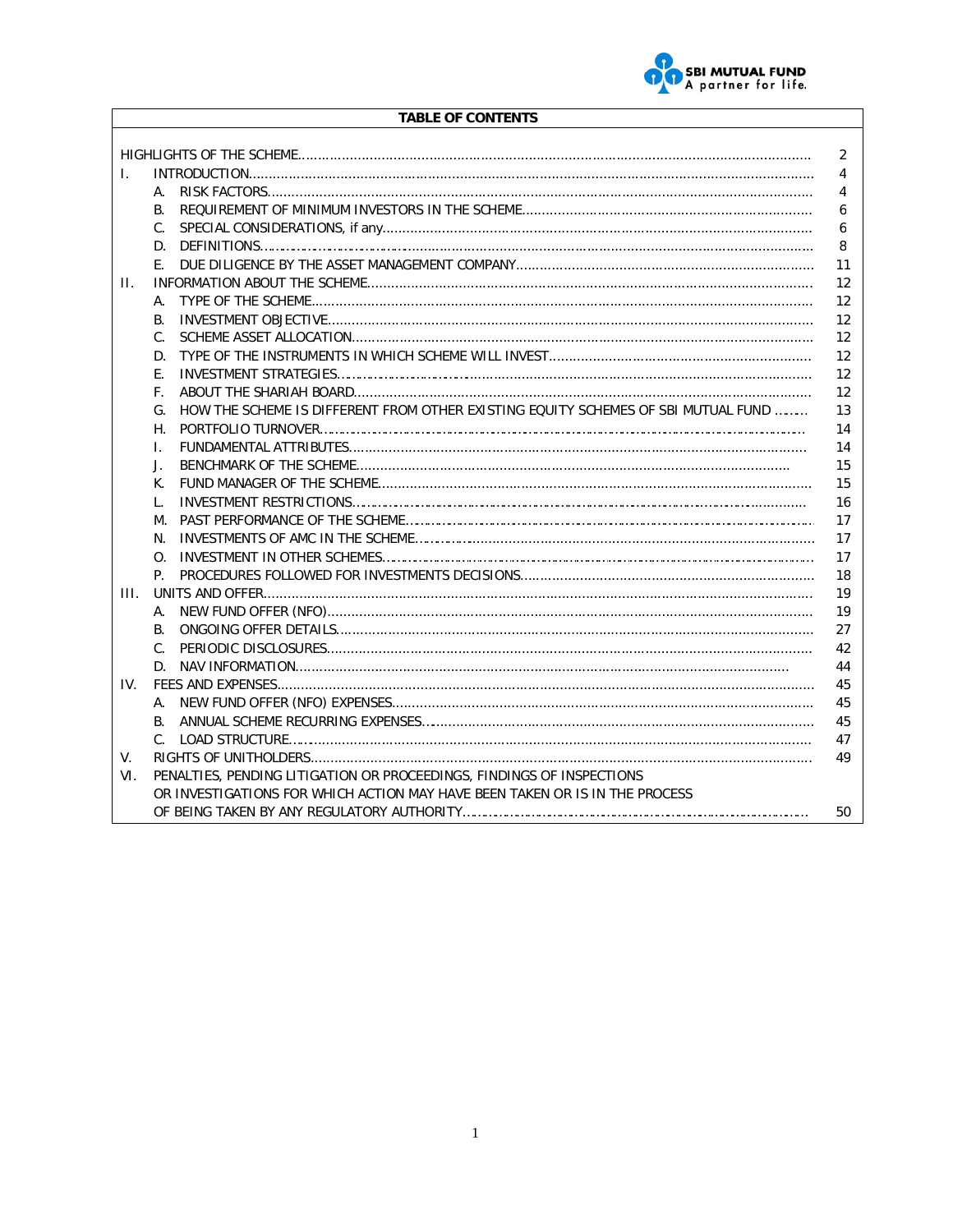## TABLE OF CONTENTS

| | | Page |
|---|---|---|
| HIGHLIGHTS OF THE SCHEME | | 2 |
| I. | INTRODUCTION | 4 |
| | A. RISK FACTORS | 4 |
| | B. REQUIREMENT OF MINIMUM INVESTORS IN THE SCHEME | 6 |
| | C. SPECIAL CONSIDERATIONS, if any | 6 |
| | D. DEFINITIONS | 8 |
| | E. DUE DILIGENCE BY THE ASSET MANAGEMENT COMPANY | 11 |
| II. | INFORMATION ABOUT THE SCHEME | 12 |
| | A. TYPE OF THE SCHEME | 12 |
| | B. INVESTMENT OBJECTIVE | 12 |
| | C. SCHEME ASSET ALLOCATION | 12 |
| | D. TYPE OF THE INSTRUMENTS IN WHICH SCHEME WILL INVEST | 12 |
| | E. INVESTMENT STRATEGIES | 12 |
| | F. ABOUT THE SHARIAH BOARD | 12 |
| | G. HOW THE SCHEME IS DIFFERENT FROM OTHER EXISTING EQUITY SCHEMES OF SBI MUTUAL FUND | 13 |
| | H. PORTFOLIO TURNOVER | 14 |
| | I. FUNDAMENTAL ATTRIBUTES | 14 |
| | J. BENCHMARK OF THE SCHEME | 15 |
| | K. FUND MANAGER OF THE SCHEME | 15 |
| | L. INVESTMENT RESTRICTIONS | 16 |
| | M. PAST PERFORMANCE OF THE SCHEME | 17 |
| | N. INVESTMENTS OF AMC IN THE SCHEME | 17 |
| | O. INVESTMENT IN OTHER SCHEMES | 17 |
| | P. PROCEDURES FOLLOWED FOR INVESTMENTS DECISIONS | 18 |
| III. | UNITS AND OFFER | 19 |
| | A. NEW FUND OFFER (NFO) | 19 |
| | B. ONGOING OFFER DETAILS | 27 |
| | C. PERIODIC DISCLOSURES | 42 |
| | D. NAV INFORMATION | 44 |
| IV. | FEES AND EXPENSES | 45 |
| | A. NEW FUND OFFER (NFO) EXPENSES | 45 |
| | B. ANNUAL SCHEME RECURRING EXPENSES | 45 |
| | C. LOAD STRUCTURE | 47 |
| V. | RIGHTS OF UNITHOLDERS | 49 |
| VI. | PENALTIES, PENDING LITIGATION OR PROCEEDINGS, FINDINGS OF INSPECTIONS OR INVESTIGATIONS FOR WHICH ACTION MAY HAVE BEEN TAKEN OR IS IN THE PROCESS OF BEING TAKEN BY ANY REGULATORY AUTHORITY | 50 |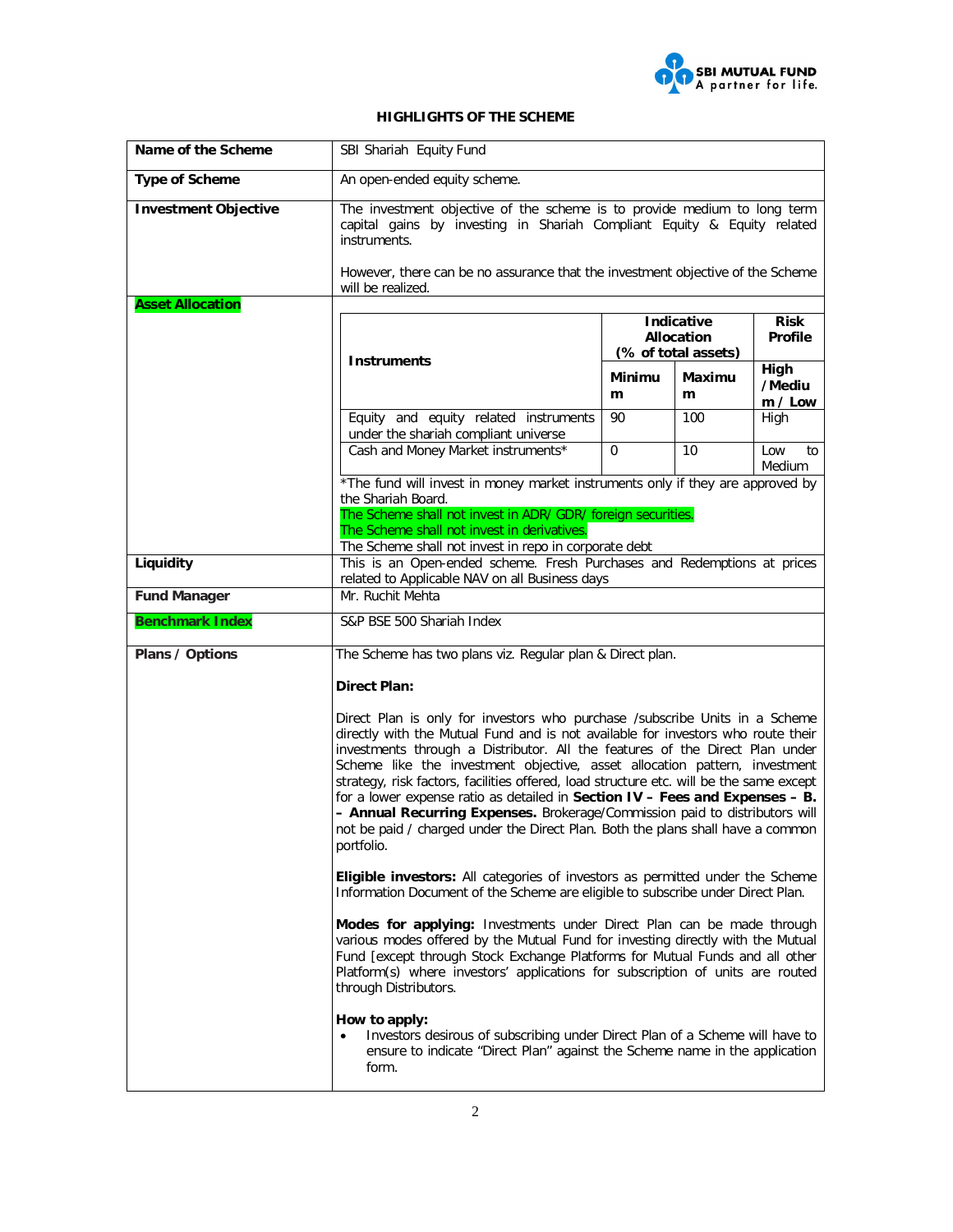## HIGHLIGHTS OF THE SCHEME

| | |
|---|---|
| **Name of the Scheme** | SBI Shariah Equity Fund |
| **Type of Scheme** | An open-ended equity scheme. |
| **Investment Objective** | The investment objective of the scheme is to provide medium to long term capital gains by investing in Shariah Compliant Equity & Equity related instruments.<br><br>However, there can be no assurance that the investment objective of the Scheme will be realized. |
| **Asset Allocation** | (see table below) |
| **Liquidity** | This is an Open-ended scheme. Fresh Purchases and Redemptions at prices related to Applicable NAV on all Business days |
| **Fund Manager** | Mr. Ruchit Mehta |
| **Benchmark Index** | S&P BSE 500 Shariah Index |
| **Plans / Options** | (see below) |

**Asset Allocation**

| Instruments | Indicative Allocation (% of total assets) | | Risk Profile |
|---|---|---|---|
| | Minimum | Maximum | High /Medium / Low |
| Equity and equity related instruments under the shariah compliant universe | 90 | 100 | High |
| Cash and Money Market instruments* | 0 | 10 | Low to Medium |

*The fund will invest in money market instruments only if they are approved by the Shariah Board.

The Scheme shall not invest in ADR/ GDR/ foreign securities.

The Scheme shall not invest in derivatives.

The Scheme shall not invest in repo in corporate debt

**Plans / Options**

The Scheme has two plans viz. Regular plan & Direct plan.

**Direct Plan:**

Direct Plan is only for investors who purchase /subscribe Units in a Scheme directly with the Mutual Fund and is not available for investors who route their investments through a Distributor. All the features of the Direct Plan under Scheme like the investment objective, asset allocation pattern, investment strategy, risk factors, facilities offered, load structure etc. will be the same except for a lower expense ratio as detailed in **Section IV – Fees and Expenses – B. – Annual Recurring Expenses.** Brokerage/Commission paid to distributors will not be paid / charged under the Direct Plan. Both the plans shall have a common portfolio.

**Eligible investors:** All categories of investors as permitted under the Scheme Information Document of the Scheme are eligible to subscribe under Direct Plan.

**Modes for applying:** Investments under Direct Plan can be made through various modes offered by the Mutual Fund for investing directly with the Mutual Fund [except through Stock Exchange Platforms for Mutual Funds and all other Platform(s) where investors' applications for subscription of units are routed through Distributors.

**How to apply:**

- Investors desirous of subscribing under Direct Plan of a Scheme will have to ensure to indicate "Direct Plan" against the Scheme name in the application form.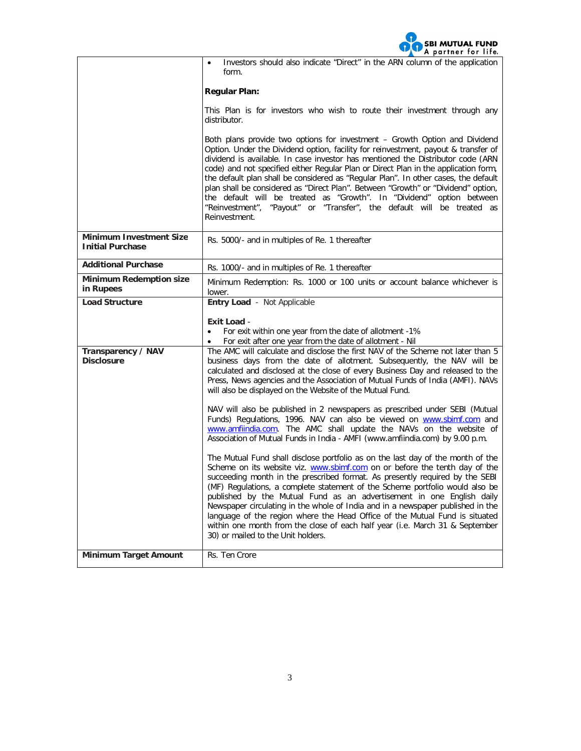| | |
|---|---|
| | • Investors should also indicate "Direct" in the ARN column of the application form.<br><br>**Regular Plan:**<br><br>This Plan is for investors who wish to route their investment through any distributor.<br><br>Both plans provide two options for investment – Growth Option and Dividend Option. Under the Dividend option, facility for reinvestment, payout & transfer of dividend is available. In case investor has mentioned the Distributor code (ARN code) and not specified either Regular Plan or Direct Plan in the application form, the default plan shall be considered as "Regular Plan". In other cases, the default plan shall be considered as "Direct Plan". Between "Growth" or "Dividend" option, the default will be treated as "Growth". In "Dividend" option between "Reinvestment", "Payout" or "Transfer", the default will be treated as Reinvestment. |
| **Minimum Investment Size Initial Purchase** | Rs. 5000/- and in multiples of Re. 1 thereafter |
| **Additional Purchase** | Rs. 1000/- and in multiples of Re. 1 thereafter |
| **Minimum Redemption size in Rupees** | Minimum Redemption: Rs. 1000 or 100 units or account balance whichever is lower. |
| **Load Structure** | **Entry Load** - Not Applicable<br><br>**Exit Load** -<br>• For exit within one year from the date of allotment -1%<br>• For exit after one year from the date of allotment - Nil |
| **Transparency / NAV Disclosure** | The AMC will calculate and disclose the first NAV of the Scheme not later than 5 business days from the date of allotment. Subsequently, the NAV will be calculated and disclosed at the close of every Business Day and released to the Press, News agencies and the Association of Mutual Funds of India (AMFI). NAVs will also be displayed on the Website of the Mutual Fund.<br><br>NAV will also be published in 2 newspapers as prescribed under SEBI (Mutual Funds) Regulations, 1996. NAV can also be viewed on www.sbimf.com and www.amfiindia.com. The AMC shall update the NAVs on the website of Association of Mutual Funds in India - AMFI (www.amfiindia.com) by 9.00 p.m.<br><br>The Mutual Fund shall disclose portfolio as on the last day of the month of the Scheme on its website viz. www.sbimf.com on or before the tenth day of the succeeding month in the prescribed format. As presently required by the SEBI (MF) Regulations, a complete statement of the Scheme portfolio would also be published by the Mutual Fund as an advertisement in one English daily Newspaper circulating in the whole of India and in a newspaper published in the language of the region where the Head Office of the Mutual Fund is situated within one month from the close of each half year (i.e. March 31 & September 30) or mailed to the Unit holders. |
| **Minimum Target Amount** | Rs. Ten Crore |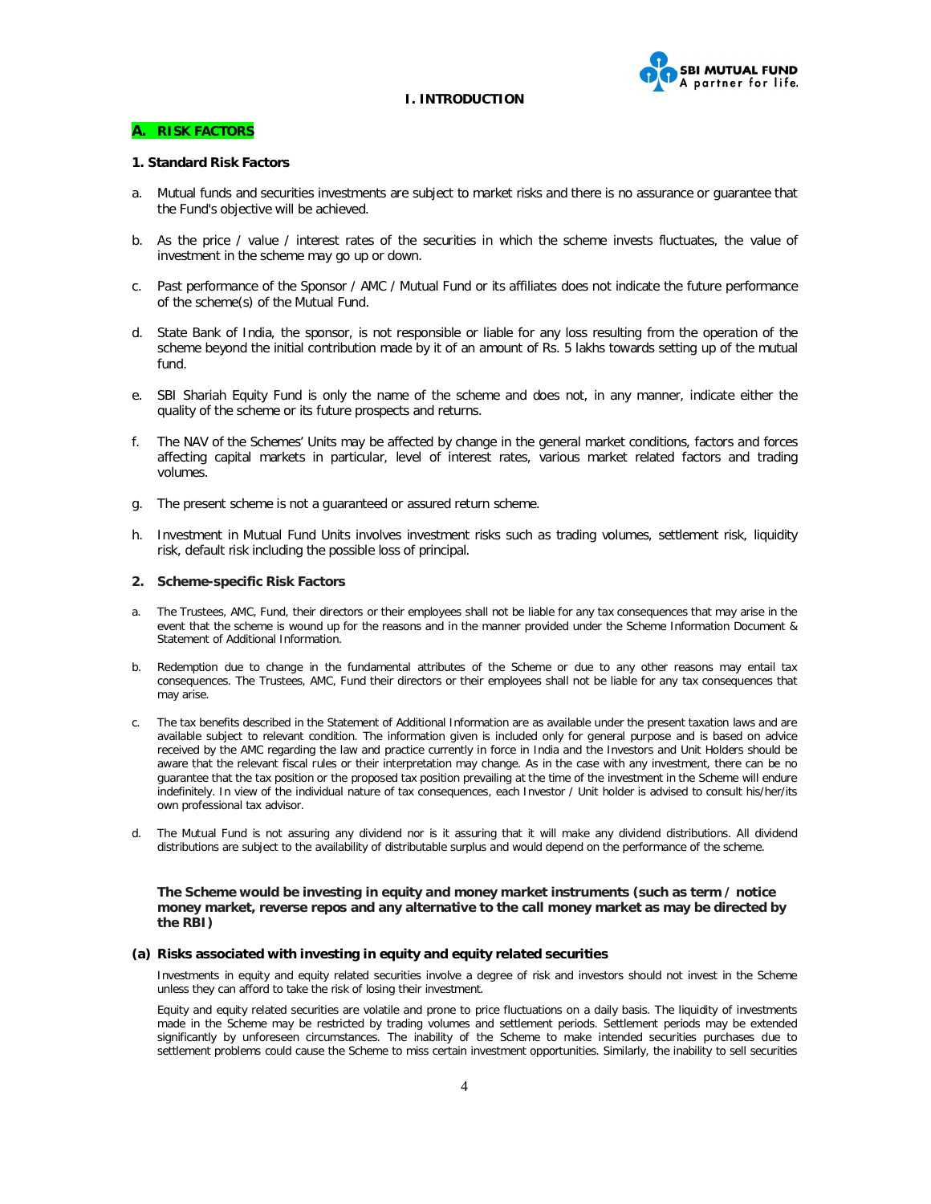# I. INTRODUCTION

## A. RISK FACTORS

### 1. Standard Risk Factors

a. Mutual funds and securities investments are subject to market risks and there is no assurance or guarantee that the Fund's objective will be achieved.

b. As the price / value / interest rates of the securities in which the scheme invests fluctuates, the value of investment in the scheme may go up or down.

c. Past performance of the Sponsor / AMC / Mutual Fund or its affiliates does not indicate the future performance of the scheme(s) of the Mutual Fund.

d. State Bank of India, the sponsor, is not responsible or liable for any loss resulting from the operation of the scheme beyond the initial contribution made by it of an amount of Rs. 5 lakhs towards setting up of the mutual fund.

e. SBI Shariah Equity Fund is only the name of the scheme and does not, in any manner, indicate either the quality of the scheme or its future prospects and returns.

f. The NAV of the Schemes' Units may be affected by change in the general market conditions, factors and forces affecting capital markets in particular, level of interest rates, various market related factors and trading volumes.

g. The present scheme is not a guaranteed or assured return scheme.

h. Investment in Mutual Fund Units involves investment risks such as trading volumes, settlement risk, liquidity risk, default risk including the possible loss of principal.

### 2. Scheme-specific Risk Factors

a. The Trustees, AMC, Fund, their directors or their employees shall not be liable for any tax consequences that may arise in the event that the scheme is wound up for the reasons and in the manner provided under the Scheme Information Document & Statement of Additional Information.

b. Redemption due to change in the fundamental attributes of the Scheme or due to any other reasons may entail tax consequences. The Trustees, AMC, Fund their directors or their employees shall not be liable for any tax consequences that may arise.

c. The tax benefits described in the Statement of Additional Information are as available under the present taxation laws and are available subject to relevant condition. The information given is included only for general purpose and is based on advice received by the AMC regarding the law and practice currently in force in India and the Investors and Unit Holders should be aware that the relevant fiscal rules or their interpretation may change. As in the case with any investment, there can be no guarantee that the tax position or the proposed tax position prevailing at the time of the investment in the Scheme will endure indefinitely. In view of the individual nature of tax consequences, each Investor / Unit holder is advised to consult his/her/its own professional tax advisor.

d. The Mutual Fund is not assuring any dividend nor is it assuring that it will make any dividend distributions. All dividend distributions are subject to the availability of distributable surplus and would depend on the performance of the scheme.

**The Scheme would be investing in equity and money market instruments (such as term / notice money market, reverse repos and any alternative to the call money market as may be directed by the RBI)**

#### (a) Risks associated with investing in equity and equity related securities

Investments in equity and equity related securities involve a degree of risk and investors should not invest in the Scheme unless they can afford to take the risk of losing their investment.

Equity and equity related securities are volatile and prone to price fluctuations on a daily basis. The liquidity of investments made in the Scheme may be restricted by trading volumes and settlement periods. Settlement periods may be extended significantly by unforeseen circumstances. The inability of the Scheme to make intended securities purchases due to settlement problems could cause the Scheme to miss certain investment opportunities. Similarly, the inability to sell securities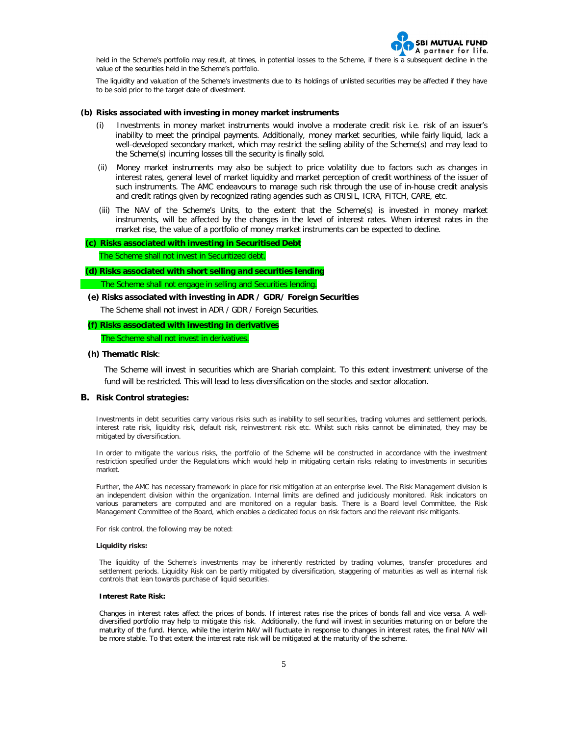held in the Scheme's portfolio may result, at times, in potential losses to the Scheme, if there is a subsequent decline in the value of the securities held in the Scheme's portfolio.

The liquidity and valuation of the Scheme's investments due to its holdings of unlisted securities may be affected if they have to be sold prior to the target date of divestment.

**(b) Risks associated with investing in money market instruments**

(i) Investments in money market instruments would involve a moderate credit risk i.e. risk of an issuer's inability to meet the principal payments. Additionally, money market securities, while fairly liquid, lack a well-developed secondary market, which may restrict the selling ability of the Scheme(s) and may lead to the Scheme(s) incurring losses till the security is finally sold.

(ii) Money market instruments may also be subject to price volatility due to factors such as changes in interest rates, general level of market liquidity and market perception of credit worthiness of the issuer of such instruments. The AMC endeavours to manage such risk through the use of in-house credit analysis and credit ratings given by recognized rating agencies such as CRISIL, ICRA, FITCH, CARE, etc.

(iii) The NAV of the Scheme's Units, to the extent that the Scheme(s) is invested in money market instruments, will be affected by the changes in the level of interest rates. When interest rates in the market rise, the value of a portfolio of money market instruments can be expected to decline.

**(c) Risks associated with investing in Securitised Debt**

The Scheme shall not invest in Securitized debt.

**(d) Risks associated with short selling and securities lending**

The Scheme shall not engage in selling and Securities lending.

**(e) Risks associated with investing in ADR / GDR/ Foreign Securities**

The Scheme shall not invest in ADR / GDR / Foreign Securities.

**(f) Risks associated with investing in derivatives**

The Scheme shall not invest in derivatives.

**(h) Thematic Risk**:

The Scheme will invest in securities which are Shariah complaint. To this extent investment universe of the fund will be restricted. This will lead to less diversification on the stocks and sector allocation.

## B. Risk Control strategies:

Investments in debt securities carry various risks such as inability to sell securities, trading volumes and settlement periods, interest rate risk, liquidity risk, default risk, reinvestment risk etc. Whilst such risks cannot be eliminated, they may be mitigated by diversification.

In order to mitigate the various risks, the portfolio of the Scheme will be constructed in accordance with the investment restriction specified under the Regulations which would help in mitigating certain risks relating to investments in securities market.

Further, the AMC has necessary framework in place for risk mitigation at an enterprise level. The Risk Management division is an independent division within the organization. Internal limits are defined and judiciously monitored. Risk indicators on various parameters are computed and are monitored on a regular basis. There is a Board level Committee, the Risk Management Committee of the Board, which enables a dedicated focus on risk factors and the relevant risk mitigants.

For risk control, the following may be noted:

**Liquidity risks:**

The liquidity of the Scheme's investments may be inherently restricted by trading volumes, transfer procedures and settlement periods. Liquidity Risk can be partly mitigated by diversification, staggering of maturities as well as internal risk controls that lean towards purchase of liquid securities.

**Interest Rate Risk:**

Changes in interest rates affect the prices of bonds. If interest rates rise the prices of bonds fall and vice versa. A well-diversified portfolio may help to mitigate this risk. Additionally, the fund will invest in securities maturing on or before the maturity of the fund. Hence, while the interim NAV will fluctuate in response to changes in interest rates, the final NAV will be more stable. To that extent the interest rate risk will be mitigated at the maturity of the scheme.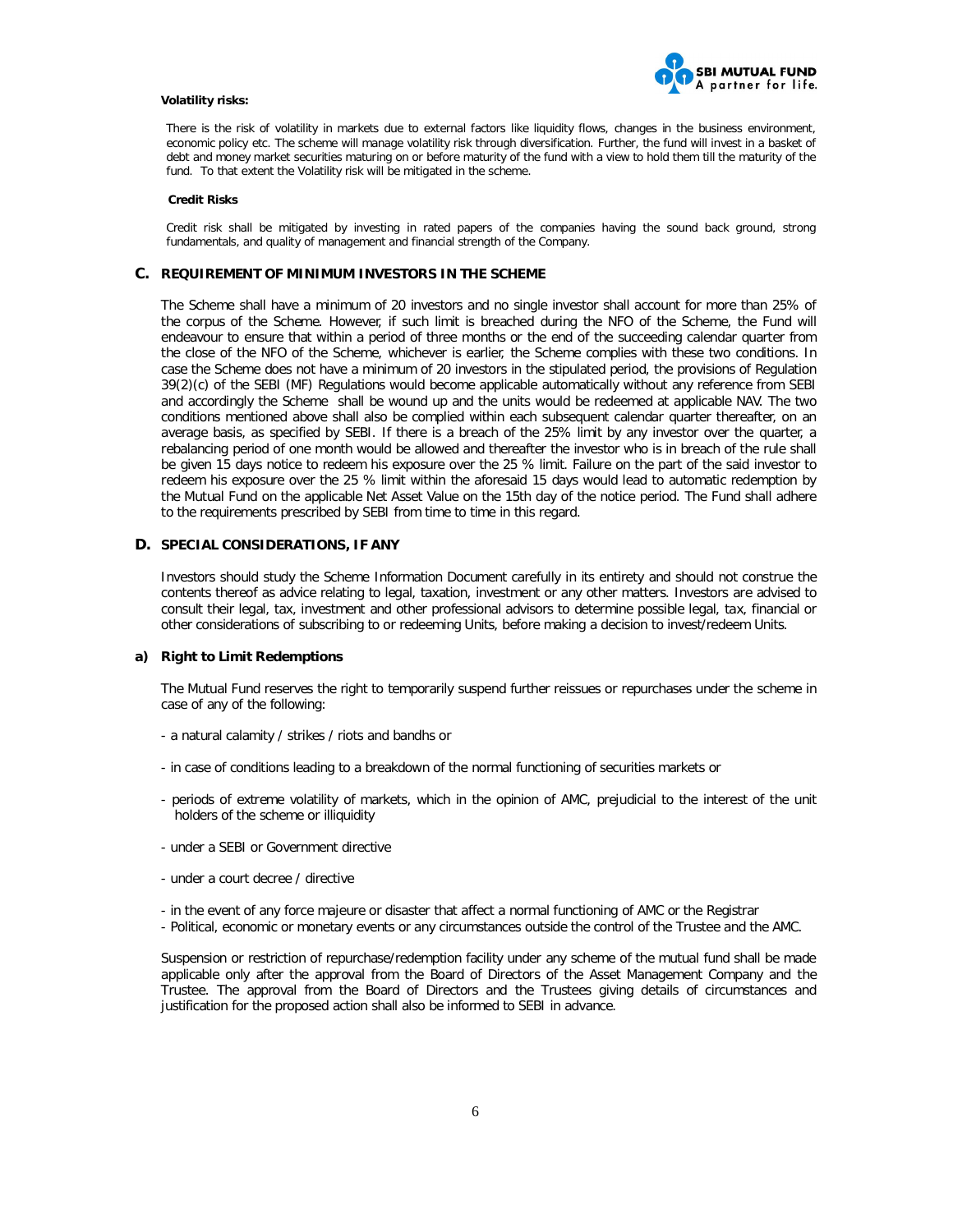**Volatility risks:**

There is the risk of volatility in markets due to external factors like liquidity flows, changes in the business environment, economic policy etc. The scheme will manage volatility risk through diversification. Further, the fund will invest in a basket of debt and money market securities maturing on or before maturity of the fund with a view to hold them till the maturity of the fund. To that extent the Volatility risk will be mitigated in the scheme.

**Credit Risks**

Credit risk shall be mitigated by investing in rated papers of the companies having the sound back ground, strong fundamentals, and quality of management and financial strength of the Company.

## C. REQUIREMENT OF MINIMUM INVESTORS IN THE SCHEME

The Scheme shall have a minimum of 20 investors and no single investor shall account for more than 25% of the corpus of the Scheme. However, if such limit is breached during the NFO of the Scheme, the Fund will endeavour to ensure that within a period of three months or the end of the succeeding calendar quarter from the close of the NFO of the Scheme, whichever is earlier, the Scheme complies with these two conditions. In case the Scheme does not have a minimum of 20 investors in the stipulated period, the provisions of Regulation 39(2)(c) of the SEBI (MF) Regulations would become applicable automatically without any reference from SEBI and accordingly the Scheme shall be wound up and the units would be redeemed at applicable NAV. The two conditions mentioned above shall also be complied within each subsequent calendar quarter thereafter, on an average basis, as specified by SEBI. If there is a breach of the 25% limit by any investor over the quarter, a rebalancing period of one month would be allowed and thereafter the investor who is in breach of the rule shall be given 15 days notice to redeem his exposure over the 25 % limit. Failure on the part of the said investor to redeem his exposure over the 25 % limit within the aforesaid 15 days would lead to automatic redemption by the Mutual Fund on the applicable Net Asset Value on the 15th day of the notice period. The Fund shall adhere to the requirements prescribed by SEBI from time to time in this regard.

## D. SPECIAL CONSIDERATIONS, IF ANY

Investors should study the Scheme Information Document carefully in its entirety and should not construe the contents thereof as advice relating to legal, taxation, investment or any other matters. Investors are advised to consult their legal, tax, investment and other professional advisors to determine possible legal, tax, financial or other considerations of subscribing to or redeeming Units, before making a decision to invest/redeem Units.

### a) Right to Limit Redemptions

The Mutual Fund reserves the right to temporarily suspend further reissues or repurchases under the scheme in case of any of the following:

- a natural calamity / strikes / riots and bandhs or
- in case of conditions leading to a breakdown of the normal functioning of securities markets or
- periods of extreme volatility of markets, which in the opinion of AMC, prejudicial to the interest of the unit holders of the scheme or illiquidity
- under a SEBI or Government directive
- under a court decree / directive
- in the event of any force majeure or disaster that affect a normal functioning of AMC or the Registrar
- Political, economic or monetary events or any circumstances outside the control of the Trustee and the AMC.

Suspension or restriction of repurchase/redemption facility under any scheme of the mutual fund shall be made applicable only after the approval from the Board of Directors of the Asset Management Company and the Trustee. The approval from the Board of Directors and the Trustees giving details of circumstances and justification for the proposed action shall also be informed to SEBI in advance.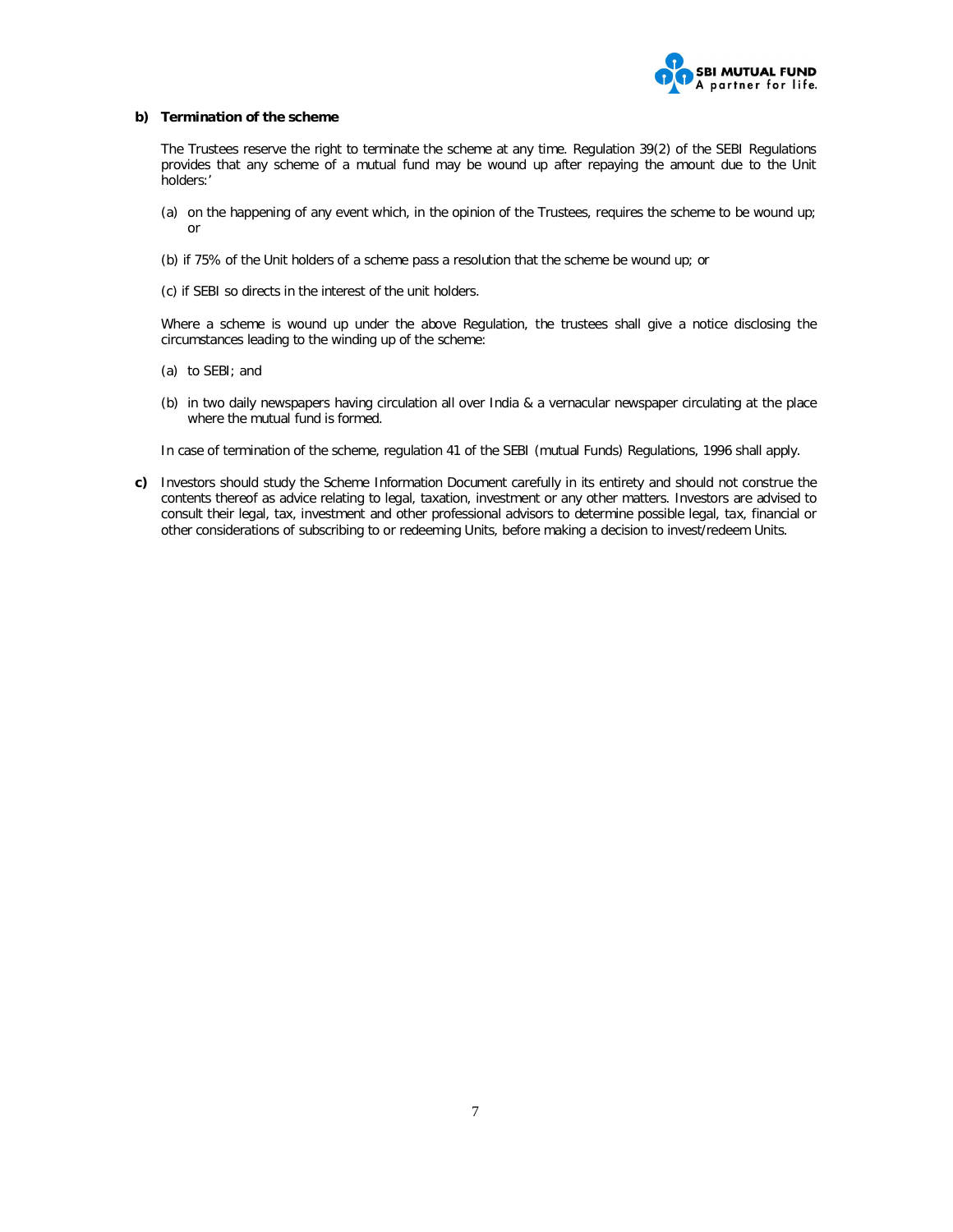**b) Termination of the scheme**

The Trustees reserve the right to terminate the scheme at any time. Regulation 39(2) of the SEBI Regulations provides that any scheme of a mutual fund may be wound up after repaying the amount due to the Unit holders:'

(a) on the happening of any event which, in the opinion of the Trustees, requires the scheme to be wound up; or

(b) if 75% of the Unit holders of a scheme pass a resolution that the scheme be wound up; or

(c) if SEBI so directs in the interest of the unit holders.

Where a scheme is wound up under the above Regulation, the trustees shall give a notice disclosing the circumstances leading to the winding up of the scheme:

(a) to SEBI; and

(b) in two daily newspapers having circulation all over India & a vernacular newspaper circulating at the place where the mutual fund is formed.

In case of termination of the scheme, regulation 41 of the SEBI (mutual Funds) Regulations, 1996 shall apply.

**c)** Investors should study the Scheme Information Document carefully in its entirety and should not construe the contents thereof as advice relating to legal, taxation, investment or any other matters. Investors are advised to consult their legal, tax, investment and other professional advisors to determine possible legal, tax, financial or other considerations of subscribing to or redeeming Units, before making a decision to invest/redeem Units.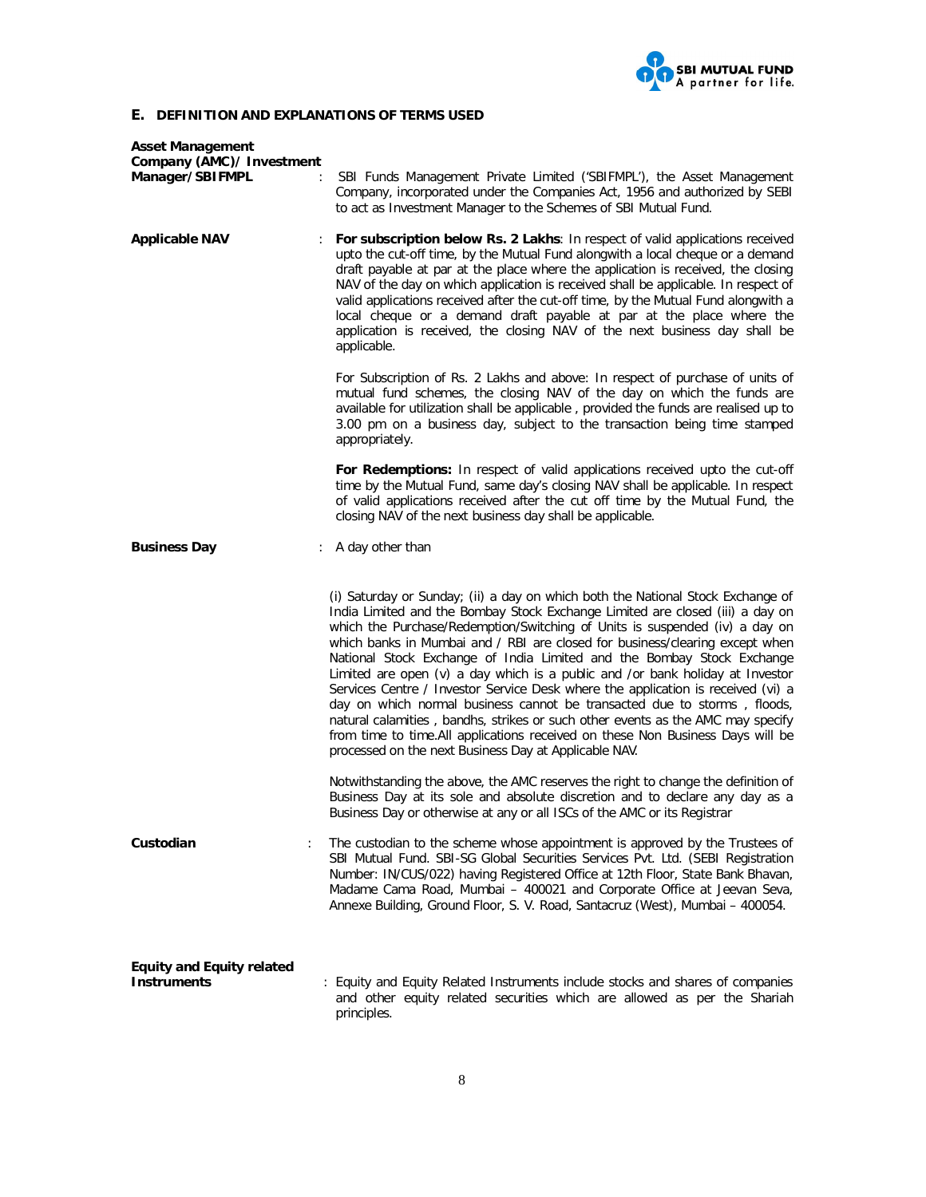## E. DEFINITION AND EXPLANATIONS OF TERMS USED

**Asset Management Company (AMC)/ Investment Manager/SBIFMPL** : SBI Funds Management Private Limited ('SBIFMPL'), the Asset Management Company, incorporated under the Companies Act, 1956 and authorized by SEBI to act as Investment Manager to the Schemes of SBI Mutual Fund.

**Applicable NAV** : **For subscription below Rs. 2 Lakhs**: In respect of valid applications received upto the cut-off time, by the Mutual Fund alongwith a local cheque or a demand draft payable at par at the place where the application is received, the closing NAV of the day on which application is received shall be applicable. In respect of valid applications received after the cut-off time, by the Mutual Fund alongwith a local cheque or a demand draft payable at par at the place where the application is received, the closing NAV of the next business day shall be applicable.

For Subscription of Rs. 2 Lakhs and above: In respect of purchase of units of mutual fund schemes, the closing NAV of the day on which the funds are available for utilization shall be applicable , provided the funds are realised up to 3.00 pm on a business day, subject to the transaction being time stamped appropriately.

**For Redemptions:** In respect of valid applications received upto the cut-off time by the Mutual Fund, same day's closing NAV shall be applicable. In respect of valid applications received after the cut off time by the Mutual Fund, the closing NAV of the next business day shall be applicable.

**Business Day** : A day other than

(i) Saturday or Sunday; (ii) a day on which both the National Stock Exchange of India Limited and the Bombay Stock Exchange Limited are closed (iii) a day on which the Purchase/Redemption/Switching of Units is suspended (iv) a day on which banks in Mumbai and / RBI are closed for business/clearing except when National Stock Exchange of India Limited and the Bombay Stock Exchange Limited are open (v) a day which is a public and /or bank holiday at Investor Services Centre / Investor Service Desk where the application is received (vi) a day on which normal business cannot be transacted due to storms , floods, natural calamities , bandhs, strikes or such other events as the AMC may specify from time to time.All applications received on these Non Business Days will be processed on the next Business Day at Applicable NAV.

Notwithstanding the above, the AMC reserves the right to change the definition of Business Day at its sole and absolute discretion and to declare any day as a Business Day or otherwise at any or all ISCs of the AMC or its Registrar

**Custodian** : The custodian to the scheme whose appointment is approved by the Trustees of SBI Mutual Fund. SBI-SG Global Securities Services Pvt. Ltd. (SEBI Registration Number: IN/CUS/022) having Registered Office at 12th Floor, State Bank Bhavan, Madame Cama Road, Mumbai – 400021 and Corporate Office at Jeevan Seva, Annexe Building, Ground Floor, S. V. Road, Santacruz (West), Mumbai – 400054.

**Equity and Equity related Instruments** : Equity and Equity Related Instruments include stocks and shares of companies and other equity related securities which are allowed as per the Shariah principles.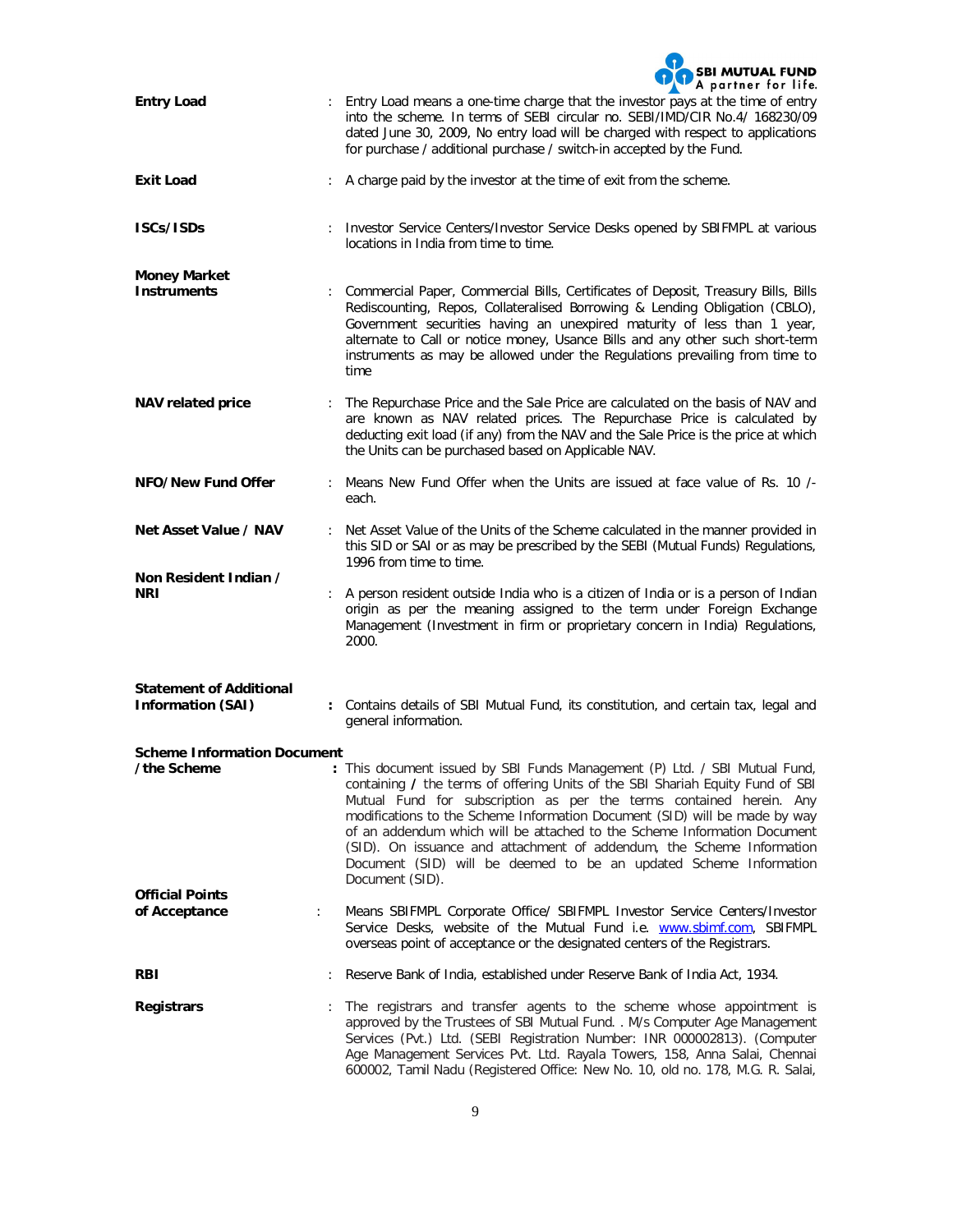**Entry Load** : Entry Load means a one-time charge that the investor pays at the time of entry into the scheme. In terms of SEBI circular no. SEBI/IMD/CIR No.4/ 168230/09 dated June 30, 2009, No entry load will be charged with respect to applications for purchase / additional purchase / switch-in accepted by the Fund.

**Exit Load** : A charge paid by the investor at the time of exit from the scheme.

**ISCs/ISDs** : Investor Service Centers/Investor Service Desks opened by SBIFMPL at various locations in India from time to time.

**Money Market Instruments** : Commercial Paper, Commercial Bills, Certificates of Deposit, Treasury Bills, Bills Rediscounting, Repos, Collateralised Borrowing & Lending Obligation (CBLO), Government securities having an unexpired maturity of less than 1 year, alternate to Call or notice money, Usance Bills and any other such short-term instruments as may be allowed under the Regulations prevailing from time to time

**NAV related price** : The Repurchase Price and the Sale Price are calculated on the basis of NAV and are known as NAV related prices. The Repurchase Price is calculated by deducting exit load (if any) from the NAV and the Sale Price is the price at which the Units can be purchased based on Applicable NAV.

**NFO/New Fund Offer** : Means New Fund Offer when the Units are issued at face value of Rs. 10 /- each.

**Net Asset Value / NAV** : Net Asset Value of the Units of the Scheme calculated in the manner provided in this SID or SAI or as may be prescribed by the SEBI (Mutual Funds) Regulations, 1996 from time to time.

**Non Resident Indian / NRI** : A person resident outside India who is a citizen of India or is a person of Indian origin as per the meaning assigned to the term under Foreign Exchange Management (Investment in firm or proprietary concern in India) Regulations, 2000.

**Statement of Additional Information (SAI)** : Contains details of SBI Mutual Fund, its constitution, and certain tax, legal and general information.

**Scheme Information Document /the Scheme** : This document issued by SBI Funds Management (P) Ltd. / SBI Mutual Fund, containing / the terms of offering Units of the SBI Shariah Equity Fund of SBI Mutual Fund for subscription as per the terms contained herein. Any modifications to the Scheme Information Document (SID) will be made by way of an addendum which will be attached to the Scheme Information Document (SID). On issuance and attachment of addendum, the Scheme Information Document (SID) will be deemed to be an updated Scheme Information Document (SID).

**Official Points of Acceptance** : Means SBIFMPL Corporate Office/ SBIFMPL Investor Service Centers/Investor Service Desks, website of the Mutual Fund i.e. www.sbimf.com, SBIFMPL overseas point of acceptance or the designated centers of the Registrars.

**RBI** : Reserve Bank of India, established under Reserve Bank of India Act, 1934.

**Registrars** : The registrars and transfer agents to the scheme whose appointment is approved by the Trustees of SBI Mutual Fund. . M/s Computer Age Management Services (Pvt.) Ltd. (SEBI Registration Number: INR 000002813). (Computer Age Management Services Pvt. Ltd. Rayala Towers, 158, Anna Salai, Chennai 600002, Tamil Nadu (Registered Office: New No. 10, old no. 178, M.G. R. Salai,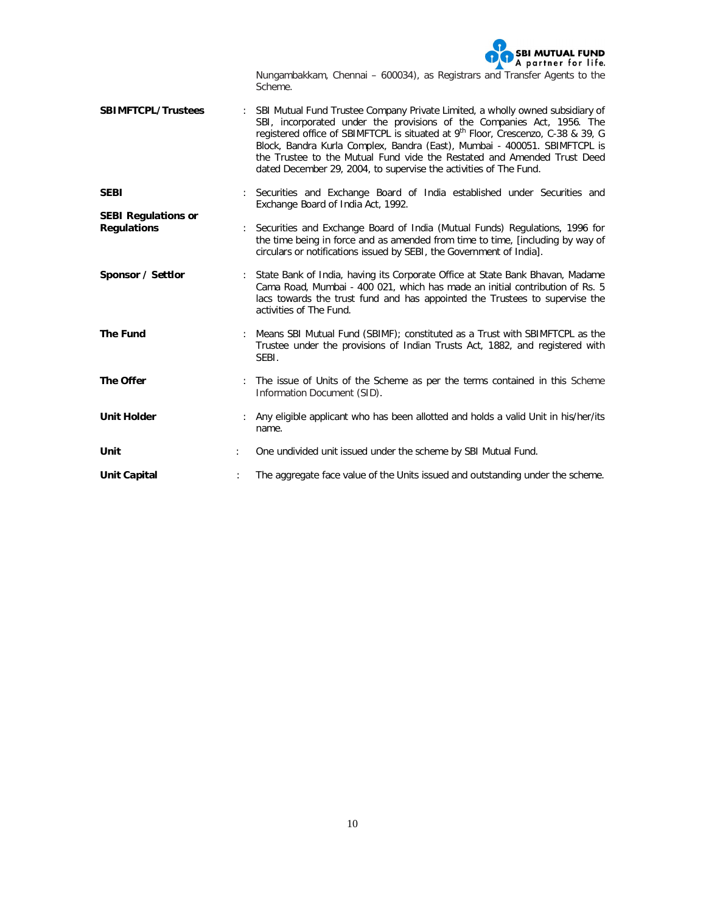Nungambakkam, Chennai – 600034), as Registrars and Transfer Agents to the Scheme.

| | | |
|---|---|---|
| **SBIMFTCPL/Trustees** | : | SBI Mutual Fund Trustee Company Private Limited, a wholly owned subsidiary of SBI, incorporated under the provisions of the Companies Act, 1956. The registered office of SBIMFTCPL is situated at 9th Floor, Crescenzo, C-38 & 39, G Block, Bandra Kurla Complex, Bandra (East), Mumbai - 400051. SBIMFTCPL is the Trustee to the Mutual Fund vide the Restated and Amended Trust Deed dated December 29, 2004, to supervise the activities of The Fund. |
| **SEBI** | : | Securities and Exchange Board of India established under Securities and Exchange Board of India Act, 1992. |
| **SEBI Regulations or Regulations** | : | Securities and Exchange Board of India (Mutual Funds) Regulations, 1996 for the time being in force and as amended from time to time, [including by way of circulars or notifications issued by SEBI, the Government of India]. |
| **Sponsor / Settlor** | : | State Bank of India, having its Corporate Office at State Bank Bhavan, Madame Cama Road, Mumbai - 400 021, which has made an initial contribution of Rs. 5 lacs towards the trust fund and has appointed the Trustees to supervise the activities of The Fund. |
| **The Fund** | : | Means SBI Mutual Fund (SBIMF); constituted as a Trust with SBIMFTCPL as the Trustee under the provisions of Indian Trusts Act, 1882, and registered with SEBI. |
| **The Offer** | : | The issue of Units of the Scheme as per the terms contained in this Scheme Information Document (SID). |
| **Unit Holder** | : | Any eligible applicant who has been allotted and holds a valid Unit in his/her/its name. |
| **Unit** | : | One undivided unit issued under the scheme by SBI Mutual Fund. |
| **Unit Capital** | : | The aggregate face value of the Units issued and outstanding under the scheme. |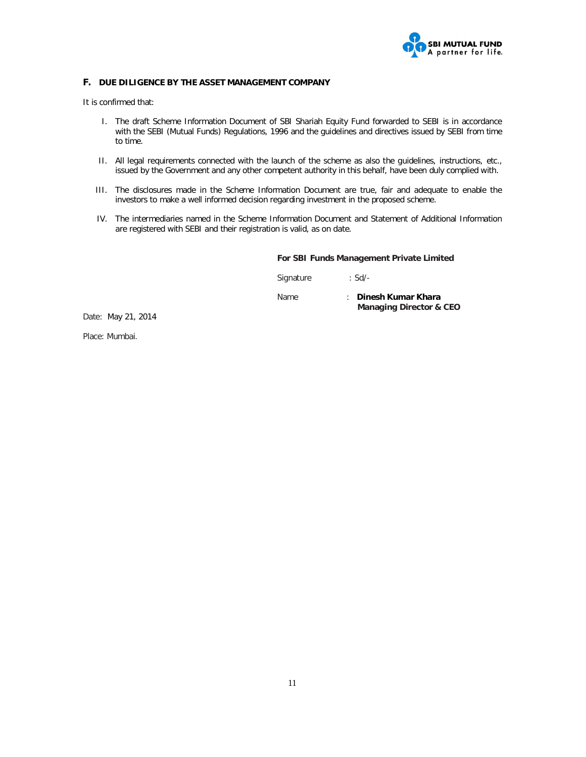## F. DUE DILIGENCE BY THE ASSET MANAGEMENT COMPANY

It is confirmed that:

I. The draft Scheme Information Document of SBI Shariah Equity Fund forwarded to SEBI is in accordance with the SEBI (Mutual Funds) Regulations, 1996 and the guidelines and directives issued by SEBI from time to time.

II. All legal requirements connected with the launch of the scheme as also the guidelines, instructions, etc., issued by the Government and any other competent authority in this behalf, have been duly complied with.

III. The disclosures made in the Scheme Information Document are true, fair and adequate to enable the investors to make a well informed decision regarding investment in the proposed scheme.

IV. The intermediaries named in the Scheme Information Document and Statement of Additional Information are registered with SEBI and their registration is valid, as on date.

**For SBI Funds Management Private Limited**

Signature : Sd/-

Name : **Dinesh Kumar Khara**
**Managing Director & CEO**

Date: May 21, 2014

Place: Mumbai.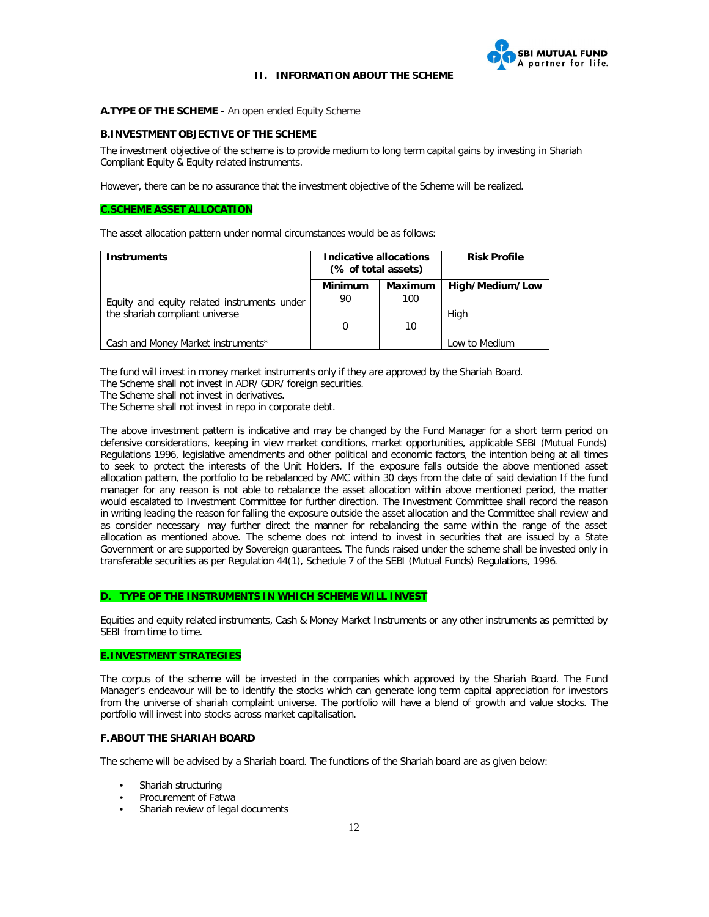## II. INFORMATION ABOUT THE SCHEME

**A.TYPE OF THE SCHEME -** An open ended Equity Scheme

**B.INVESTMENT OBJECTIVE OF THE SCHEME**

The investment objective of the scheme is to provide medium to long term capital gains by investing in Shariah Compliant Equity & Equity related instruments.

However, there can be no assurance that the investment objective of the Scheme will be realized.

**C.SCHEME ASSET ALLOCATION**

The asset allocation pattern under normal circumstances would be as follows:

| Instruments | Indicative allocations (% of total assets) | | Risk Profile |
|---|---|---|---|
| | Minimum | Maximum | High/Medium/Low |
| Equity and equity related instruments under the shariah compliant universe | 90 | 100 | High |
| Cash and Money Market instruments* | 0 | 10 | Low to Medium |

The fund will invest in money market instruments only if they are approved by the Shariah Board.
The Scheme shall not invest in ADR/GDR/foreign securities.
The Scheme shall not invest in derivatives.
The Scheme shall not invest in repo in corporate debt.

The above investment pattern is indicative and may be changed by the Fund Manager for a short term period on defensive considerations, keeping in view market conditions, market opportunities, applicable SEBI (Mutual Funds) Regulations 1996, legislative amendments and other political and economic factors, the intention being at all times to seek to protect the interests of the Unit Holders. If the exposure falls outside the above mentioned asset allocation pattern, the portfolio to be rebalanced by AMC within 30 days from the date of said deviation If the fund manager for any reason is not able to rebalance the asset allocation within above mentioned period, the matter would escalated to Investment Committee for further direction. The Investment Committee shall record the reason in writing leading the reason for falling the exposure outside the asset allocation and the Committee shall review and as consider necessary may further direct the manner for rebalancing the same within the range of the asset allocation as mentioned above. The scheme does not intend to invest in securities that are issued by a State Government or are supported by Sovereign guarantees. The funds raised under the scheme shall be invested only in transferable securities as per Regulation 44(1), Schedule 7 of the SEBI (Mutual Funds) Regulations, 1996.

**D. TYPE OF THE INSTRUMENTS IN WHICH SCHEME WILL INVEST**

Equities and equity related instruments, Cash & Money Market Instruments or any other instruments as permitted by SEBI from time to time.

**E.INVESTMENT STRATEGIES**

The corpus of the scheme will be invested in the companies which approved by the Shariah Board. The Fund Manager's endeavour will be to identify the stocks which can generate long term capital appreciation for investors from the universe of shariah complaint universe. The portfolio will have a blend of growth and value stocks. The portfolio will invest into stocks across market capitalisation.

**F.ABOUT THE SHARIAH BOARD**

The scheme will be advised by a Shariah board. The functions of the Shariah board are as given below:

- Shariah structuring
- Procurement of Fatwa
- Shariah review of legal documents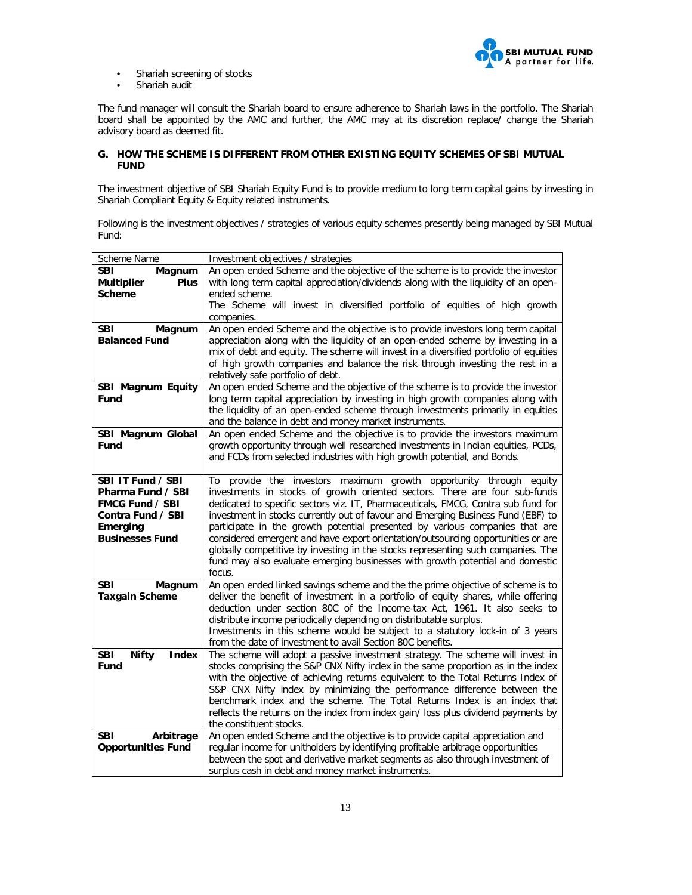- Shariah screening of stocks
- Shariah audit

The fund manager will consult the Shariah board to ensure adherence to Shariah laws in the portfolio. The Shariah board shall be appointed by the AMC and further, the AMC may at its discretion replace/ change the Shariah advisory board as deemed fit.

## G. HOW THE SCHEME IS DIFFERENT FROM OTHER EXISTING EQUITY SCHEMES OF SBI MUTUAL FUND

The investment objective of SBI Shariah Equity Fund is to provide medium to long term capital gains by investing in Shariah Compliant Equity & Equity related instruments.

Following is the investment objectives / strategies of various equity schemes presently being managed by SBI Mutual Fund:

| Scheme Name | Investment objectives / strategies |
|---|---|
| **SBI Magnum Multiplier Plus Scheme** | An open ended Scheme and the objective of the scheme is to provide the investor with long term capital appreciation/dividends along with the liquidity of an open-ended scheme.<br>The Scheme will invest in diversified portfolio of equities of high growth companies. |
| **SBI Magnum Balanced Fund** | An open ended Scheme and the objective is to provide investors long term capital appreciation along with the liquidity of an open-ended scheme by investing in a mix of debt and equity. The scheme will invest in a diversified portfolio of equities of high growth companies and balance the risk through investing the rest in a relatively safe portfolio of debt. |
| **SBI Magnum Equity Fund** | An open ended Scheme and the objective of the scheme is to provide the investor long term capital appreciation by investing in high growth companies along with the liquidity of an open-ended scheme through investments primarily in equities and the balance in debt and money market instruments. |
| **SBI Magnum Global Fund** | An open ended Scheme and the objective is to provide the investors maximum growth opportunity through well researched investments in Indian equities, PCDs, and FCDs from selected industries with high growth potential, and Bonds. |
| **SBI IT Fund / SBI Pharma Fund / SBI FMCG Fund / SBI Contra Fund / SBI Emerging Businesses Fund** | To provide the investors maximum growth opportunity through equity investments in stocks of growth oriented sectors. There are four sub-funds dedicated to specific sectors viz. IT, Pharmaceuticals, FMCG, Contra sub fund for investment in stocks currently out of favour and Emerging Business Fund (EBF) to participate in the growth potential presented by various companies that are considered emergent and have export orientation/outsourcing opportunities or are globally competitive by investing in the stocks representing such companies. The fund may also evaluate emerging businesses with growth potential and domestic focus. |
| **SBI Magnum Taxgain Scheme** | An open ended linked savings scheme and the the prime objective of scheme is to deliver the benefit of investment in a portfolio of equity shares, while offering deduction under section 80C of the Income-tax Act, 1961. It also seeks to distribute income periodically depending on distributable surplus.<br>Investments in this scheme would be subject to a statutory lock-in of 3 years from the date of investment to avail Section 80C benefits. |
| **SBI Nifty Index Fund** | The scheme will adopt a passive investment strategy. The scheme will invest in stocks comprising the S&P CNX Nifty index in the same proportion as in the index with the objective of achieving returns equivalent to the Total Returns Index of S&P CNX Nifty index by minimizing the performance difference between the benchmark index and the scheme. The Total Returns Index is an index that reflects the returns on the index from index gain/ loss plus dividend payments by the constituent stocks. |
| **SBI Arbitrage Opportunities Fund** | An open ended Scheme and the objective is to provide capital appreciation and regular income for unitholders by identifying profitable arbitrage opportunities between the spot and derivative market segments as also through investment of surplus cash in debt and money market instruments. |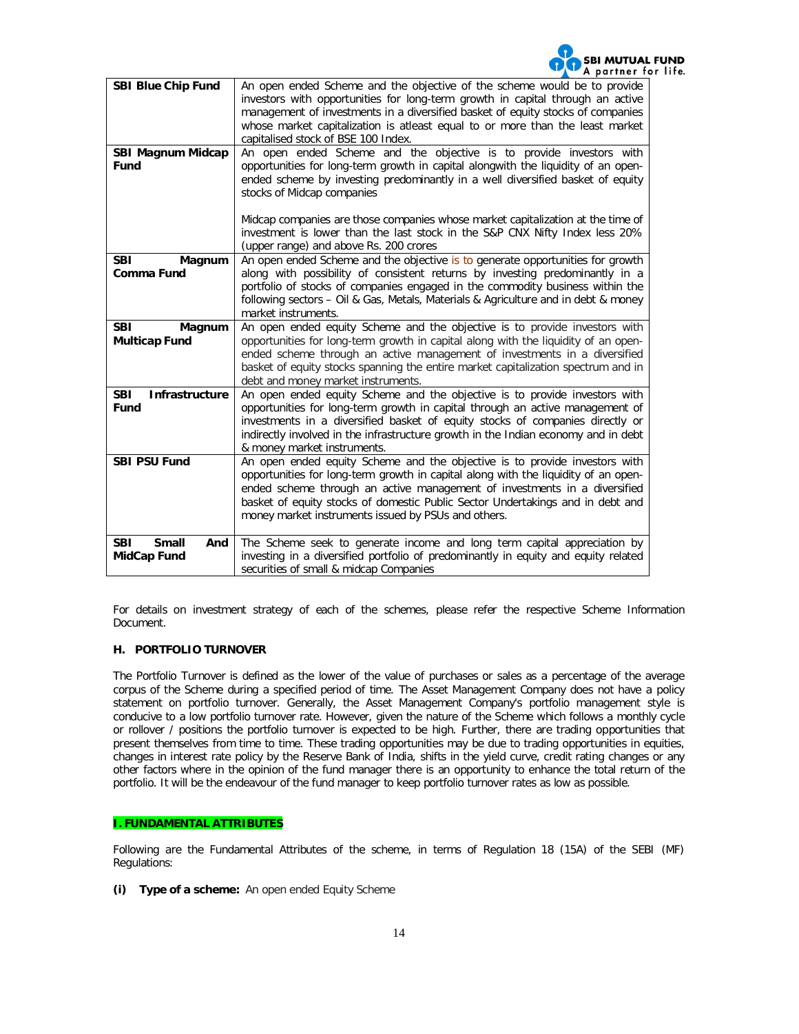| | |
|---|---|
| **SBI Blue Chip Fund** | An open ended Scheme and the objective of the scheme would be to provide investors with opportunities for long-term growth in capital through an active management of investments in a diversified basket of equity stocks of companies whose market capitalization is atleast equal to or more than the least market capitalised stock of BSE 100 Index. |
| **SBI Magnum Midcap Fund** | An open ended Scheme and the objective is to provide investors with opportunities for long-term growth in capital alongwith the liquidity of an open-ended scheme by investing predominantly in a well diversified basket of equity stocks of Midcap companies<br><br>Midcap companies are those companies whose market capitalization at the time of investment is lower than the last stock in the S&P CNX Nifty Index less 20% (upper range) and above Rs. 200 crores |
| **SBI Magnum Comma Fund** | An open ended Scheme and the objective is to generate opportunities for growth along with possibility of consistent returns by investing predominantly in a portfolio of stocks of companies engaged in the commodity business within the following sectors – Oil & Gas, Metals, Materials & Agriculture and in debt & money market instruments. |
| **SBI Magnum Multicap Fund** | An open ended equity Scheme and the objective is to provide investors with opportunities for long-term growth in capital along with the liquidity of an open-ended scheme through an active management of investments in a diversified basket of equity stocks spanning the entire market capitalization spectrum and in debt and money market instruments. |
| **SBI Infrastructure Fund** | An open ended equity Scheme and the objective is to provide investors with opportunities for long-term growth in capital through an active management of investments in a diversified basket of equity stocks of companies directly or indirectly involved in the infrastructure growth in the Indian economy and in debt & money market instruments. |
| **SBI PSU Fund** | An open ended equity Scheme and the objective is to provide investors with opportunities for long-term growth in capital along with the liquidity of an open-ended scheme through an active management of investments in a diversified basket of equity stocks of domestic Public Sector Undertakings and in debt and money market instruments issued by PSUs and others. |
| **SBI Small And MidCap Fund** | The Scheme seek to generate income and long term capital appreciation by investing in a diversified portfolio of predominantly in equity and equity related securities of small & midcap Companies |

For details on investment strategy of each of the schemes, please refer the respective Scheme Information Document.

### H. PORTFOLIO TURNOVER

The Portfolio Turnover is defined as the lower of the value of purchases or sales as a percentage of the average corpus of the Scheme during a specified period of time. The Asset Management Company does not have a policy statement on portfolio turnover. Generally, the Asset Management Company's portfolio management style is conducive to a low portfolio turnover rate. However, given the nature of the Scheme which follows a monthly cycle or rollover / positions the portfolio turnover is expected to be high. Further, there are trading opportunities that present themselves from time to time. These trading opportunities may be due to trading opportunities in equities, changes in interest rate policy by the Reserve Bank of India, shifts in the yield curve, credit rating changes or any other factors where in the opinion of the fund manager there is an opportunity to enhance the total return of the portfolio. It will be the endeavour of the fund manager to keep portfolio turnover rates as low as possible.

### I. FUNDAMENTAL ATTRIBUTES

Following are the Fundamental Attributes of the scheme, in terms of Regulation 18 (15A) of the SEBI (MF) Regulations:

**(i) Type of a scheme:** An open ended Equity Scheme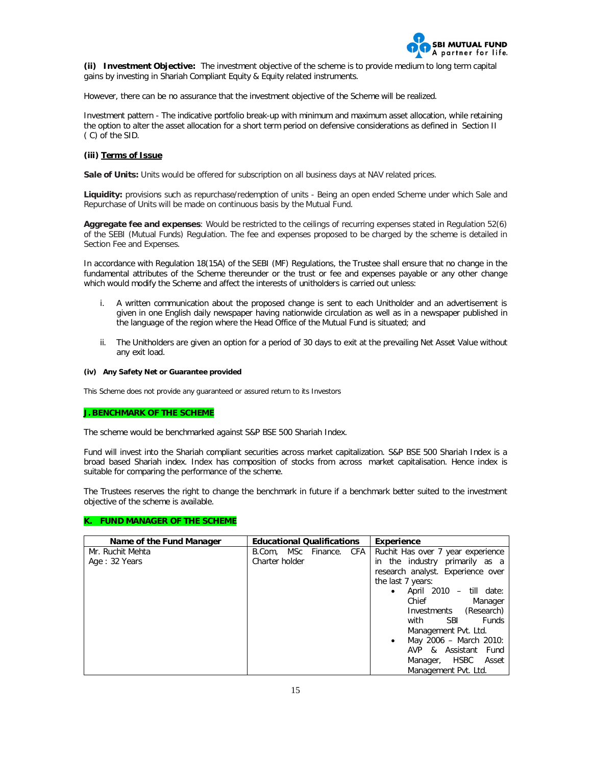**(ii) Investment Objective:** The investment objective of the scheme is to provide medium to long term capital gains by investing in Shariah Compliant Equity & Equity related instruments.

However, there can be no assurance that the investment objective of the Scheme will be realized.

Investment pattern - The indicative portfolio break-up with minimum and maximum asset allocation, while retaining the option to alter the asset allocation for a short term period on defensive considerations as defined in Section II ( C) of the SID.

**(iii) Terms of Issue**

**Sale of Units:** Units would be offered for subscription on all business days at NAV related prices.

**Liquidity:** provisions such as repurchase/redemption of units - Being an open ended Scheme under which Sale and Repurchase of Units will be made on continuous basis by the Mutual Fund.

**Aggregate fee and expenses**: Would be restricted to the ceilings of recurring expenses stated in Regulation 52(6) of the SEBI (Mutual Funds) Regulation. The fee and expenses proposed to be charged by the scheme is detailed in Section Fee and Expenses.

In accordance with Regulation 18(15A) of the SEBI (MF) Regulations, the Trustee shall ensure that no change in the fundamental attributes of the Scheme thereunder or the trust or fee and expenses payable or any other change which would modify the Scheme and affect the interests of unitholders is carried out unless:

i. A written communication about the proposed change is sent to each Unitholder and an advertisement is given in one English daily newspaper having nationwide circulation as well as in a newspaper published in the language of the region where the Head Office of the Mutual Fund is situated; and

ii. The Unitholders are given an option for a period of 30 days to exit at the prevailing Net Asset Value without any exit load.

**(iv) Any Safety Net or Guarantee provided**

This Scheme does not provide any guaranteed or assured return to its Investors

## J. BENCHMARK OF THE SCHEME

The scheme would be benchmarked against S&P BSE 500 Shariah Index.

Fund will invest into the Shariah compliant securities across market capitalization. S&P BSE 500 Shariah Index is a broad based Shariah index. Index has composition of stocks from across market capitalisation. Hence index is suitable for comparing the performance of the scheme.

The Trustees reserves the right to change the benchmark in future if a benchmark better suited to the investment objective of the scheme is available.

## K. FUND MANAGER OF THE SCHEME

| Name of the Fund Manager | Educational Qualifications | Experience |
|---|---|---|
| Mr. Ruchit Mehta<br>Age : 32 Years | B.Com, MSc Finance. CFA Charter holder | Ruchit Has over 7 year experience in the industry primarily as a research analyst. Experience over the last 7 years:<br>• April 2010 – till date: Chief Manager Investments (Research) with SBI Funds Management Pvt. Ltd.<br>• May 2006 – March 2010: AVP & Assistant Fund Manager, HSBC Asset Management Pvt. Ltd. |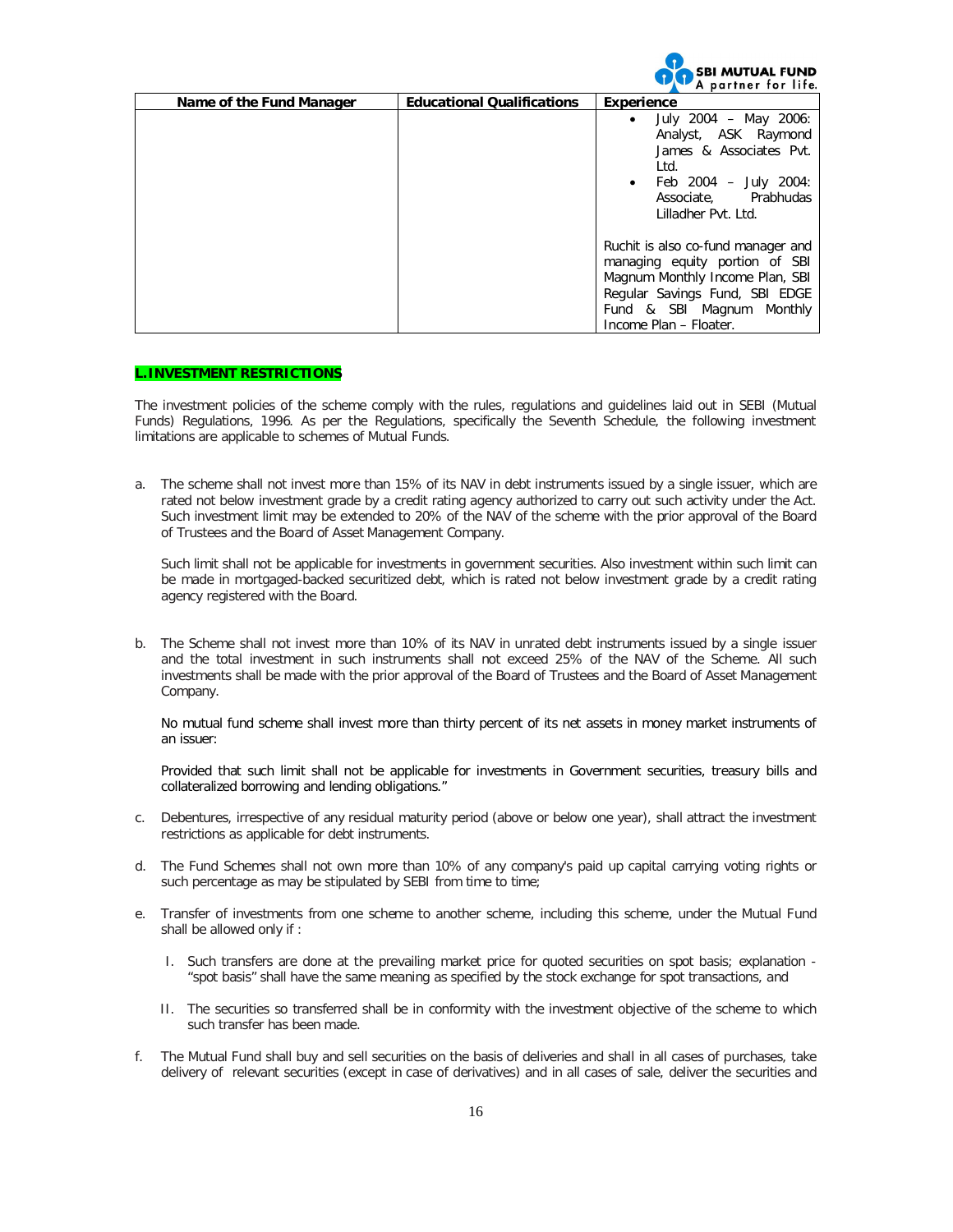| Name of the Fund Manager | Educational Qualifications | Experience |
|---|---|---|
| | | • July 2004 – May 2006: Analyst, ASK Raymond James & Associates Pvt. Ltd.<br>• Feb 2004 – July 2004: Associate, Prabhudas Lilladher Pvt. Ltd.<br><br>Ruchit is also co-fund manager and managing equity portion of SBI Magnum Monthly Income Plan, SBI Regular Savings Fund, SBI EDGE Fund & SBI Magnum Monthly Income Plan – Floater. |

## L. INVESTMENT RESTRICTIONS

The investment policies of the scheme comply with the rules, regulations and guidelines laid out in SEBI (Mutual Funds) Regulations, 1996. As per the Regulations, specifically the Seventh Schedule, the following investment limitations are applicable to schemes of Mutual Funds.

a. The scheme shall not invest more than 15% of its NAV in debt instruments issued by a single issuer, which are rated not below investment grade by a credit rating agency authorized to carry out such activity under the Act. Such investment limit may be extended to 20% of the NAV of the scheme with the prior approval of the Board of Trustees and the Board of Asset Management Company.

   Such limit shall not be applicable for investments in government securities. Also investment within such limit can be made in mortgaged-backed securitized debt, which is rated not below investment grade by a credit rating agency registered with the Board.

b. The Scheme shall not invest more than 10% of its NAV in unrated debt instruments issued by a single issuer and the total investment in such instruments shall not exceed 25% of the NAV of the Scheme. All such investments shall be made with the prior approval of the Board of Trustees and the Board of Asset Management Company.

   No mutual fund scheme shall invest more than thirty percent of its net assets in money market instruments of an issuer:

   Provided that such limit shall not be applicable for investments in Government securities, treasury bills and collateralized borrowing and lending obligations."

c. Debentures, irrespective of any residual maturity period (above or below one year), shall attract the investment restrictions as applicable for debt instruments.

d. The Fund Schemes shall not own more than 10% of any company's paid up capital carrying voting rights or such percentage as may be stipulated by SEBI from time to time;

e. Transfer of investments from one scheme to another scheme, including this scheme, under the Mutual Fund shall be allowed only if :

   I. Such transfers are done at the prevailing market price for quoted securities on spot basis; explanation - "spot basis" shall have the same meaning as specified by the stock exchange for spot transactions, and

   II. The securities so transferred shall be in conformity with the investment objective of the scheme to which such transfer has been made.

f. The Mutual Fund shall buy and sell securities on the basis of deliveries and shall in all cases of purchases, take delivery of relevant securities (except in case of derivatives) and in all cases of sale, deliver the securities and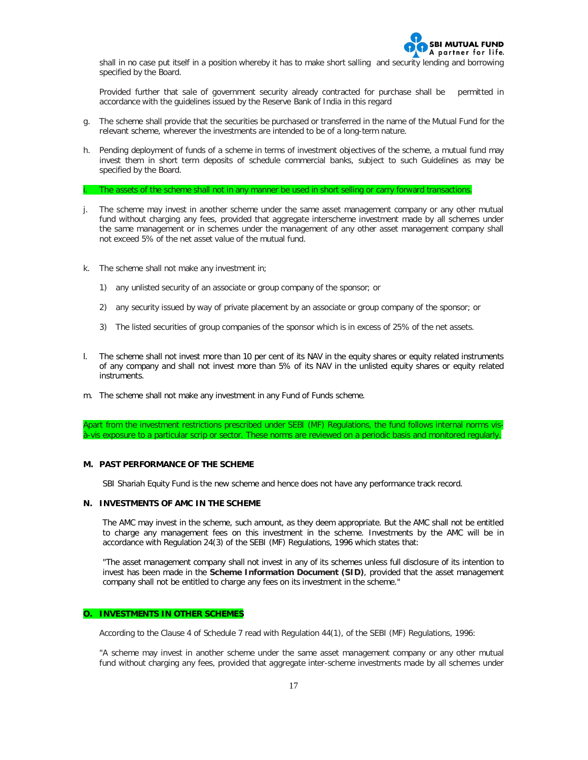shall in no case put itself in a position whereby it has to make short salling and security lending and borrowing specified by the Board.

Provided further that sale of government security already contracted for purchase shall be permitted in accordance with the guidelines issued by the Reserve Bank of India in this regard

g. The scheme shall provide that the securities be purchased or transferred in the name of the Mutual Fund for the relevant scheme, wherever the investments are intended to be of a long-term nature.

h. Pending deployment of funds of a scheme in terms of investment objectives of the scheme, a mutual fund may invest them in short term deposits of schedule commercial banks, subject to such Guidelines as may be specified by the Board.

i. The assets of the scheme shall not in any manner be used in short selling or carry forward transactions.

j. The scheme may invest in another scheme under the same asset management company or any other mutual fund without charging any fees, provided that aggregate interscheme investment made by all schemes under the same management or in schemes under the management of any other asset management company shall not exceed 5% of the net asset value of the mutual fund.

k. The scheme shall not make any investment in;

   1) any unlisted security of an associate or group company of the sponsor; or

   2) any security issued by way of private placement by an associate or group company of the sponsor; or

   3) The listed securities of group companies of the sponsor which is in excess of 25% of the net assets.

l. The scheme shall not invest more than 10 per cent of its NAV in the equity shares or equity related instruments of any company and shall not invest more than 5% of its NAV in the unlisted equity shares or equity related instruments.

m. The scheme shall not make any investment in any Fund of Funds scheme.

Apart from the investment restrictions prescribed under SEBI (MF) Regulations, the fund follows internal norms vis-a-vis exposure to a particular scrip or sector. These norms are reviewed on a periodic basis and monitored regularly.

## M. PAST PERFORMANCE OF THE SCHEME

SBI Shariah Equity Fund is the new scheme and hence does not have any performance track record.

## N. INVESTMENTS OF AMC IN THE SCHEME

The AMC may invest in the scheme, such amount, as they deem appropriate. But the AMC shall not be entitled to charge any management fees on this investment in the scheme. Investments by the AMC will be in accordance with Regulation 24(3) of the SEBI (MF) Regulations, 1996 which states that:

"The asset management company shall not invest in any of its schemes unless full disclosure of its intention to invest has been made in the **Scheme Information Document (SID)**, provided that the asset management company shall not be entitled to charge any fees on its investment in the scheme."

## O. INVESTMENTS IN OTHER SCHEMES

According to the Clause 4 of Schedule 7 read with Regulation 44(1), of the SEBI (MF) Regulations, 1996:

"A scheme may invest in another scheme under the same asset management company or any other mutual fund without charging any fees, provided that aggregate inter-scheme investments made by all schemes under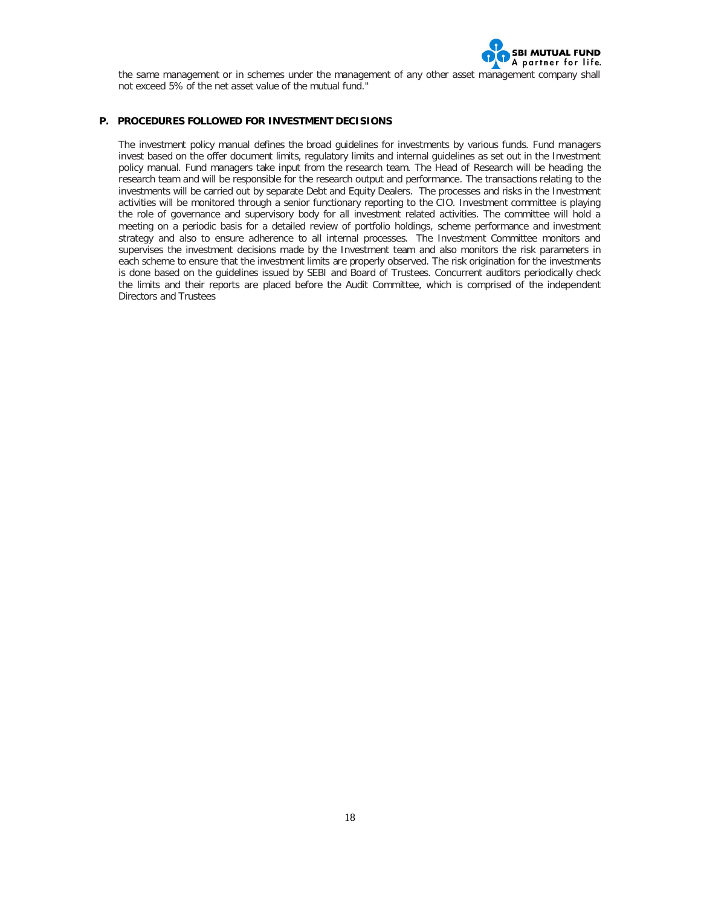the same management or in schemes under the management of any other asset management company shall not exceed 5% of the net asset value of the mutual fund."

## P. PROCEDURES FOLLOWED FOR INVESTMENT DECISIONS

The investment policy manual defines the broad guidelines for investments by various funds. Fund managers invest based on the offer document limits, regulatory limits and internal guidelines as set out in the Investment policy manual. Fund managers take input from the research team. The Head of Research will be heading the research team and will be responsible for the research output and performance. The transactions relating to the investments will be carried out by separate Debt and Equity Dealers. The processes and risks in the Investment activities will be monitored through a senior functionary reporting to the CIO. Investment committee is playing the role of governance and supervisory body for all investment related activities. The committee will hold a meeting on a periodic basis for a detailed review of portfolio holdings, scheme performance and investment strategy and also to ensure adherence to all internal processes. The Investment Committee monitors and supervises the investment decisions made by the Investment team and also monitors the risk parameters in each scheme to ensure that the investment limits are properly observed. The risk origination for the investments is done based on the guidelines issued by SEBI and Board of Trustees. Concurrent auditors periodically check the limits and their reports are placed before the Audit Committee, which is comprised of the independent Directors and Trustees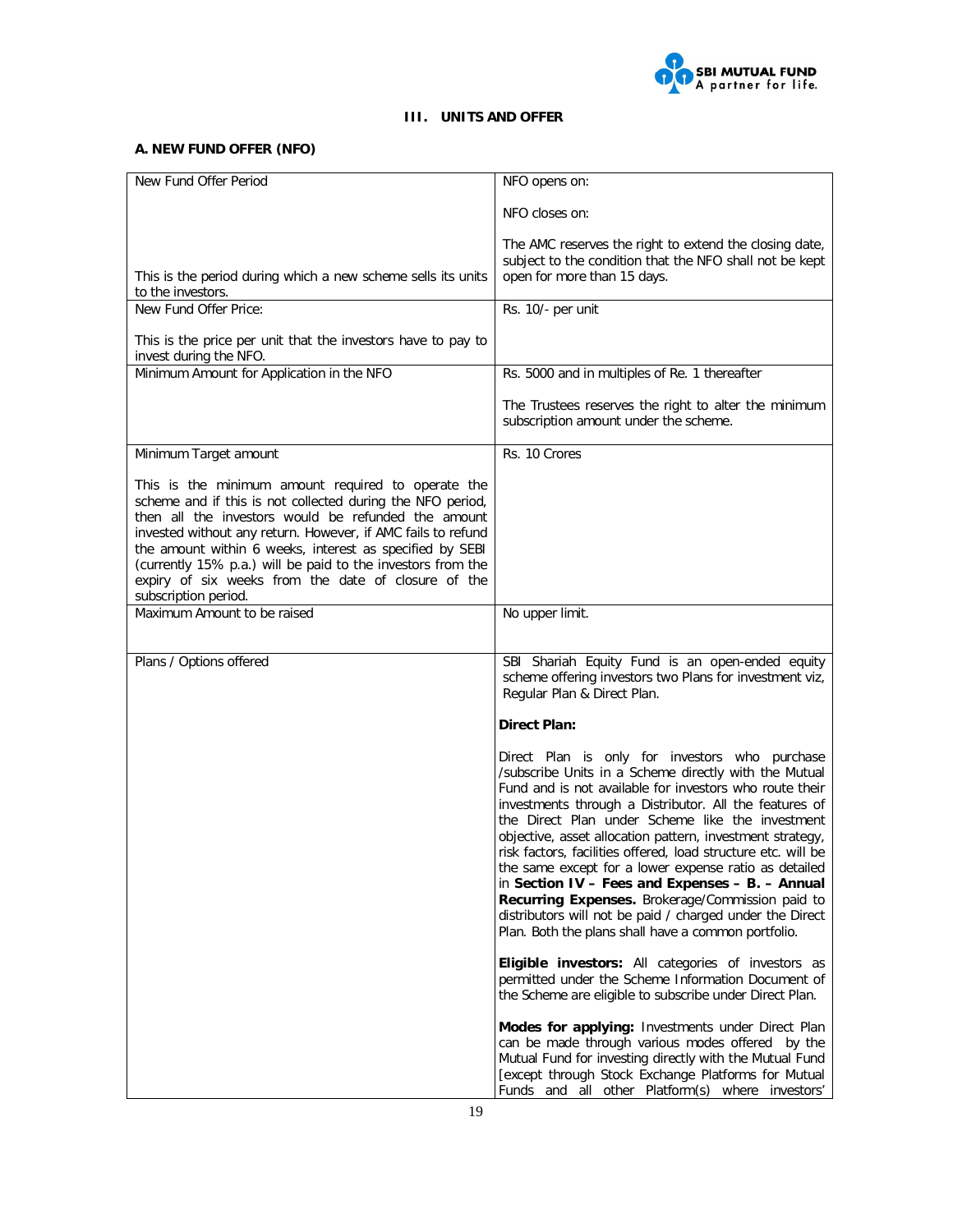### III. UNITS AND OFFER

#### A. NEW FUND OFFER (NFO)

| | |
|---|---|
| New Fund Offer Period<br><br>This is the period during which a new scheme sells its units to the investors. | NFO opens on:<br><br>NFO closes on:<br><br>The AMC reserves the right to extend the closing date, subject to the condition that the NFO shall not be kept open for more than 15 days. |
| New Fund Offer Price:<br><br>This is the price per unit that the investors have to pay to invest during the NFO. | Rs. 10/- per unit |
| Minimum Amount for Application in the NFO | Rs. 5000 and in multiples of Re. 1 thereafter<br><br>The Trustees reserves the right to alter the minimum subscription amount under the scheme. |
| Minimum Target amount<br><br>This is the minimum amount required to operate the scheme and if this is not collected during the NFO period, then all the investors would be refunded the amount invested without any return. However, if AMC fails to refund the amount within 6 weeks, interest as specified by SEBI (currently 15% p.a.) will be paid to the investors from the expiry of six weeks from the date of closure of the subscription period. | Rs. 10 Crores |
| Maximum Amount to be raised | No upper limit. |
| Plans / Options offered | SBI Shariah Equity Fund is an open-ended equity scheme offering investors two Plans for investment viz, Regular Plan & Direct Plan.<br><br>**Direct Plan:**<br><br>Direct Plan is only for investors who purchase /subscribe Units in a Scheme directly with the Mutual Fund and is not available for investors who route their investments through a Distributor. All the features of the Direct Plan under Scheme like the investment objective, asset allocation pattern, investment strategy, risk factors, facilities offered, load structure etc. will be the same except for a lower expense ratio as detailed in **Section IV – Fees and Expenses – B. – Annual Recurring Expenses.** Brokerage/Commission paid to distributors will not be paid / charged under the Direct Plan. Both the plans shall have a common portfolio.<br><br>**Eligible investors:** All categories of investors as permitted under the Scheme Information Document of the Scheme are eligible to subscribe under Direct Plan.<br><br>**Modes for applying:** Investments under Direct Plan can be made through various modes offered by the Mutual Fund for investing directly with the Mutual Fund [except through Stock Exchange Platforms for Mutual Funds and all other Platform(s) where investors' |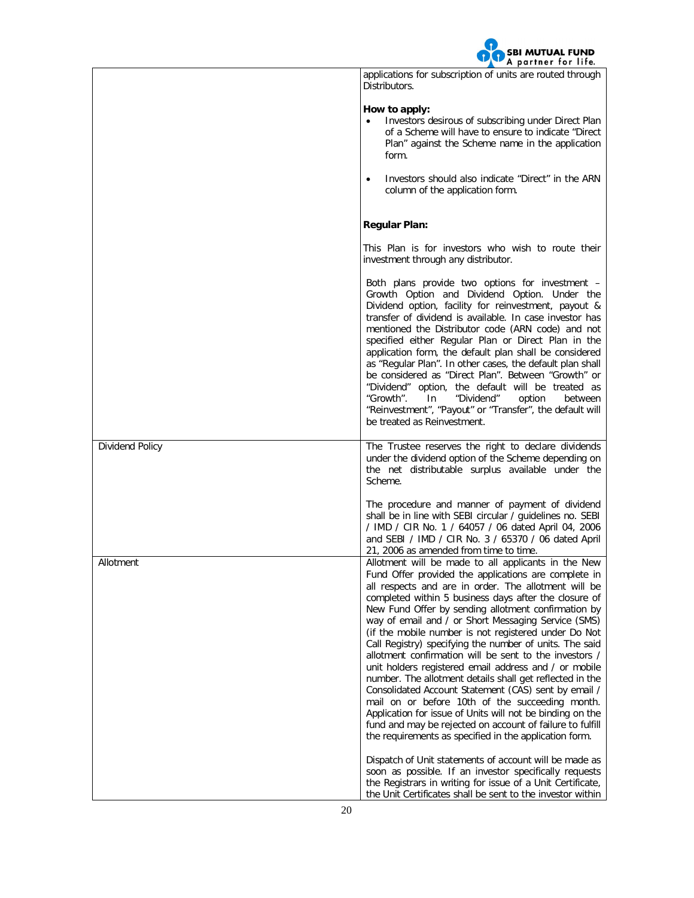|  |  |
|---|---|
|  | applications for subscription of units are routed through Distributors.<br><br>**How to apply:**<br>• Investors desirous of subscribing under Direct Plan of a Scheme will have to ensure to indicate "Direct Plan" against the Scheme name in the application form.<br>• Investors should also indicate "Direct" in the ARN column of the application form.<br><br>**Regular Plan:**<br><br>This Plan is for investors who wish to route their investment through any distributor.<br><br>Both plans provide two options for investment – Growth Option and Dividend Option. Under the Dividend option, facility for reinvestment, payout & transfer of dividend is available. In case investor has mentioned the Distributor code (ARN code) and not specified either Regular Plan or Direct Plan in the application form, the default plan shall be considered as "Regular Plan". In other cases, the default plan shall be considered as "Direct Plan". Between "Growth" or "Dividend" option, the default will be treated as "Growth". In "Dividend" option between "Reinvestment", "Payout" or "Transfer", the default will be treated as Reinvestment. |
| Dividend Policy | The Trustee reserves the right to declare dividends under the dividend option of the Scheme depending on the net distributable surplus available under the Scheme.<br><br>The procedure and manner of payment of dividend shall be in line with SEBI circular / guidelines no. SEBI / IMD / CIR No. 1 / 64057 / 06 dated April 04, 2006 and SEBI / IMD / CIR No. 3 / 65370 / 06 dated April 21, 2006 as amended from time to time. |
| Allotment | Allotment will be made to all applicants in the New Fund Offer provided the applications are complete in all respects and are in order. The allotment will be completed within 5 business days after the closure of New Fund Offer by sending allotment confirmation by way of email and / or Short Messaging Service (SMS) (if the mobile number is not registered under Do Not Call Registry) specifying the number of units. The said allotment confirmation will be sent to the investors / unit holders registered email address and / or mobile number. The allotment details shall get reflected in the Consolidated Account Statement (CAS) sent by email / mail on or before 10th of the succeeding month. Application for issue of Units will not be binding on the fund and may be rejected on account of failure to fulfill the requirements as specified in the application form.<br><br>Dispatch of Unit statements of account will be made as soon as possible. If an investor specifically requests the Registrars in writing for issue of a Unit Certificate, the Unit Certificates shall be sent to the investor within |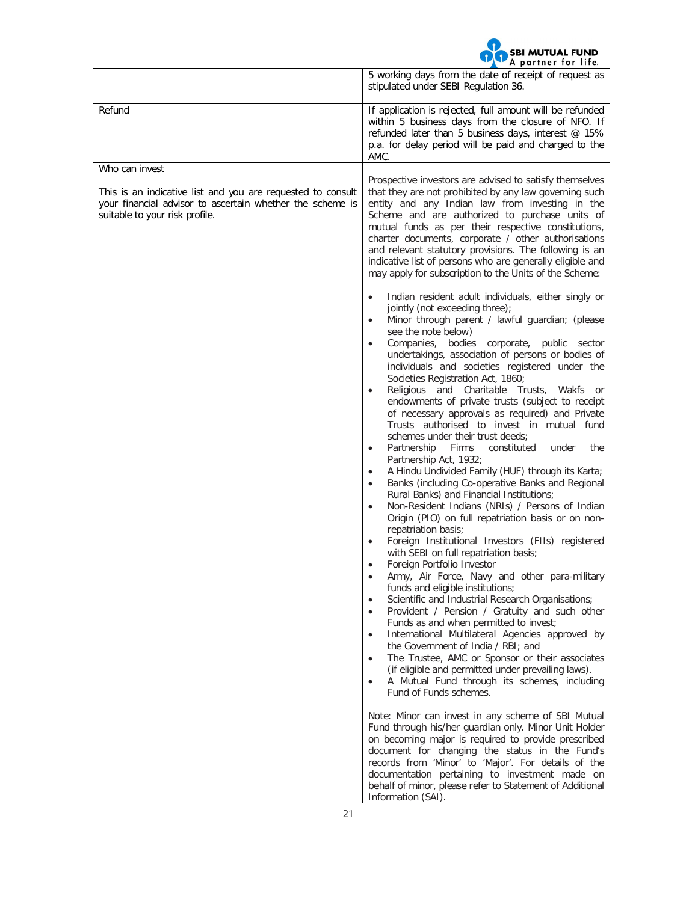| | |
|---|---|
| | 5 working days from the date of receipt of request as stipulated under SEBI Regulation 36. |
| Refund | If application is rejected, full amount will be refunded within 5 business days from the closure of NFO. If refunded later than 5 business days, interest @ 15% p.a. for delay period will be paid and charged to the AMC. |
| Who can invest<br><br>This is an indicative list and you are requested to consult your financial advisor to ascertain whether the scheme is suitable to your risk profile. | Prospective investors are advised to satisfy themselves that they are not prohibited by any law governing such entity and any Indian law from investing in the Scheme and are authorized to purchase units of mutual funds as per their respective constitutions, charter documents, corporate / other authorisations and relevant statutory provisions. The following is an indicative list of persons who are generally eligible and may apply for subscription to the Units of the Scheme:<br><br>• Indian resident adult individuals, either singly or jointly (not exceeding three);<br>• Minor through parent / lawful guardian; (please see the note below)<br>• Companies, bodies corporate, public sector undertakings, association of persons or bodies of individuals and societies registered under the Societies Registration Act, 1860;<br>• Religious and Charitable Trusts, Wakfs or endowments of private trusts (subject to receipt of necessary approvals as required) and Private Trusts authorised to invest in mutual fund schemes under their trust deeds;<br>• Partnership Firms constituted under the Partnership Act, 1932;<br>• A Hindu Undivided Family (HUF) through its Karta;<br>• Banks (including Co-operative Banks and Regional Rural Banks) and Financial Institutions;<br>• Non-Resident Indians (NRIs) / Persons of Indian Origin (PIO) on full repatriation basis or on non-repatriation basis;<br>• Foreign Institutional Investors (FIIs) registered with SEBI on full repatriation basis;<br>• Foreign Portfolio Investor<br>• Army, Air Force, Navy and other para-military funds and eligible institutions;<br>• Scientific and Industrial Research Organisations;<br>• Provident / Pension / Gratuity and such other Funds as and when permitted to invest;<br>• International Multilateral Agencies approved by the Government of India / RBI; and<br>• The Trustee, AMC or Sponsor or their associates (if eligible and permitted under prevailing laws).<br>• A Mutual Fund through its schemes, including Fund of Funds schemes.<br><br>Note: Minor can invest in any scheme of SBI Mutual Fund through his/her guardian only. Minor Unit Holder on becoming major is required to provide prescribed document for changing the status in the Fund's records from 'Minor' to 'Major'. For details of the documentation pertaining to investment made on behalf of minor, please refer to Statement of Additional Information (SAI). |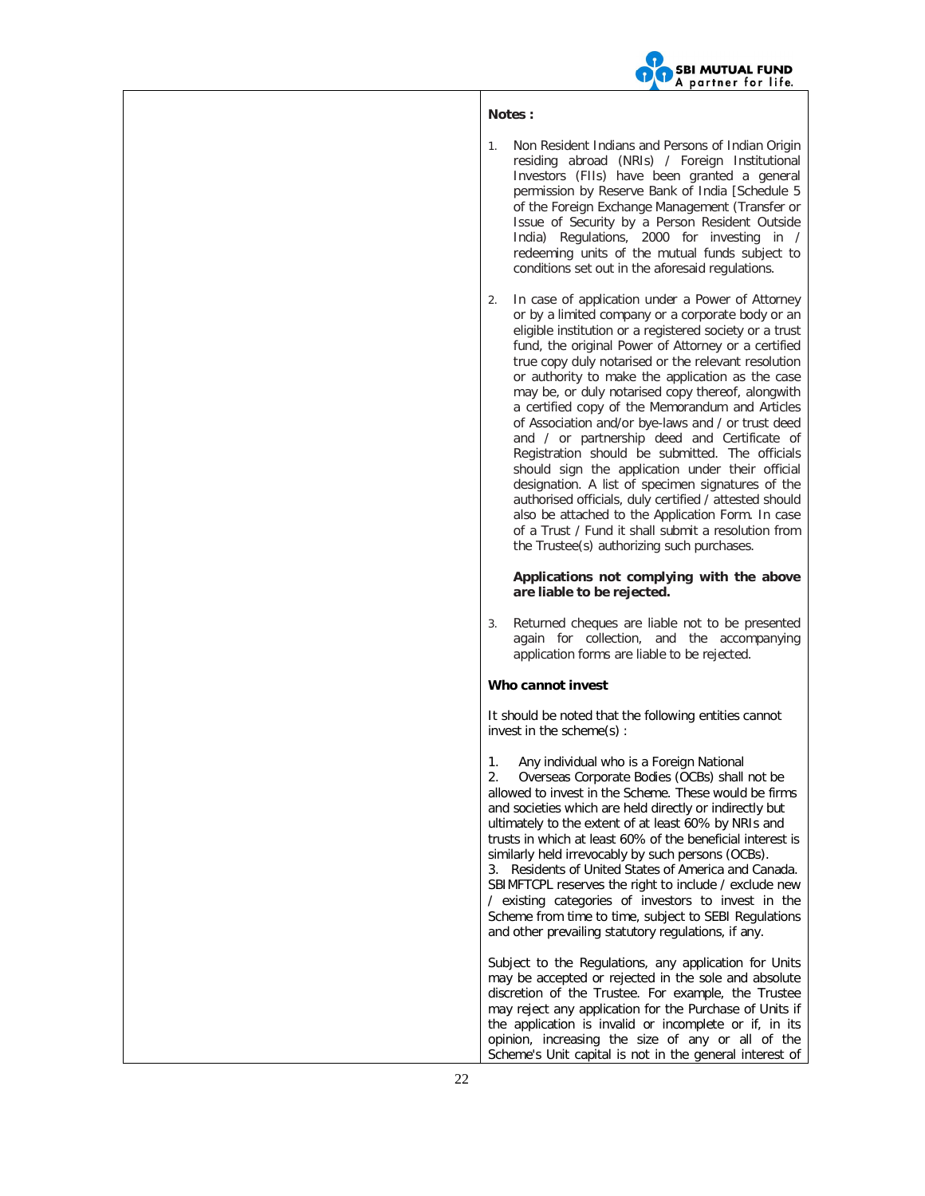**Notes :**

1. Non Resident Indians and Persons of Indian Origin residing abroad (NRIs) / Foreign Institutional Investors (FIIs) have been granted a general permission by Reserve Bank of India [Schedule 5 of the Foreign Exchange Management (Transfer or Issue of Security by a Person Resident Outside India) Regulations, 2000 for investing in / redeeming units of the mutual funds subject to conditions set out in the aforesaid regulations.

2. In case of application under a Power of Attorney or by a limited company or a corporate body or an eligible institution or a registered society or a trust fund, the original Power of Attorney or a certified true copy duly notarised or the relevant resolution or authority to make the application as the case may be, or duly notarised copy thereof, alongwith a certified copy of the Memorandum and Articles of Association and/or bye-laws and / or trust deed and / or partnership deed and Certificate of Registration should be submitted. The officials should sign the application under their official designation. A list of specimen signatures of the authorised officials, duly certified / attested should also be attached to the Application Form. In case of a Trust / Fund it shall submit a resolution from the Trustee(s) authorizing such purchases.

   **Applications not complying with the above are liable to be rejected.**

3. Returned cheques are liable not to be presented again for collection, and the accompanying application forms are liable to be rejected.

**Who cannot invest**

It should be noted that the following entities cannot invest in the scheme(s) :

1. Any individual who is a Foreign National
2. Overseas Corporate Bodies (OCBs) shall not be allowed to invest in the Scheme. These would be firms and societies which are held directly or indirectly but ultimately to the extent of at least 60% by NRIs and trusts in which at least 60% of the beneficial interest is similarly held irrevocably by such persons (OCBs).
3. Residents of United States of America and Canada.

SBIMFTCPL reserves the right to include / exclude new / existing categories of investors to invest in the Scheme from time to time, subject to SEBI Regulations and other prevailing statutory regulations, if any.

Subject to the Regulations, any application for Units may be accepted or rejected in the sole and absolute discretion of the Trustee. For example, the Trustee may reject any application for the Purchase of Units if the application is invalid or incomplete or if, in its opinion, increasing the size of any or all of the Scheme's Unit capital is not in the general interest of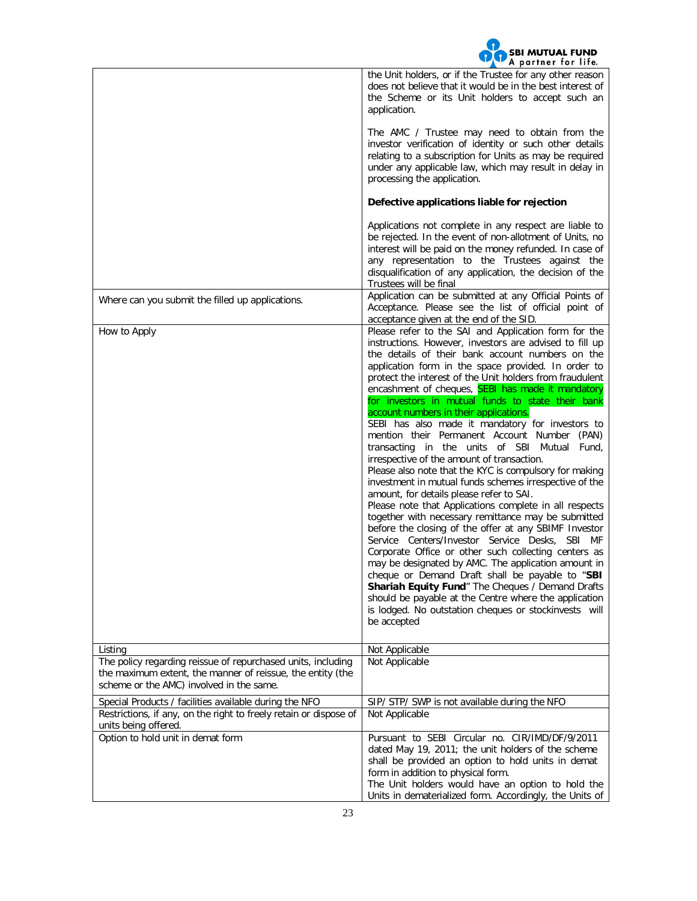| | |
|---|---|
| | the Unit holders, or if the Trustee for any other reason does not believe that it would be in the best interest of the Scheme or its Unit holders to accept such an application.<br><br>The AMC / Trustee may need to obtain from the investor verification of identity or such other details relating to a subscription for Units as may be required under any applicable law, which may result in delay in processing the application.<br><br>**Defective applications liable for rejection**<br><br>Applications not complete in any respect are liable to be rejected. In the event of non-allotment of Units, no interest will be paid on the money refunded. In case of any representation to the Trustees against the disqualification of any application, the decision of the Trustees will be final |
| Where can you submit the filled up applications. | Application can be submitted at any Official Points of Acceptance. Please see the list of official point of acceptance given at the end of the SID. |
| How to Apply | Please refer to the SAI and Application form for the instructions. However, investors are advised to fill up the details of their bank account numbers on the application form in the space provided. In order to protect the interest of the Unit holders from fraudulent encashment of cheques, SEBI has made it mandatory for investors in mutual funds to state their bank account numbers in their applications.<br>SEBI has also made it mandatory for investors to mention their Permanent Account Number (PAN) transacting in the units of SBI Mutual Fund, irrespective of the amount of transaction.<br>Please also note that the KYC is compulsory for making investment in mutual funds schemes irrespective of the amount, for details please refer to SAI.<br>Please note that Applications complete in all respects together with necessary remittance may be submitted before the closing of the offer at any SBIMF Investor Service Centers/Investor Service Desks, SBI MF Corporate Office or other such collecting centers as may be designated by AMC. The application amount in cheque or Demand Draft shall be payable to "**SBI Shariah Equity Fund**" The Cheques / Demand Drafts should be payable at the Centre where the application is lodged. No outstation cheques or stockinvests will be accepted |
| Listing | Not Applicable |
| The policy regarding reissue of repurchased units, including the maximum extent, the manner of reissue, the entity (the scheme or the AMC) involved in the same. | Not Applicable |
| Special Products / facilities available during the NFO | SIP/ STP/ SWP is not available during the NFO |
| Restrictions, if any, on the right to freely retain or dispose of units being offered. | Not Applicable |
| Option to hold unit in demat form | Pursuant to SEBI Circular no. CIR/IMD/DF/9/2011 dated May 19, 2011; the unit holders of the scheme shall be provided an option to hold units in demat form in addition to physical form.<br>The Unit holders would have an option to hold the Units in dematerialized form. Accordingly, the Units of |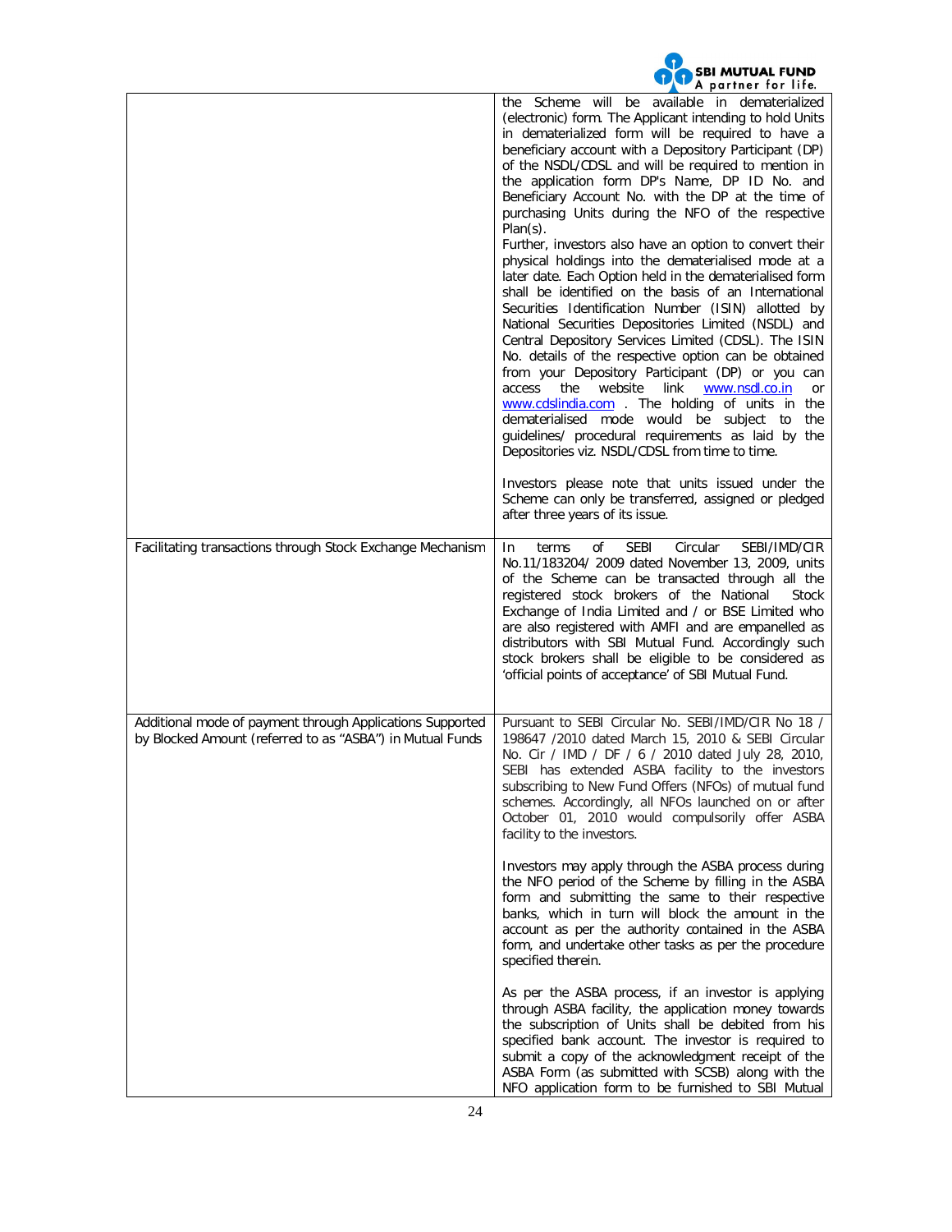| | |
|---|---|
| | the Scheme will be available in dematerialized (electronic) form. The Applicant intending to hold Units in dematerialized form will be required to have a beneficiary account with a Depository Participant (DP) of the NSDL/CDSL and will be required to mention in the application form DP's Name, DP ID No. and Beneficiary Account No. with the DP at the time of purchasing Units during the NFO of the respective Plan(s).<br>Further, investors also have an option to convert their physical holdings into the dematerialised mode at a later date. Each Option held in the dematerialised form shall be identified on the basis of an International Securities Identification Number (ISIN) allotted by National Securities Depositories Limited (NSDL) and Central Depository Services Limited (CDSL). The ISIN No. details of the respective option can be obtained from your Depository Participant (DP) or you can access the website link www.nsdl.co.in or www.cdslindia.com . The holding of units in the dematerialised mode would be subject to the guidelines/ procedural requirements as laid by the Depositories viz. NSDL/CDSL from time to time.<br><br>Investors please note that units issued under the Scheme can only be transferred, assigned or pledged after three years of its issue. |
| Facilitating transactions through Stock Exchange Mechanism | In terms of SEBI Circular SEBI/IMD/CIR No.11/183204/ 2009 dated November 13, 2009, units of the Scheme can be transacted through all the registered stock brokers of the National Stock Exchange of India Limited and / or BSE Limited who are also registered with AMFI and are empanelled as distributors with SBI Mutual Fund. Accordingly such stock brokers shall be eligible to be considered as 'official points of acceptance' of SBI Mutual Fund. |
| Additional mode of payment through Applications Supported by Blocked Amount (referred to as "ASBA") in Mutual Funds | Pursuant to SEBI Circular No. SEBI/IMD/CIR No 18 / 198647 /2010 dated March 15, 2010 & SEBI Circular No. Cir / IMD / DF / 6 / 2010 dated July 28, 2010, SEBI has extended ASBA facility to the investors subscribing to New Fund Offers (NFOs) of mutual fund schemes. Accordingly, all NFOs launched on or after October 01, 2010 would compulsorily offer ASBA facility to the investors.<br><br>Investors may apply through the ASBA process during the NFO period of the Scheme by filling in the ASBA form and submitting the same to their respective banks, which in turn will block the amount in the account as per the authority contained in the ASBA form, and undertake other tasks as per the procedure specified therein.<br><br>As per the ASBA process, if an investor is applying through ASBA facility, the application money towards the subscription of Units shall be debited from his specified bank account. The investor is required to submit a copy of the acknowledgment receipt of the ASBA Form (as submitted with SCSB) along with the NFO application form to be furnished to SBI Mutual |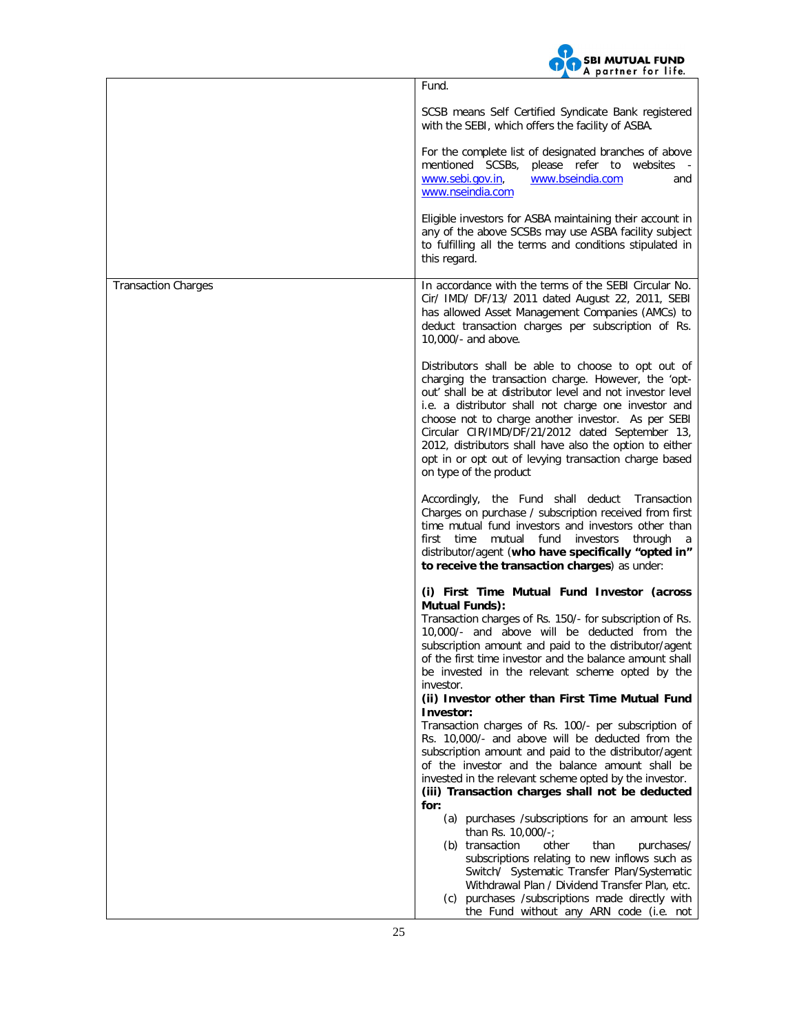| | |
|---|---|
| | Fund.<br><br>SCSB means Self Certified Syndicate Bank registered with the SEBI, which offers the facility of ASBA.<br><br>For the complete list of designated branches of above mentioned SCSBs, please refer to websites - www.sebi.gov.in, www.bseindia.com and www.nseindia.com<br><br>Eligible investors for ASBA maintaining their account in any of the above SCSBs may use ASBA facility subject to fulfilling all the terms and conditions stipulated in this regard. |
| Transaction Charges | In accordance with the terms of the SEBI Circular No. Cir/ IMD/ DF/13/ 2011 dated August 22, 2011, SEBI has allowed Asset Management Companies (AMCs) to deduct transaction charges per subscription of Rs. 10,000/- and above.<br><br>Distributors shall be able to choose to opt out of charging the transaction charge. However, the 'opt-out' shall be at distributor level and not investor level i.e. a distributor shall not charge one investor and choose not to charge another investor. As per SEBI Circular CIR/IMD/DF/21/2012 dated September 13, 2012, distributors shall have also the option to either opt in or opt out of levying transaction charge based on type of the product<br><br>Accordingly, the Fund shall deduct Transaction Charges on purchase / subscription received from first time mutual fund investors and investors other than first time mutual fund investors through a distributor/agent (**who have specifically "opted in" to receive the transaction charges**) as under:<br><br>**(i) First Time Mutual Fund Investor (across Mutual Funds):**<br>Transaction charges of Rs. 150/- for subscription of Rs. 10,000/- and above will be deducted from the subscription amount and paid to the distributor/agent of the first time investor and the balance amount shall be invested in the relevant scheme opted by the investor.<br>**(ii) Investor other than First Time Mutual Fund Investor:**<br>Transaction charges of Rs. 100/- per subscription of Rs. 10,000/- and above will be deducted from the subscription amount and paid to the distributor/agent of the investor and the balance amount shall be invested in the relevant scheme opted by the investor.<br>**(iii) Transaction charges shall not be deducted for:**<br>(a) purchases /subscriptions for an amount less than Rs. 10,000/-;<br>(b) transaction other than purchases/ subscriptions relating to new inflows such as Switch/ Systematic Transfer Plan/Systematic Withdrawal Plan / Dividend Transfer Plan, etc.<br>(c) purchases /subscriptions made directly with the Fund without any ARN code (i.e. not |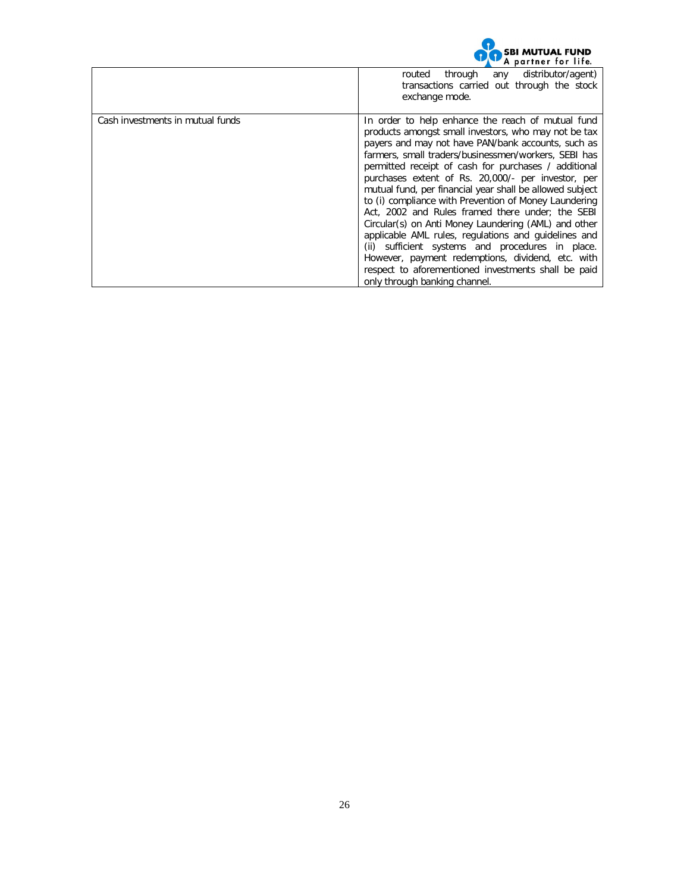| | |
|---|---|
| | routed through any distributor/agent) transactions carried out through the stock exchange mode. |
| Cash investments in mutual funds | In order to help enhance the reach of mutual fund products amongst small investors, who may not be tax payers and may not have PAN/bank accounts, such as farmers, small traders/businessmen/workers, SEBI has permitted receipt of cash for purchases / additional purchases extent of Rs. 20,000/- per investor, per mutual fund, per financial year shall be allowed subject to (i) compliance with Prevention of Money Laundering Act, 2002 and Rules framed there under; the SEBI Circular(s) on Anti Money Laundering (AML) and other applicable AML rules, regulations and guidelines and (ii) sufficient systems and procedures in place. However, payment redemptions, dividend, etc. with respect to aforementioned investments shall be paid only through banking channel. |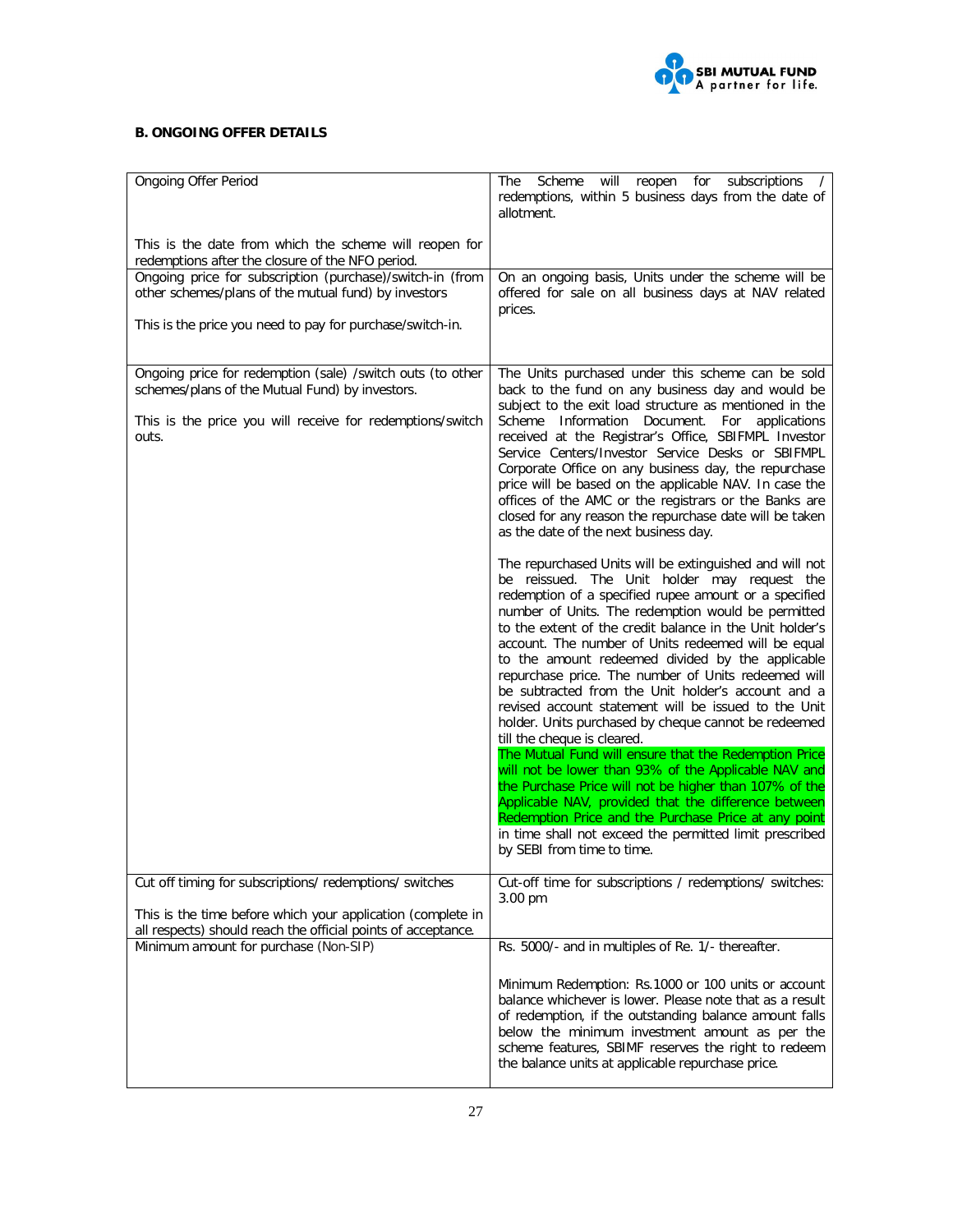**B. ONGOING OFFER DETAILS**

| | |
|---|---|
| Ongoing Offer Period<br><br>This is the date from which the scheme will reopen for redemptions after the closure of the NFO period. | The Scheme will reopen for subscriptions / redemptions, within 5 business days from the date of allotment. |
| Ongoing price for subscription (purchase)/switch-in (from other schemes/plans of the mutual fund) by investors<br><br>This is the price you need to pay for purchase/switch-in. | On an ongoing basis, Units under the scheme will be offered for sale on all business days at NAV related prices. |
| Ongoing price for redemption (sale) /switch outs (to other schemes/plans of the Mutual Fund) by investors.<br><br>This is the price you will receive for redemptions/switch outs. | The Units purchased under this scheme can be sold back to the fund on any business day and would be subject to the exit load structure as mentioned in the Scheme Information Document. For applications received at the Registrar's Office, SBIFMPL Investor Service Centers/Investor Service Desks or SBIFMPL Corporate Office on any business day, the repurchase price will be based on the applicable NAV. In case the offices of the AMC or the registrars or the Banks are closed for any reason the repurchase date will be taken as the date of the next business day.<br><br>The repurchased Units will be extinguished and will not be reissued. The Unit holder may request the redemption of a specified rupee amount or a specified number of Units. The redemption would be permitted to the extent of the credit balance in the Unit holder's account. The number of Units redeemed will be equal to the amount redeemed divided by the applicable repurchase price. The number of Units redeemed will be subtracted from the Unit holder's account and a revised account statement will be issued to the Unit holder. Units purchased by cheque cannot be redeemed till the cheque is cleared.<br>The Mutual Fund will ensure that the Redemption Price will not be lower than 93% of the Applicable NAV and the Purchase Price will not be higher than 107% of the Applicable NAV, provided that the difference between Redemption Price and the Purchase Price at any point in time shall not exceed the permitted limit prescribed by SEBI from time to time. |
| Cut off timing for subscriptions/ redemptions/ switches<br><br>This is the time before which your application (complete in all respects) should reach the official points of acceptance. | Cut-off time for subscriptions / redemptions/ switches: 3.00 pm |
| Minimum amount for purchase (Non-SIP) | Rs. 5000/- and in multiples of Re. 1/- thereafter.<br><br>Minimum Redemption: Rs.1000 or 100 units or account balance whichever is lower. Please note that as a result of redemption, if the outstanding balance amount falls below the minimum investment amount as per the scheme features, SBIMF reserves the right to redeem the balance units at applicable repurchase price. |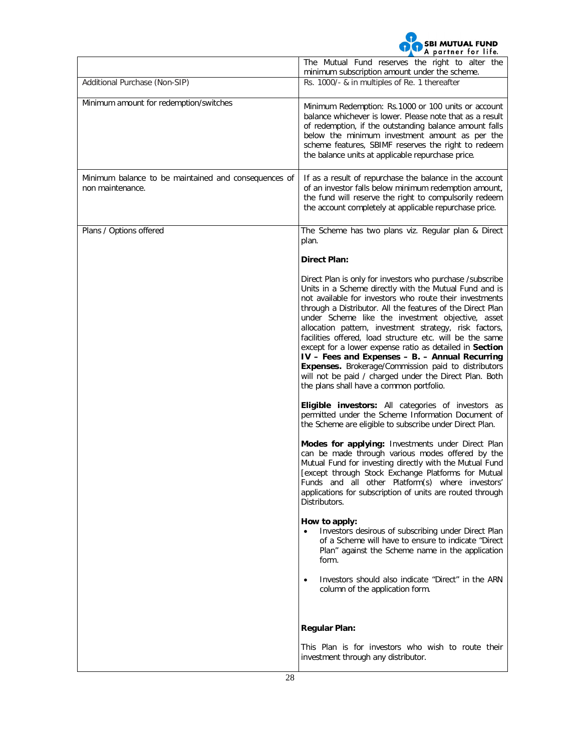| | |
|---|---|
| | The Mutual Fund reserves the right to alter the minimum subscription amount under the scheme. |
| Additional Purchase (Non-SIP) | Rs. 1000/- & in multiples of Re. 1 thereafter |
| Minimum amount for redemption/switches | Minimum Redemption: Rs.1000 or 100 units or account balance whichever is lower. Please note that as a result of redemption, if the outstanding balance amount falls below the minimum investment amount as per the scheme features, SBIMF reserves the right to redeem the balance units at applicable repurchase price. |
| Minimum balance to be maintained and consequences of non maintenance. | If as a result of repurchase the balance in the account of an investor falls below minimum redemption amount, the fund will reserve the right to compulsorily redeem the account completely at applicable repurchase price. |
| Plans / Options offered | The Scheme has two plans viz. Regular plan & Direct plan.<br><br>**Direct Plan:**<br><br>Direct Plan is only for investors who purchase /subscribe Units in a Scheme directly with the Mutual Fund and is not available for investors who route their investments through a Distributor. All the features of the Direct Plan under Scheme like the investment objective, asset allocation pattern, investment strategy, risk factors, facilities offered, load structure etc. will be the same except for a lower expense ratio as detailed in **Section IV – Fees and Expenses – B. – Annual Recurring Expenses.** Brokerage/Commission paid to distributors will not be paid / charged under the Direct Plan. Both the plans shall have a common portfolio.<br><br>**Eligible investors:** All categories of investors as permitted under the Scheme Information Document of the Scheme are eligible to subscribe under Direct Plan.<br><br>**Modes for applying:** Investments under Direct Plan can be made through various modes offered by the Mutual Fund for investing directly with the Mutual Fund [except through Stock Exchange Platforms for Mutual Funds and all other Platform(s) where investors' applications for subscription of units are routed through Distributors.<br><br>**How to apply:**<br>• Investors desirous of subscribing under Direct Plan of a Scheme will have to ensure to indicate "Direct Plan" against the Scheme name in the application form.<br>• Investors should also indicate "Direct" in the ARN column of the application form.<br><br>**Regular Plan:**<br><br>This Plan is for investors who wish to route their investment through any distributor. |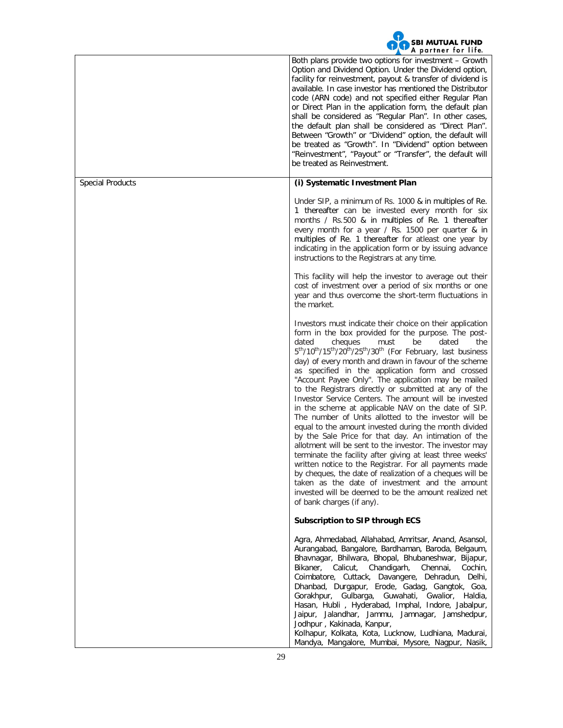| | |
|---|---|
| | Both plans provide two options for investment – Growth Option and Dividend Option. Under the Dividend option, facility for reinvestment, payout & transfer of dividend is available. In case investor has mentioned the Distributor code (ARN code) and not specified either Regular Plan or Direct Plan in the application form, the default plan shall be considered as "Regular Plan". In other cases, the default plan shall be considered as "Direct Plan". Between "Growth" or "Dividend" option, the default will be treated as "Growth". In "Dividend" option between "Reinvestment", "Payout" or "Transfer", the default will be treated as Reinvestment. |
| Special Products | **(i) Systematic Investment Plan**<br><br>Under SIP, a minimum of Rs. 1000 & in multiples of Re. 1 thereafter can be invested every month for six months / Rs.500 & in multiples of Re. 1 thereafter every month for a year / Rs. 1500 per quarter & in multiples of Re. 1 thereafter for atleast one year by indicating in the application form or by issuing advance instructions to the Registrars at any time.<br><br>This facility will help the investor to average out their cost of investment over a period of six months or one year and thus overcome the short-term fluctuations in the market.<br><br>Investors must indicate their choice on their application form in the box provided for the purpose. The post-dated cheques must be dated the 5th/10th/15th/20th/25th/30th (For February, last business day) of every month and drawn in favour of the scheme as specified in the application form and crossed "Account Payee Only". The application may be mailed to the Registrars directly or submitted at any of the Investor Service Centers. The amount will be invested in the scheme at applicable NAV on the date of SIP. The number of Units allotted to the investor will be equal to the amount invested during the month divided by the Sale Price for that day. An intimation of the allotment will be sent to the investor. The investor may terminate the facility after giving at least three weeks' written notice to the Registrar. For all payments made by cheques, the date of realization of a cheques will be taken as the date of investment and the amount invested will be deemed to be the amount realized net of bank charges (if any).<br><br>**Subscription to SIP through ECS**<br><br>Agra, Ahmedabad, Allahabad, Amritsar, Anand, Asansol, Aurangabad, Bangalore, Bardhaman, Baroda, Belgaum, Bhavnagar, Bhilwara, Bhopal, Bhubaneshwar, Bijapur, Bikaner, Calicut, Chandigarh, Chennai, Cochin, Coimbatore, Cuttack, Davangere, Dehradun, Delhi, Dhanbad, Durgapur, Erode, Gadag, Gangtok, Goa, Gorakhpur, Gulbarga, Guwahati, Gwalior, Haldia, Hasan, Hubli , Hyderabad, Imphal, Indore, Jabalpur, Jaipur, Jalandhar, Jammu, Jamnagar, Jamshedpur, Jodhpur , Kakinada, Kanpur,<br>Kolhapur, Kolkata, Kota, Lucknow, Ludhiana, Madurai, Mandya, Mangalore, Mumbai, Mysore, Nagpur, Nasik, |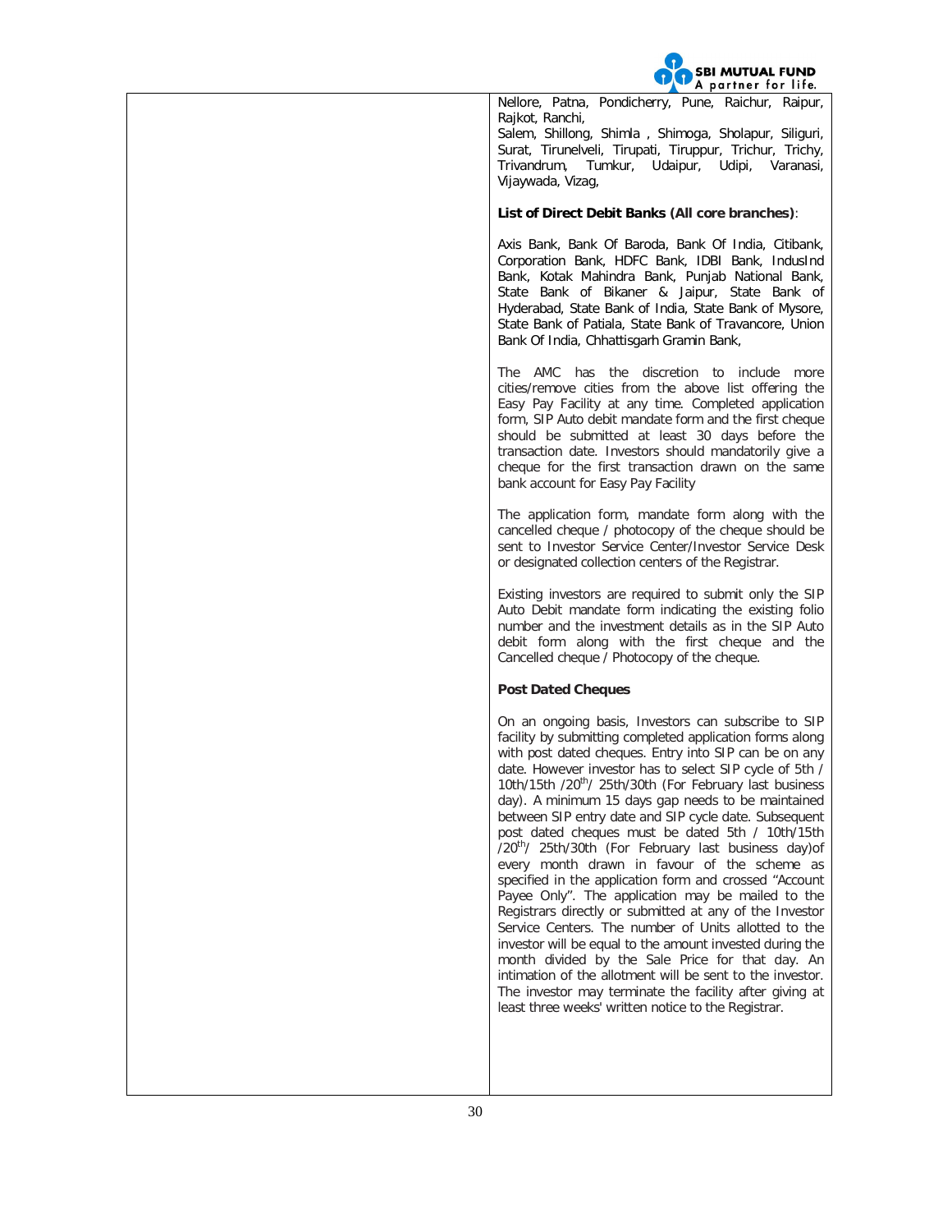Nellore, Patna, Pondicherry, Pune, Raichur, Raipur, Rajkot, Ranchi,
Salem, Shillong, Shimla , Shimoga, Sholapur, Siliguri, Surat, Tirunelveli, Tirupati, Tiruppur, Trichur, Trichy, Trivandrum, Tumkur, Udaipur, Udipi, Varanasi, Vijaywada, Vizag,

**List of Direct Debit Banks (All core branches)**:

Axis Bank, Bank Of Baroda, Bank Of India, Citibank, Corporation Bank, HDFC Bank, IDBI Bank, IndusInd Bank, Kotak Mahindra Bank, Punjab National Bank, State Bank of Bikaner & Jaipur, State Bank of Hyderabad, State Bank of India, State Bank of Mysore, State Bank of Patiala, State Bank of Travancore, Union Bank Of India, Chhattisgarh Gramin Bank,

The AMC has the discretion to include more cities/remove cities from the above list offering the Easy Pay Facility at any time. Completed application form, SIP Auto debit mandate form and the first cheque should be submitted at least 30 days before the transaction date. Investors should mandatorily give a cheque for the first transaction drawn on the same bank account for Easy Pay Facility

The application form, mandate form along with the cancelled cheque / photocopy of the cheque should be sent to Investor Service Center/Investor Service Desk or designated collection centers of the Registrar.

Existing investors are required to submit only the SIP Auto Debit mandate form indicating the existing folio number and the investment details as in the SIP Auto debit form along with the first cheque and the Cancelled cheque / Photocopy of the cheque.

**Post Dated Cheques**

On an ongoing basis, Investors can subscribe to SIP facility by submitting completed application forms along with post dated cheques. Entry into SIP can be on any date. However investor has to select SIP cycle of 5th / 10th/15th /20th/ 25th/30th (For February last business day). A minimum 15 days gap needs to be maintained between SIP entry date and SIP cycle date. Subsequent post dated cheques must be dated 5th / 10th/15th /20th/ 25th/30th (For February last business day)of every month drawn in favour of the scheme as specified in the application form and crossed "Account Payee Only". The application may be mailed to the Registrars directly or submitted at any of the Investor Service Centers. The number of Units allotted to the investor will be equal to the amount invested during the month divided by the Sale Price for that day. An intimation of the allotment will be sent to the investor. The investor may terminate the facility after giving at least three weeks' written notice to the Registrar.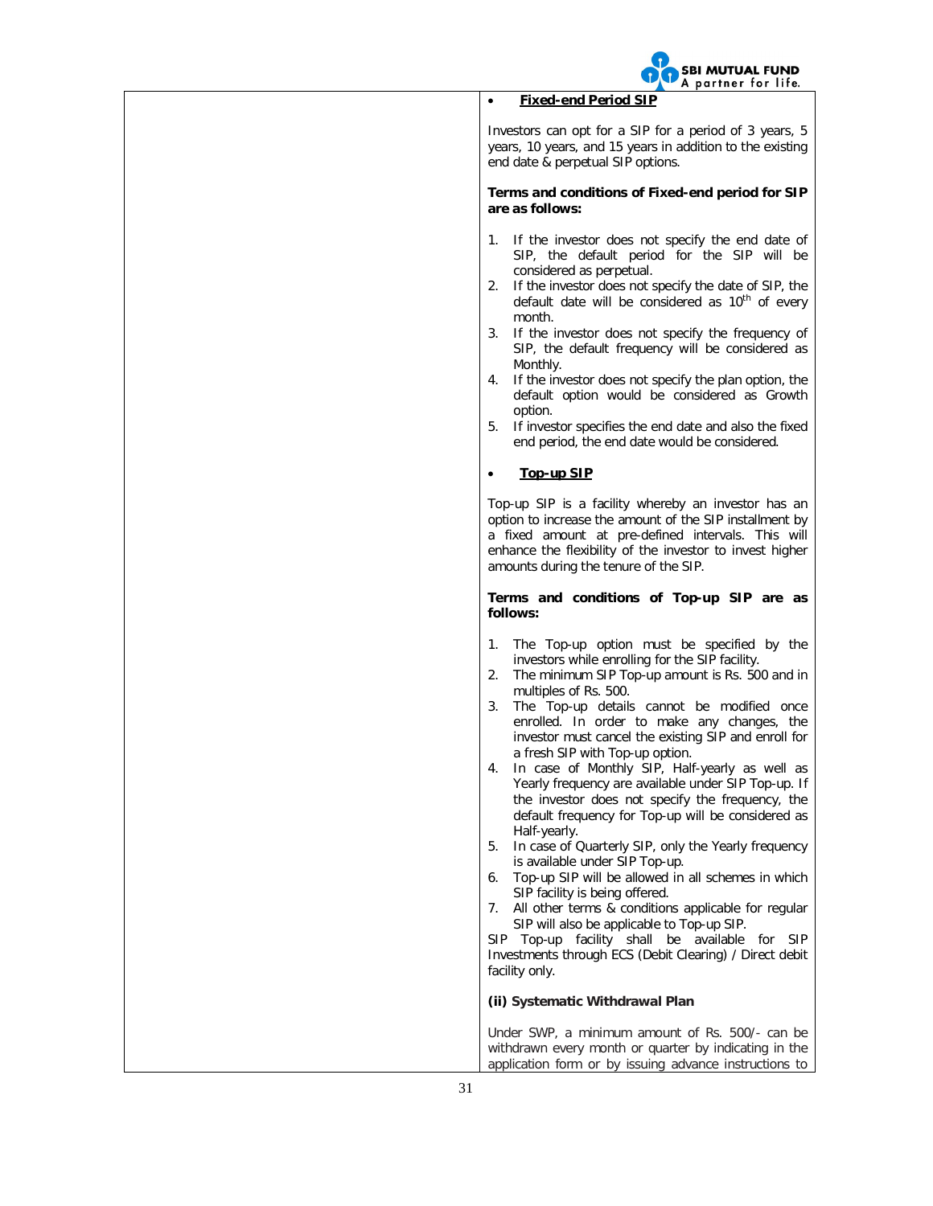- **Fixed-end Period SIP**

Investors can opt for a SIP for a period of 3 years, 5 years, 10 years, and 15 years in addition to the existing end date & perpetual SIP options.

**Terms and conditions of Fixed-end period for SIP are as follows:**

1. If the investor does not specify the end date of SIP, the default period for the SIP will be considered as perpetual.
2. If the investor does not specify the date of SIP, the default date will be considered as 10th of every month.
3. If the investor does not specify the frequency of SIP, the default frequency will be considered as Monthly.
4. If the investor does not specify the plan option, the default option would be considered as Growth option.
5. If investor specifies the end date and also the fixed end period, the end date would be considered.

- **Top-up SIP**

Top-up SIP is a facility whereby an investor has an option to increase the amount of the SIP installment by a fixed amount at pre-defined intervals. This will enhance the flexibility of the investor to invest higher amounts during the tenure of the SIP.

**Terms and conditions of Top-up SIP are as follows:**

1. The Top-up option must be specified by the investors while enrolling for the SIP facility.
2. The minimum SIP Top-up amount is Rs. 500 and in multiples of Rs. 500.
3. The Top-up details cannot be modified once enrolled. In order to make any changes, the investor must cancel the existing SIP and enroll for a fresh SIP with Top-up option.
4. In case of Monthly SIP, Half-yearly as well as Yearly frequency are available under SIP Top-up. If the investor does not specify the frequency, the default frequency for Top-up will be considered as Half-yearly.
5. In case of Quarterly SIP, only the Yearly frequency is available under SIP Top-up.
6. Top-up SIP will be allowed in all schemes in which SIP facility is being offered.
7. All other terms & conditions applicable for regular SIP will also be applicable to Top-up SIP.

SIP Top-up facility shall be available for SIP Investments through ECS (Debit Clearing) / Direct debit facility only.

**(ii) Systematic Withdrawal Plan**

Under SWP, a minimum amount of Rs. 500/- can be withdrawn every month or quarter by indicating in the application form or by issuing advance instructions to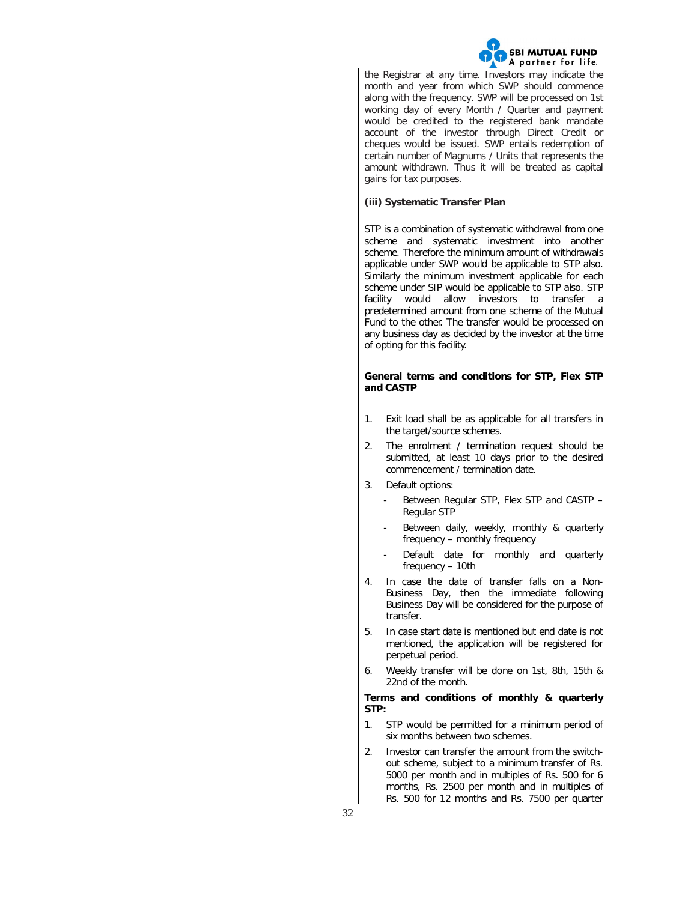the Registrar at any time. Investors may indicate the month and year from which SWP should commence along with the frequency. SWP will be processed on 1st working day of every Month / Quarter and payment would be credited to the registered bank mandate account of the investor through Direct Credit or cheques would be issued. SWP entails redemption of certain number of Magnums / Units that represents the amount withdrawn. Thus it will be treated as capital gains for tax purposes.

**(iii) Systematic Transfer Plan**

STP is a combination of systematic withdrawal from one scheme and systematic investment into another scheme. Therefore the minimum amount of withdrawals applicable under SWP would be applicable to STP also. Similarly the minimum investment applicable for each scheme under SIP would be applicable to STP also. STP facility would allow investors to transfer a predetermined amount from one scheme of the Mutual Fund to the other. The transfer would be processed on any business day as decided by the investor at the time of opting for this facility.

**General terms and conditions for STP, Flex STP and CASTP**

1. Exit load shall be as applicable for all transfers in the target/source schemes.
2. The enrolment / termination request should be submitted, at least 10 days prior to the desired commencement / termination date.
3. Default options:
   - Between Regular STP, Flex STP and CASTP – Regular STP
   - Between daily, weekly, monthly & quarterly frequency – monthly frequency
   - Default date for monthly and quarterly frequency – 10th
4. In case the date of transfer falls on a Non-Business Day, then the immediate following Business Day will be considered for the purpose of transfer.
5. In case start date is mentioned but end date is not mentioned, the application will be registered for perpetual period.
6. Weekly transfer will be done on 1st, 8th, 15th & 22nd of the month.

**Terms and conditions of monthly & quarterly STP:**

1. STP would be permitted for a minimum period of six months between two schemes.
2. Investor can transfer the amount from the switch-out scheme, subject to a minimum transfer of Rs. 5000 per month and in multiples of Rs. 500 for 6 months, Rs. 2500 per month and in multiples of Rs. 500 for 12 months and Rs. 7500 per quarter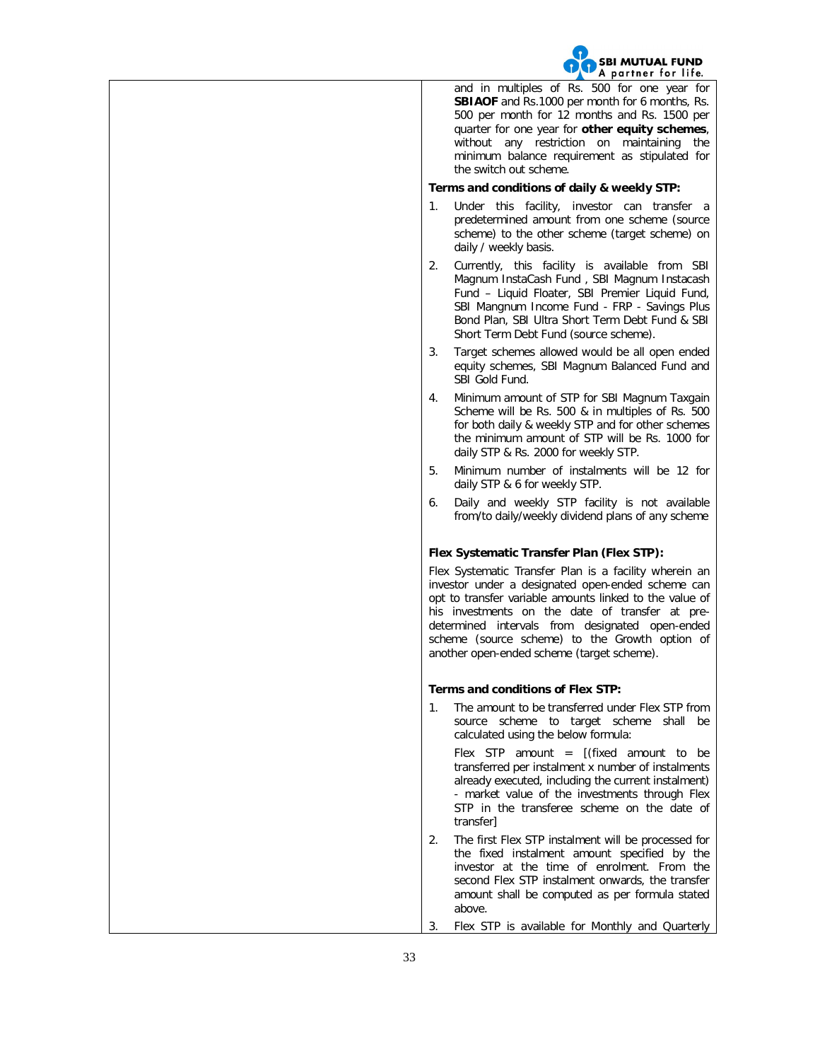and in multiples of Rs. 500 for one year for **SBIAOF** and Rs.1000 per month for 6 months, Rs. 500 per month for 12 months and Rs. 1500 per quarter for one year for **other equity schemes**, without any restriction on maintaining the minimum balance requirement as stipulated for the switch out scheme.

**Terms and conditions of daily & weekly STP:**

1. Under this facility, investor can transfer a predetermined amount from one scheme (source scheme) to the other scheme (target scheme) on daily / weekly basis.
2. Currently, this facility is available from SBI Magnum InstaCash Fund , SBI Magnum Instacash Fund – Liquid Floater, SBI Premier Liquid Fund, SBI Mangnum Income Fund - FRP - Savings Plus Bond Plan, SBI Ultra Short Term Debt Fund & SBI Short Term Debt Fund (source scheme).
3. Target schemes allowed would be all open ended equity schemes, SBI Magnum Balanced Fund and SBI Gold Fund.
4. Minimum amount of STP for SBI Magnum Taxgain Scheme will be Rs. 500 & in multiples of Rs. 500 for both daily & weekly STP and for other schemes the minimum amount of STP will be Rs. 1000 for daily STP & Rs. 2000 for weekly STP.
5. Minimum number of instalments will be 12 for daily STP & 6 for weekly STP.
6. Daily and weekly STP facility is not available from/to daily/weekly dividend plans of any scheme

**Flex Systematic Transfer Plan (Flex STP):**

Flex Systematic Transfer Plan is a facility wherein an investor under a designated open-ended scheme can opt to transfer variable amounts linked to the value of his investments on the date of transfer at pre-determined intervals from designated open-ended scheme (source scheme) to the Growth option of another open-ended scheme (target scheme).

**Terms and conditions of Flex STP:**

1. The amount to be transferred under Flex STP from source scheme to target scheme shall be calculated using the below formula:

   Flex STP amount = [(fixed amount to be transferred per instalment x number of instalments already executed, including the current instalment) - market value of the investments through Flex STP in the transferee scheme on the date of transfer]
2. The first Flex STP instalment will be processed for the fixed instalment amount specified by the investor at the time of enrolment. From the second Flex STP instalment onwards, the transfer amount shall be computed as per formula stated above.
3. Flex STP is available for Monthly and Quarterly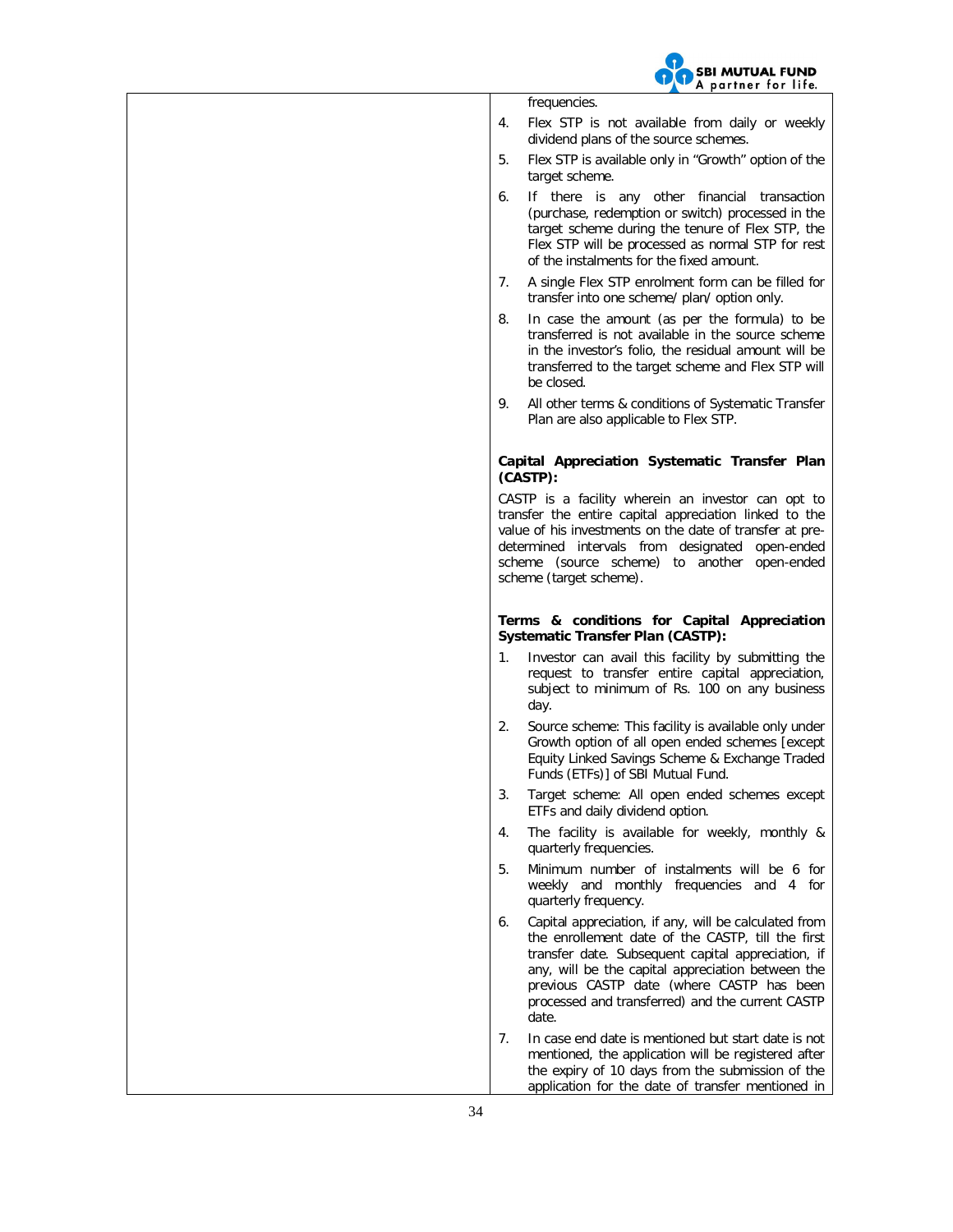frequencies.

4. Flex STP is not available from daily or weekly dividend plans of the source schemes.
5. Flex STP is available only in "Growth" option of the target scheme.
6. If there is any other financial transaction (purchase, redemption or switch) processed in the target scheme during the tenure of Flex STP, the Flex STP will be processed as normal STP for rest of the instalments for the fixed amount.
7. A single Flex STP enrolment form can be filled for transfer into one scheme/ plan/ option only.
8. In case the amount (as per the formula) to be transferred is not available in the source scheme in the investor's folio, the residual amount will be transferred to the target scheme and Flex STP will be closed.
9. All other terms & conditions of Systematic Transfer Plan are also applicable to Flex STP.

**Capital Appreciation Systematic Transfer Plan (CASTP):**

CASTP is a facility wherein an investor can opt to transfer the entire capital appreciation linked to the value of his investments on the date of transfer at pre-determined intervals from designated open-ended scheme (source scheme) to another open-ended scheme (target scheme).

**Terms & conditions for Capital Appreciation Systematic Transfer Plan (CASTP):**

1. Investor can avail this facility by submitting the request to transfer entire capital appreciation, subject to minimum of Rs. 100 on any business day.
2. Source scheme: This facility is available only under Growth option of all open ended schemes [except Equity Linked Savings Scheme & Exchange Traded Funds (ETFs)] of SBI Mutual Fund.
3. Target scheme: All open ended schemes except ETFs and daily dividend option.
4. The facility is available for weekly, monthly & quarterly frequencies.
5. Minimum number of instalments will be 6 for weekly and monthly frequencies and 4 for quarterly frequency.
6. Capital appreciation, if any, will be calculated from the enrollement date of the CASTP, till the first transfer date. Subsequent capital appreciation, if any, will be the capital appreciation between the previous CASTP date (where CASTP has been processed and transferred) and the current CASTP date.
7. In case end date is mentioned but start date is not mentioned, the application will be registered after the expiry of 10 days from the submission of the application for the date of transfer mentioned in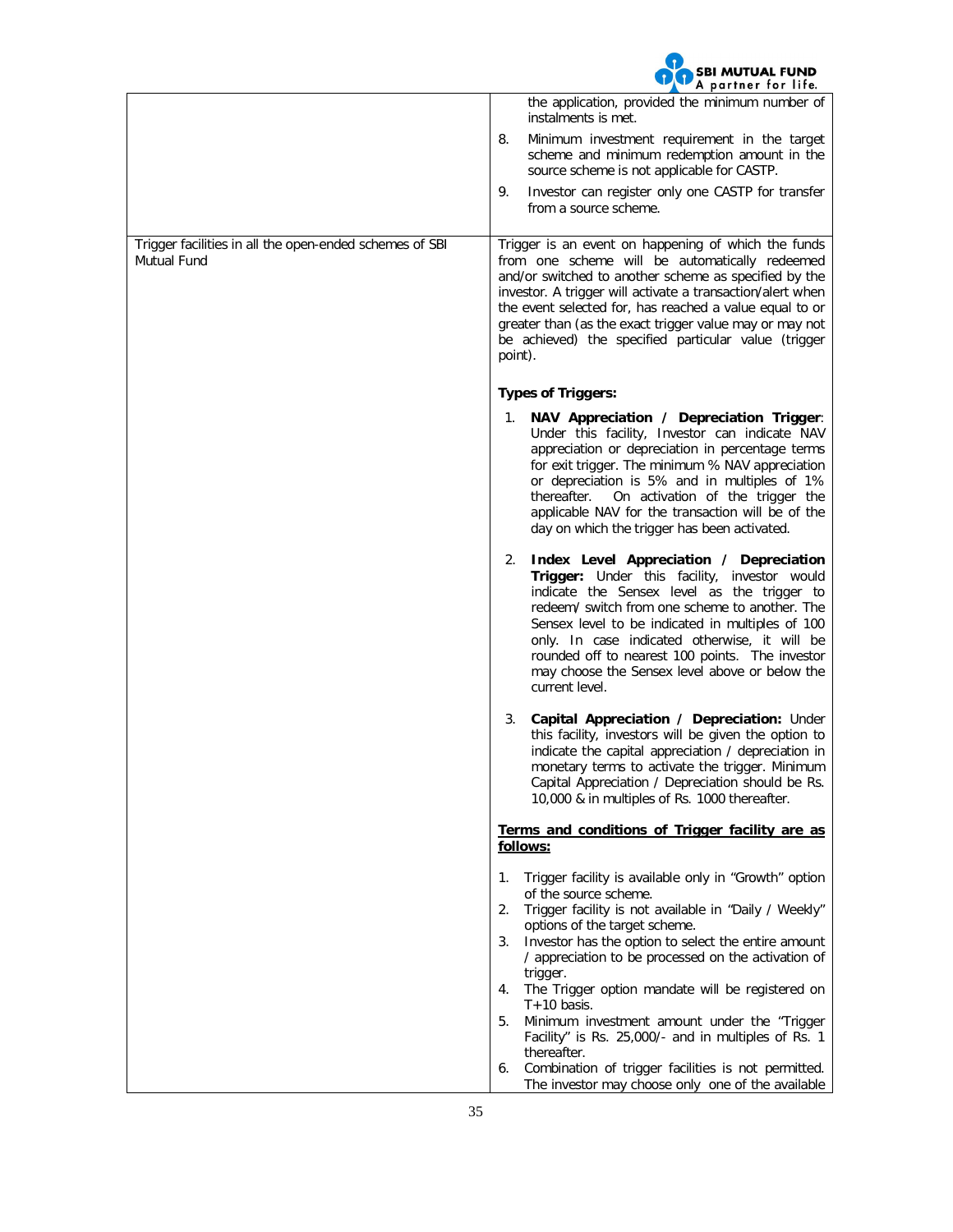| | |
|---|---|
| | the application, provided the minimum number of instalments is met.<br>8. Minimum investment requirement in the target scheme and minimum redemption amount in the source scheme is not applicable for CASTP.<br>9. Investor can register only one CASTP for transfer from a source scheme. |
| Trigger facilities in all the open-ended schemes of SBI Mutual Fund | Trigger is an event on happening of which the funds from one scheme will be automatically redeemed and/or switched to another scheme as specified by the investor. A trigger will activate a transaction/alert when the event selected for, has reached a value equal to or greater than (as the exact trigger value may or may not be achieved) the specified particular value (trigger point).<br><br>**Types of Triggers:**<br><br>1. **NAV Appreciation / Depreciation Trigger**: Under this facility, Investor can indicate NAV appreciation or depreciation in percentage terms for exit trigger. The minimum % NAV appreciation or depreciation is 5% and in multiples of 1% thereafter. On activation of the trigger the applicable NAV for the transaction will be of the day on which the trigger has been activated.<br><br>2. **Index Level Appreciation / Depreciation Trigger:** Under this facility, investor would indicate the Sensex level as the trigger to redeem/ switch from one scheme to another. The Sensex level to be indicated in multiples of 100 only. In case indicated otherwise, it will be rounded off to nearest 100 points. The investor may choose the Sensex level above or below the current level.<br><br>3. **Capital Appreciation / Depreciation:** Under this facility, investors will be given the option to indicate the capital appreciation / depreciation in monetary terms to activate the trigger. Minimum Capital Appreciation / Depreciation should be Rs. 10,000 & in multiples of Rs. 1000 thereafter.<br><br>**<u>Terms and conditions of Trigger facility are as follows:</u>**<br><br>1. Trigger facility is available only in "Growth" option of the source scheme.<br>2. Trigger facility is not available in "Daily / Weekly" options of the target scheme.<br>3. Investor has the option to select the entire amount / appreciation to be processed on the activation of trigger.<br>4. The Trigger option mandate will be registered on T+10 basis.<br>5. Minimum investment amount under the "Trigger Facility" is Rs. 25,000/- and in multiples of Rs. 1 thereafter.<br>6. Combination of trigger facilities is not permitted. The investor may choose only one of the available |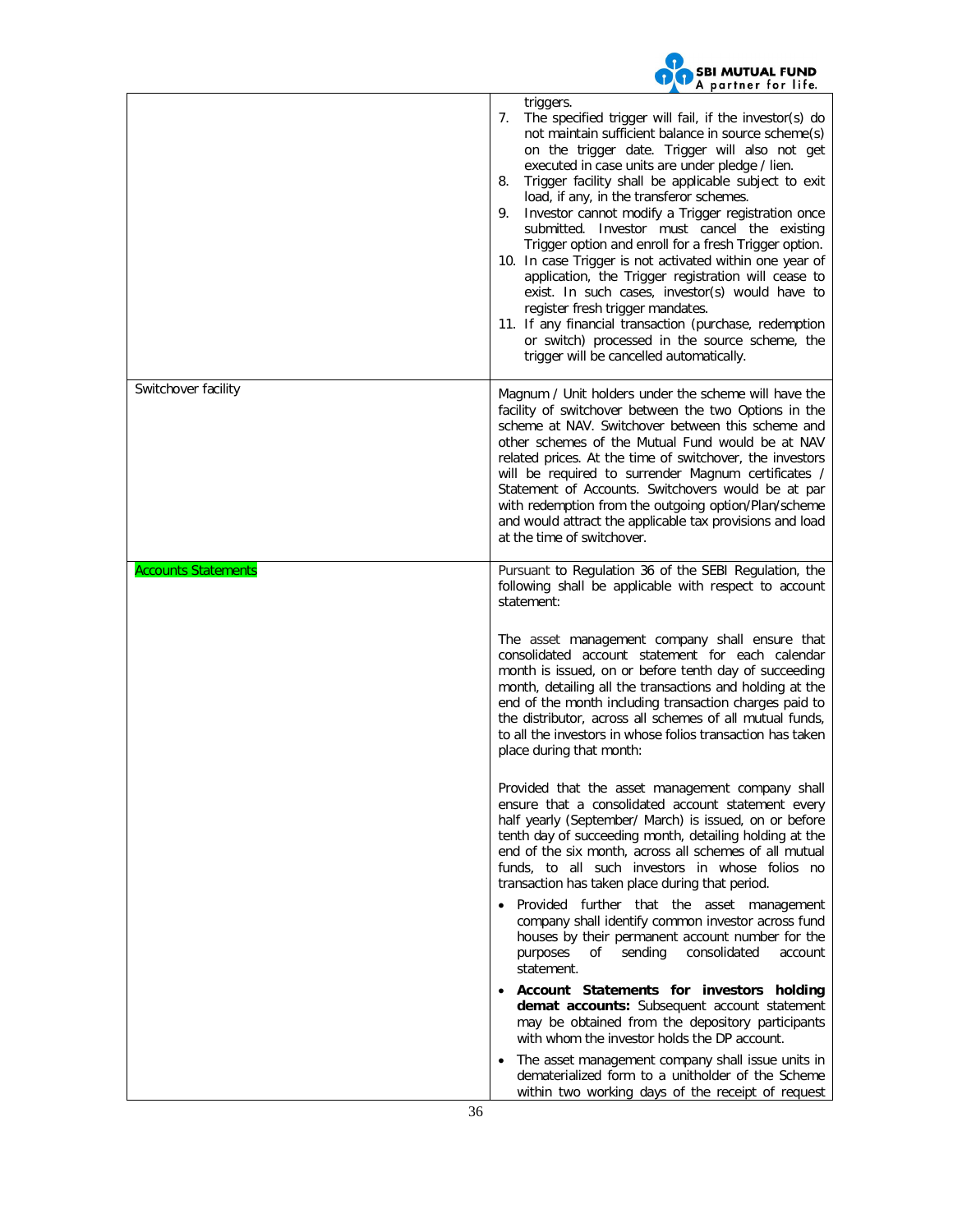| | |
|---|---|
| | triggers.<br>7. The specified trigger will fail, if the investor(s) do not maintain sufficient balance in source scheme(s) on the trigger date. Trigger will also not get executed in case units are under pledge / lien.<br>8. Trigger facility shall be applicable subject to exit load, if any, in the transferor schemes.<br>9. Investor cannot modify a Trigger registration once submitted. Investor must cancel the existing Trigger option and enroll for a fresh Trigger option.<br>10. In case Trigger is not activated within one year of application, the Trigger registration will cease to exist. In such cases, investor(s) would have to register fresh trigger mandates.<br>11. If any financial transaction (purchase, redemption or switch) processed in the source scheme, the trigger will be cancelled automatically. |
| Switchover facility | Magnum / Unit holders under the scheme will have the facility of switchover between the two Options in the scheme at NAV. Switchover between this scheme and other schemes of the Mutual Fund would be at NAV related prices. At the time of switchover, the investors will be required to surrender Magnum certificates / Statement of Accounts. Switchovers would be at par with redemption from the outgoing option/Plan/scheme and would attract the applicable tax provisions and load at the time of switchover. |
| Accounts Statements | Pursuant to Regulation 36 of the SEBI Regulation, the following shall be applicable with respect to account statement:<br><br>The asset management company shall ensure that consolidated account statement for each calendar month is issued, on or before tenth day of succeeding month, detailing all the transactions and holding at the end of the month including transaction charges paid to the distributor, across all schemes of all mutual funds, to all the investors in whose folios transaction has taken place during that month:<br><br>Provided that the asset management company shall ensure that a consolidated account statement every half yearly (September/ March) is issued, on or before tenth day of succeeding month, detailing holding at the end of the six month, across all schemes of all mutual funds, to all such investors in whose folios no transaction has taken place during that period.<br><br>• Provided further that the asset management company shall identify common investor across fund houses by their permanent account number for the purposes of sending consolidated account statement.<br>• **Account Statements for investors holding demat accounts:** Subsequent account statement may be obtained from the depository participants with whom the investor holds the DP account.<br>• The asset management company shall issue units in dematerialized form to a unitholder of the Scheme within two working days of the receipt of request |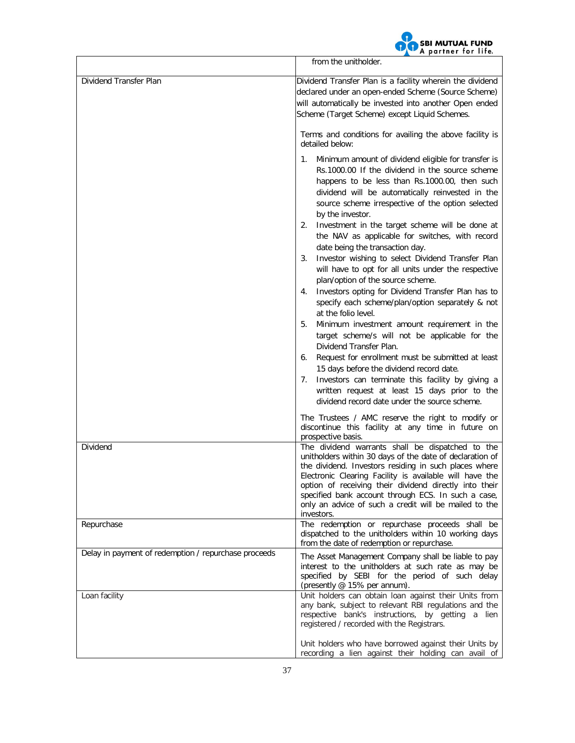| | |
|---|---|
| | from the unitholder. |
| Dividend Transfer Plan | Dividend Transfer Plan is a facility wherein the dividend declared under an open-ended Scheme (Source Scheme) will automatically be invested into another Open ended Scheme (Target Scheme) except Liquid Schemes.<br><br>Terms and conditions for availing the above facility is detailed below:<br><br>1. Minimum amount of dividend eligible for transfer is Rs.1000.00 If the dividend in the source scheme happens to be less than Rs.1000.00, then such dividend will be automatically reinvested in the source scheme irrespective of the option selected by the investor.<br>2. Investment in the target scheme will be done at the NAV as applicable for switches, with record date being the transaction day.<br>3. Investor wishing to select Dividend Transfer Plan will have to opt for all units under the respective plan/option of the source scheme.<br>4. Investors opting for Dividend Transfer Plan has to specify each scheme/plan/option separately & not at the folio level.<br>5. Minimum investment amount requirement in the target scheme/s will not be applicable for the Dividend Transfer Plan.<br>6. Request for enrollment must be submitted at least 15 days before the dividend record date.<br>7. Investors can terminate this facility by giving a written request at least 15 days prior to the dividend record date under the source scheme.<br><br>The Trustees / AMC reserve the right to modify or discontinue this facility at any time in future on prospective basis. |
| Dividend | The dividend warrants shall be dispatched to the unitholders within 30 days of the date of declaration of the dividend. Investors residing in such places where Electronic Clearing Facility is available will have the option of receiving their dividend directly into their specified bank account through ECS. In such a case, only an advice of such a credit will be mailed to the investors. |
| Repurchase | The redemption or repurchase proceeds shall be dispatched to the unitholders within 10 working days from the date of redemption or repurchase. |
| Delay in payment of redemption / repurchase proceeds | The Asset Management Company shall be liable to pay interest to the unitholders at such rate as may be specified by SEBI for the period of such delay (presently @ 15% per annum). |
| Loan facility | Unit holders can obtain loan against their Units from any bank, subject to relevant RBI regulations and the respective bank's instructions, by getting a lien registered / recorded with the Registrars.<br><br>Unit holders who have borrowed against their Units by recording a lien against their holding can avail of |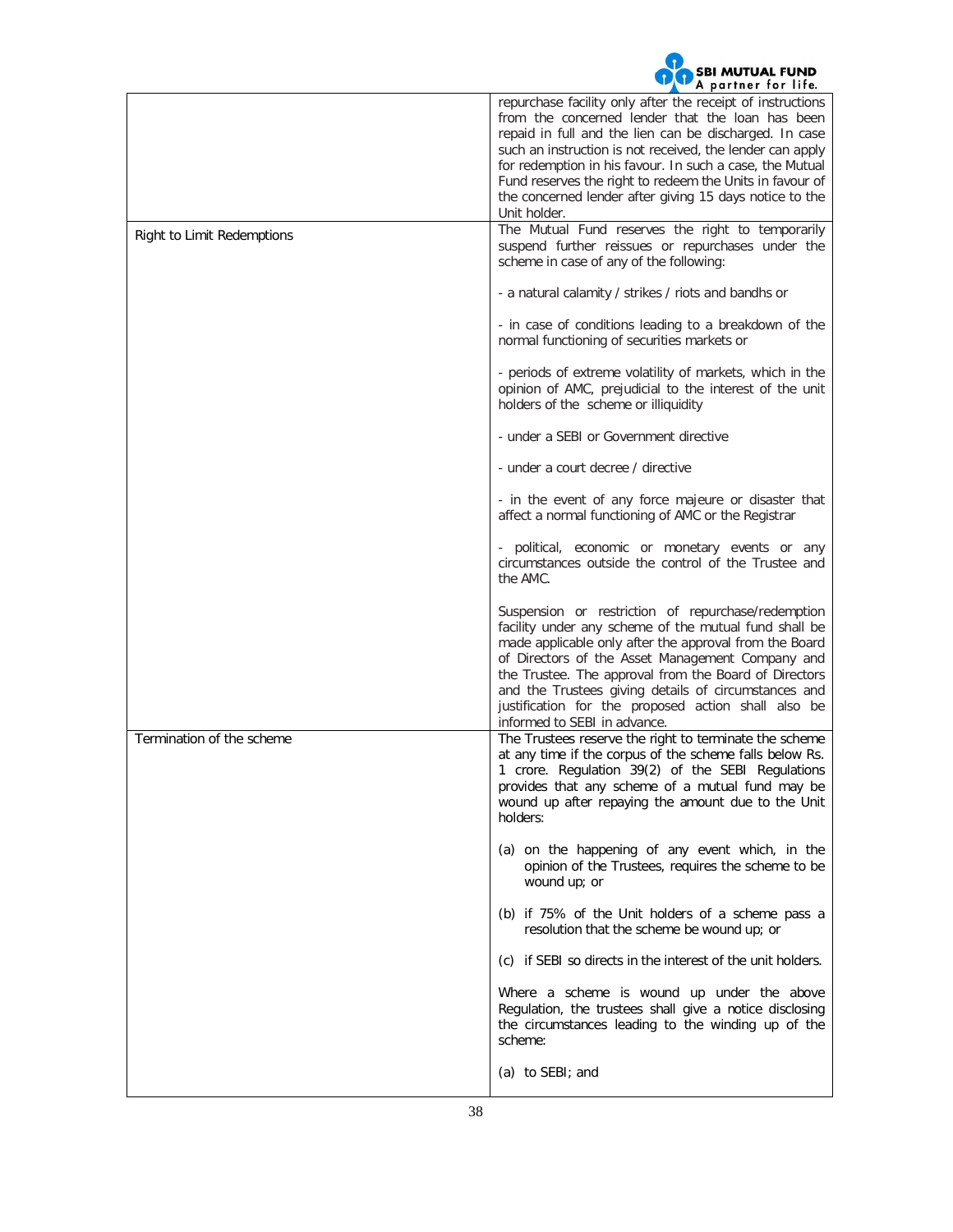| | |
|---|---|
| | repurchase facility only after the receipt of instructions from the concerned lender that the loan has been repaid in full and the lien can be discharged. In case such an instruction is not received, the lender can apply for redemption in his favour. In such a case, the Mutual Fund reserves the right to redeem the Units in favour of the concerned lender after giving 15 days notice to the Unit holder. |
| Right to Limit Redemptions | The Mutual Fund reserves the right to temporarily suspend further reissues or repurchases under the scheme in case of any of the following:<br><br>- a natural calamity / strikes / riots and bandhs or<br><br>- in case of conditions leading to a breakdown of the normal functioning of securities markets or<br><br>- periods of extreme volatility of markets, which in the opinion of AMC, prejudicial to the interest of the unit holders of the scheme or illiquidity<br><br>- under a SEBI or Government directive<br><br>- under a court decree / directive<br><br>- in the event of any force majeure or disaster that affect a normal functioning of AMC or the Registrar<br><br>- political, economic or monetary events or any circumstances outside the control of the Trustee and the AMC.<br><br>Suspension or restriction of repurchase/redemption facility under any scheme of the mutual fund shall be made applicable only after the approval from the Board of Directors of the Asset Management Company and the Trustee. The approval from the Board of Directors and the Trustees giving details of circumstances and justification for the proposed action shall also be informed to SEBI in advance. |
| Termination of the scheme | The Trustees reserve the right to terminate the scheme at any time if the corpus of the scheme falls below Rs. 1 crore. Regulation 39(2) of the SEBI Regulations provides that any scheme of a mutual fund may be wound up after repaying the amount due to the Unit holders:<br><br>(a) on the happening of any event which, in the opinion of the Trustees, requires the scheme to be wound up; or<br><br>(b) if 75% of the Unit holders of a scheme pass a resolution that the scheme be wound up; or<br><br>(c) if SEBI so directs in the interest of the unit holders.<br><br>Where a scheme is wound up under the above Regulation, the trustees shall give a notice disclosing the circumstances leading to the winding up of the scheme:<br><br>(a) to SEBI; and |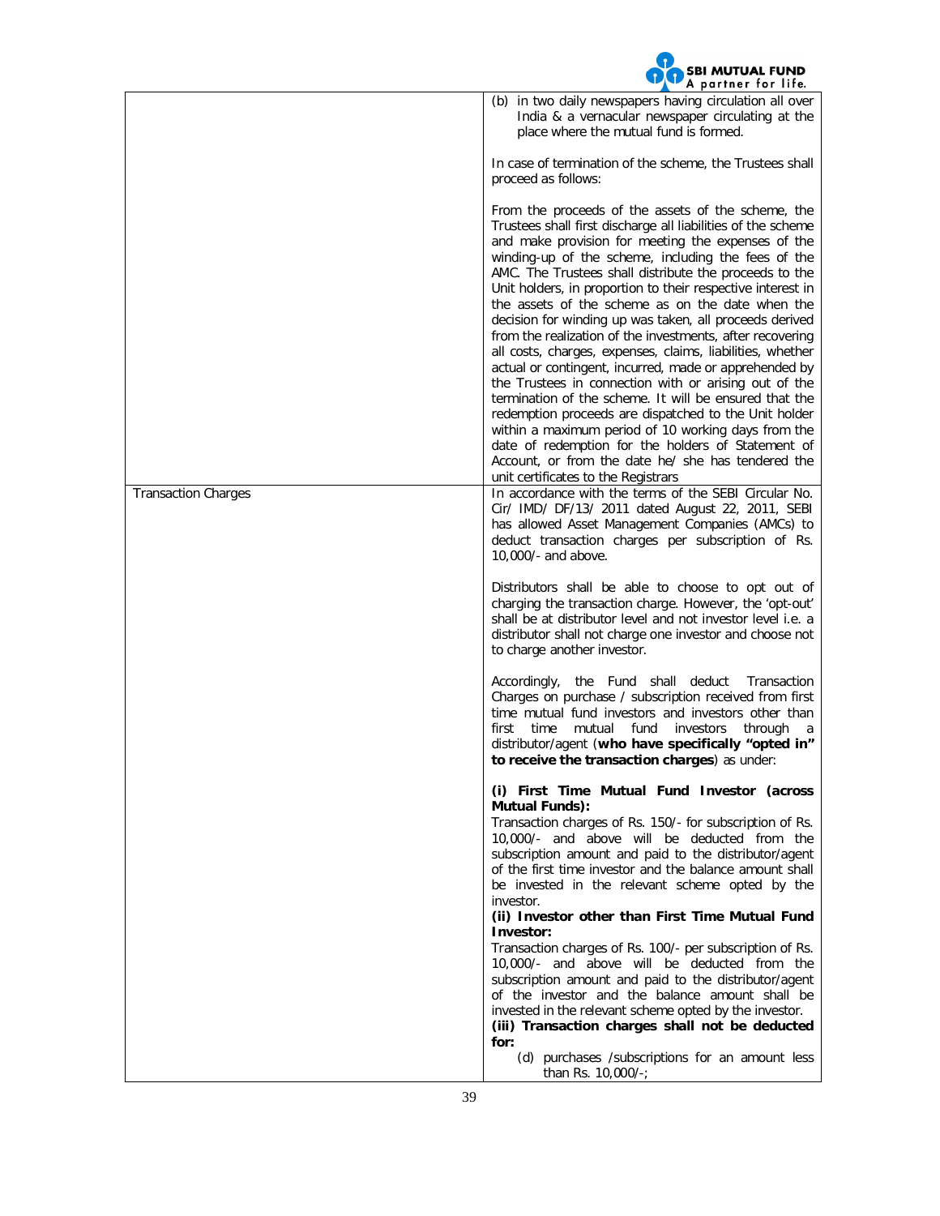| | |
|---|---|
| | (b) in two daily newspapers having circulation all over India & a vernacular newspaper circulating at the place where the mutual fund is formed.<br><br>In case of termination of the scheme, the Trustees shall proceed as follows:<br><br>From the proceeds of the assets of the scheme, the Trustees shall first discharge all liabilities of the scheme and make provision for meeting the expenses of the winding-up of the scheme, including the fees of the AMC. The Trustees shall distribute the proceeds to the Unit holders, in proportion to their respective interest in the assets of the scheme as on the date when the decision for winding up was taken, all proceeds derived from the realization of the investments, after recovering all costs, charges, expenses, claims, liabilities, whether actual or contingent, incurred, made or apprehended by the Trustees in connection with or arising out of the termination of the scheme. It will be ensured that the redemption proceeds are dispatched to the Unit holder within a maximum period of 10 working days from the date of redemption for the holders of Statement of Account, or from the date he/ she has tendered the unit certificates to the Registrars |
| Transaction Charges | In accordance with the terms of the SEBI Circular No. Cir/ IMD/ DF/13/ 2011 dated August 22, 2011, SEBI has allowed Asset Management Companies (AMCs) to deduct transaction charges per subscription of Rs. 10,000/- and above.<br><br>Distributors shall be able to choose to opt out of charging the transaction charge. However, the 'opt-out' shall be at distributor level and not investor level i.e. a distributor shall not charge one investor and choose not to charge another investor.<br><br>Accordingly, the Fund shall deduct Transaction Charges on purchase / subscription received from first time mutual fund investors and investors other than first time mutual fund investors through a distributor/agent (**who have specifically "opted in" to receive the transaction charges**) as under:<br><br>**(i) First Time Mutual Fund Investor (across Mutual Funds):**<br>Transaction charges of Rs. 150/- for subscription of Rs. 10,000/- and above will be deducted from the subscription amount and paid to the distributor/agent of the first time investor and the balance amount shall be invested in the relevant scheme opted by the investor.<br>**(ii) Investor other than First Time Mutual Fund Investor:**<br>Transaction charges of Rs. 100/- per subscription of Rs. 10,000/- and above will be deducted from the subscription amount and paid to the distributor/agent of the investor and the balance amount shall be invested in the relevant scheme opted by the investor.<br>**(iii) Transaction charges shall not be deducted for:**<br>(d) purchases /subscriptions for an amount less than Rs. 10,000/-; |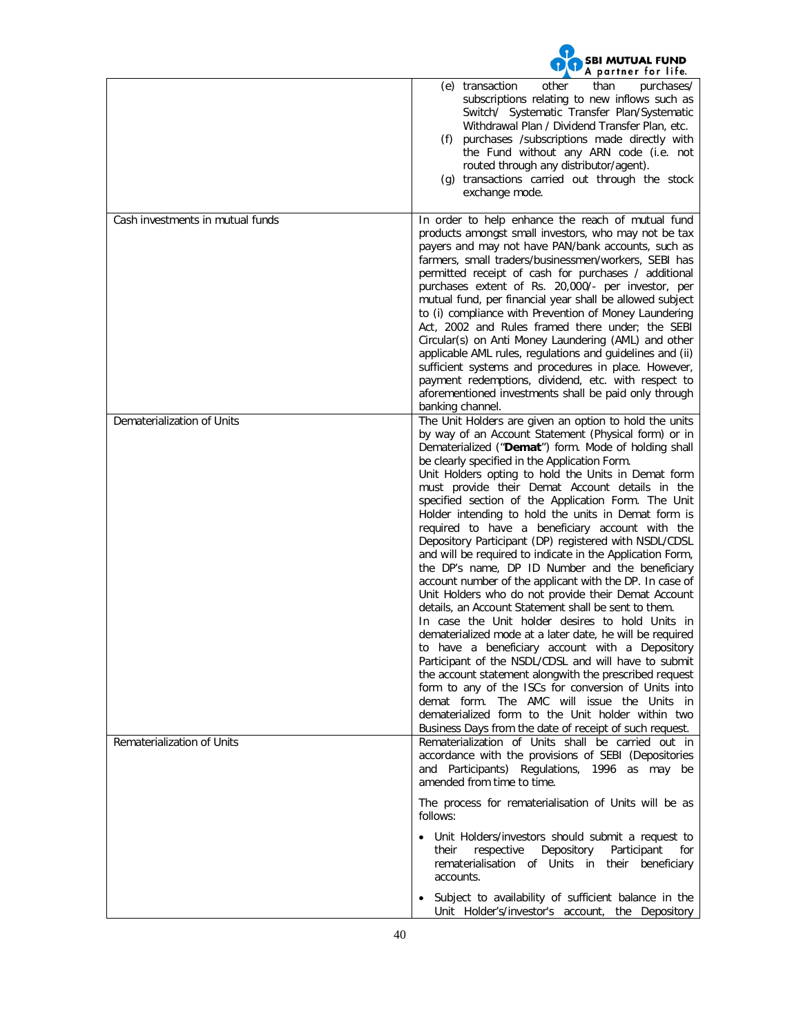| | |
|---|---|
| | (e) transaction other than purchases/ subscriptions relating to new inflows such as Switch/ Systematic Transfer Plan/Systematic Withdrawal Plan / Dividend Transfer Plan, etc.<br>(f) purchases /subscriptions made directly with the Fund without any ARN code (i.e. not routed through any distributor/agent).<br>(g) transactions carried out through the stock exchange mode. |
| Cash investments in mutual funds | In order to help enhance the reach of mutual fund products amongst small investors, who may not be tax payers and may not have PAN/bank accounts, such as farmers, small traders/businessmen/workers, SEBI has permitted receipt of cash for purchases / additional purchases extent of Rs. 20,000/- per investor, per mutual fund, per financial year shall be allowed subject to (i) compliance with Prevention of Money Laundering Act, 2002 and Rules framed there under; the SEBI Circular(s) on Anti Money Laundering (AML) and other applicable AML rules, regulations and guidelines and (ii) sufficient systems and procedures in place. However, payment redemptions, dividend, etc. with respect to aforementioned investments shall be paid only through banking channel. |
| Dematerialization of Units | The Unit Holders are given an option to hold the units by way of an Account Statement (Physical form) or in Dematerialized ("**Demat**") form. Mode of holding shall be clearly specified in the Application Form.<br>Unit Holders opting to hold the Units in Demat form must provide their Demat Account details in the specified section of the Application Form. The Unit Holder intending to hold the units in Demat form is required to have a beneficiary account with the Depository Participant (DP) registered with NSDL/CDSL and will be required to indicate in the Application Form, the DP's name, DP ID Number and the beneficiary account number of the applicant with the DP. In case of Unit Holders who do not provide their Demat Account details, an Account Statement shall be sent to them.<br>In case the Unit holder desires to hold Units in dematerialized mode at a later date, he will be required to have a beneficiary account with a Depository Participant of the NSDL/CDSL and will have to submit the account statement alongwith the prescribed request form to any of the ISCs for conversion of Units into demat form. The AMC will issue the Units in dematerialized form to the Unit holder within two Business Days from the date of receipt of such request. |
| Rematerialization of Units | Rematerialization of Units shall be carried out in accordance with the provisions of SEBI (Depositories and Participants) Regulations, 1996 as may be amended from time to time.<br><br>The process for rematerialisation of Units will be as follows:<br><br>• Unit Holders/investors should submit a request to their respective Depository Participant for rematerialisation of Units in their beneficiary accounts.<br><br>• Subject to availability of sufficient balance in the Unit Holder's/investor's account, the Depository |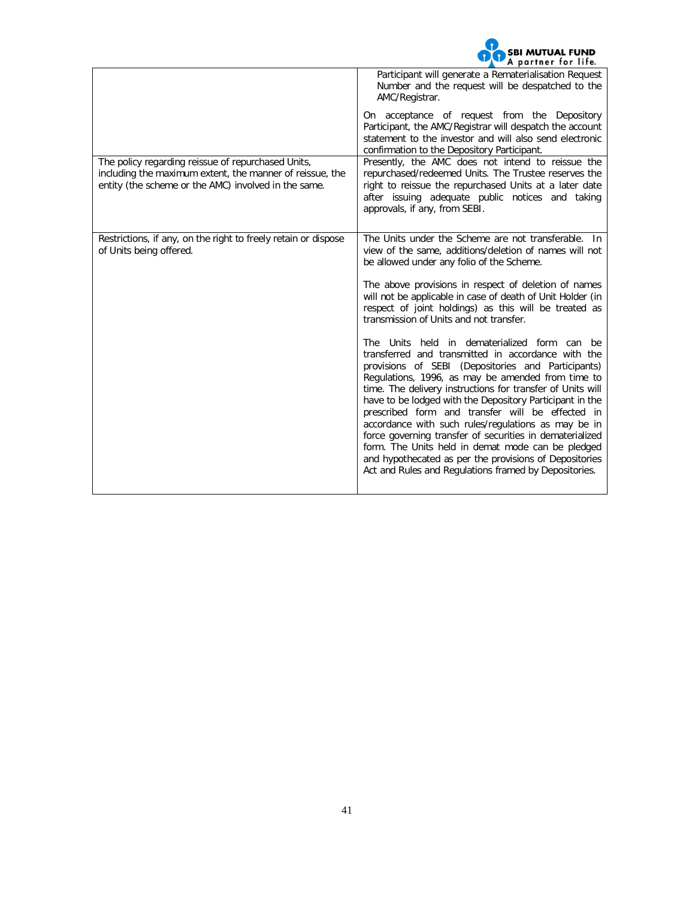| | |
|---|---|
| | Participant will generate a Rematerialisation Request Number and the request will be despatched to the AMC/Registrar.<br><br>On acceptance of request from the Depository Participant, the AMC/Registrar will despatch the account statement to the investor and will also send electronic confirmation to the Depository Participant. |
| The policy regarding reissue of repurchased Units, including the maximum extent, the manner of reissue, the entity (the scheme or the AMC) involved in the same. | Presently, the AMC does not intend to reissue the repurchased/redeemed Units. The Trustee reserves the right to reissue the repurchased Units at a later date after issuing adequate public notices and taking approvals, if any, from SEBI. |
| Restrictions, if any, on the right to freely retain or dispose of Units being offered. | The Units under the Scheme are not transferable. In view of the same, additions/deletion of names will not be allowed under any folio of the Scheme.<br><br>The above provisions in respect of deletion of names will not be applicable in case of death of Unit Holder (in respect of joint holdings) as this will be treated as transmission of Units and not transfer.<br><br>The Units held in dematerialized form can be transferred and transmitted in accordance with the provisions of SEBI (Depositories and Participants) Regulations, 1996, as may be amended from time to time. The delivery instructions for transfer of Units will have to be lodged with the Depository Participant in the prescribed form and transfer will be effected in accordance with such rules/regulations as may be in force governing transfer of securities in dematerialized form. The Units held in demat mode can be pledged and hypothecated as per the provisions of Depositories Act and Rules and Regulations framed by Depositories. |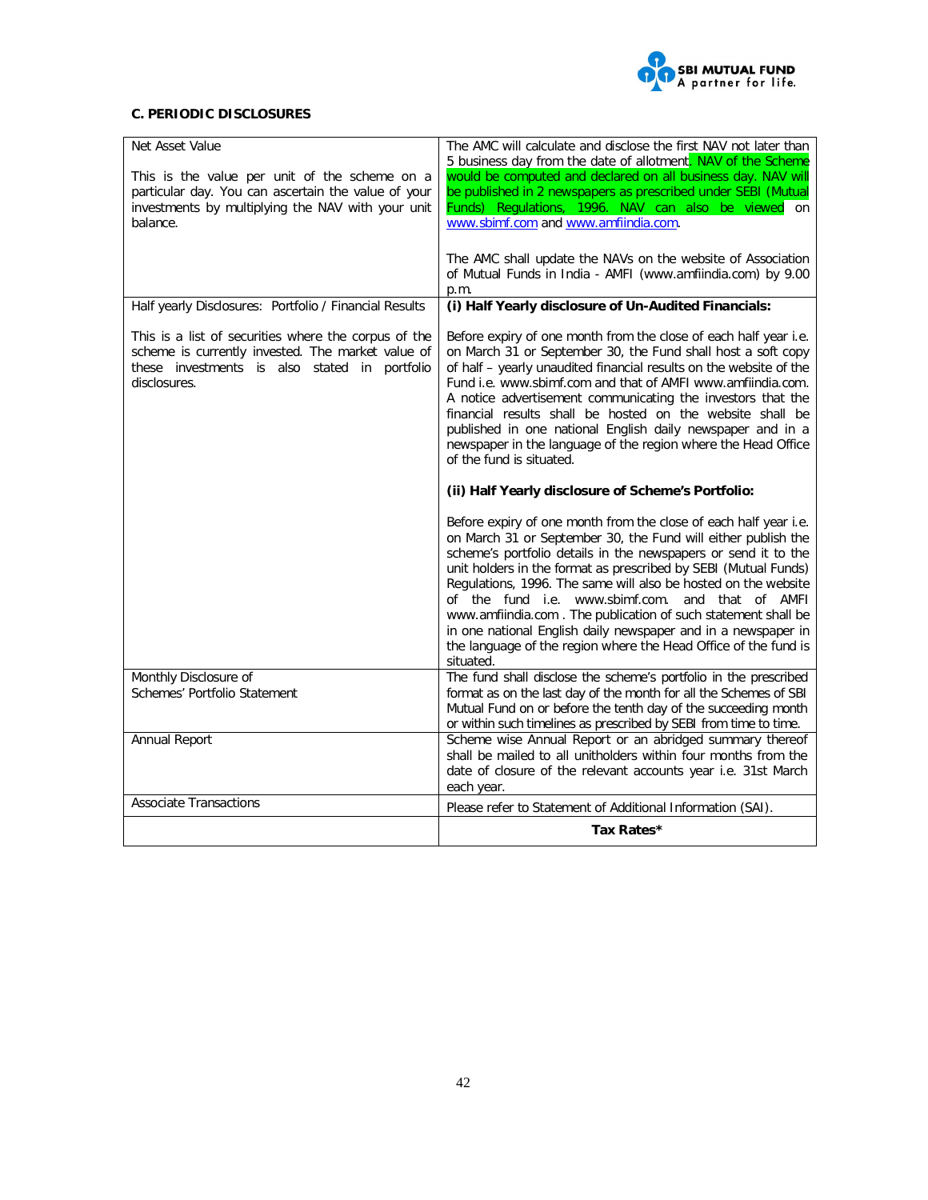### C. PERIODIC DISCLOSURES

| | |
|---|---|
| Net Asset Value<br><br>This is the value per unit of the scheme on a particular day. You can ascertain the value of your investments by multiplying the NAV with your unit balance. | The AMC will calculate and disclose the first NAV not later than 5 business day from the date of allotment. NAV of the Scheme would be computed and declared on all business day. NAV will be published in 2 newspapers as prescribed under SEBI (Mutual Funds) Regulations, 1996. NAV can also be viewed on www.sbimf.com and www.amfiindia.com.<br><br>The AMC shall update the NAVs on the website of Association of Mutual Funds in India - AMFI (www.amfiindia.com) by 9.00 p.m. |
| Half yearly Disclosures: Portfolio / Financial Results<br><br>This is a list of securities where the corpus of the scheme is currently invested. The market value of these investments is also stated in portfolio disclosures. | **(i) Half Yearly disclosure of Un-Audited Financials:**<br><br>Before expiry of one month from the close of each half year i.e. on March 31 or September 30, the Fund shall host a soft copy of half – yearly unaudited financial results on the website of the Fund i.e. www.sbimf.com and that of AMFI www.amfiindia.com. A notice advertisement communicating the investors that the financial results shall be hosted on the website shall be published in one national English daily newspaper and in a newspaper in the language of the region where the Head Office of the fund is situated.<br><br>**(ii) Half Yearly disclosure of Scheme's Portfolio:**<br><br>Before expiry of one month from the close of each half year i.e. on March 31 or September 30, the Fund will either publish the scheme's portfolio details in the newspapers or send it to the unit holders in the format as prescribed by SEBI (Mutual Funds) Regulations, 1996. The same will also be hosted on the website of the fund i.e. www.sbimf.com. and that of AMFI www.amfiindia.com . The publication of such statement shall be in one national English daily newspaper and in a newspaper in the language of the region where the Head Office of the fund is situated. |
| Monthly Disclosure of Schemes' Portfolio Statement | The fund shall disclose the scheme's portfolio in the prescribed format as on the last day of the month for all the Schemes of SBI Mutual Fund on or before the tenth day of the succeeding month or within such timelines as prescribed by SEBI from time to time. |
| Annual Report | Scheme wise Annual Report or an abridged summary thereof shall be mailed to all unitholders within four months from the date of closure of the relevant accounts year i.e. 31st March each year. |
| Associate Transactions | Please refer to Statement of Additional Information (SAI). |
| | **Tax Rates*** |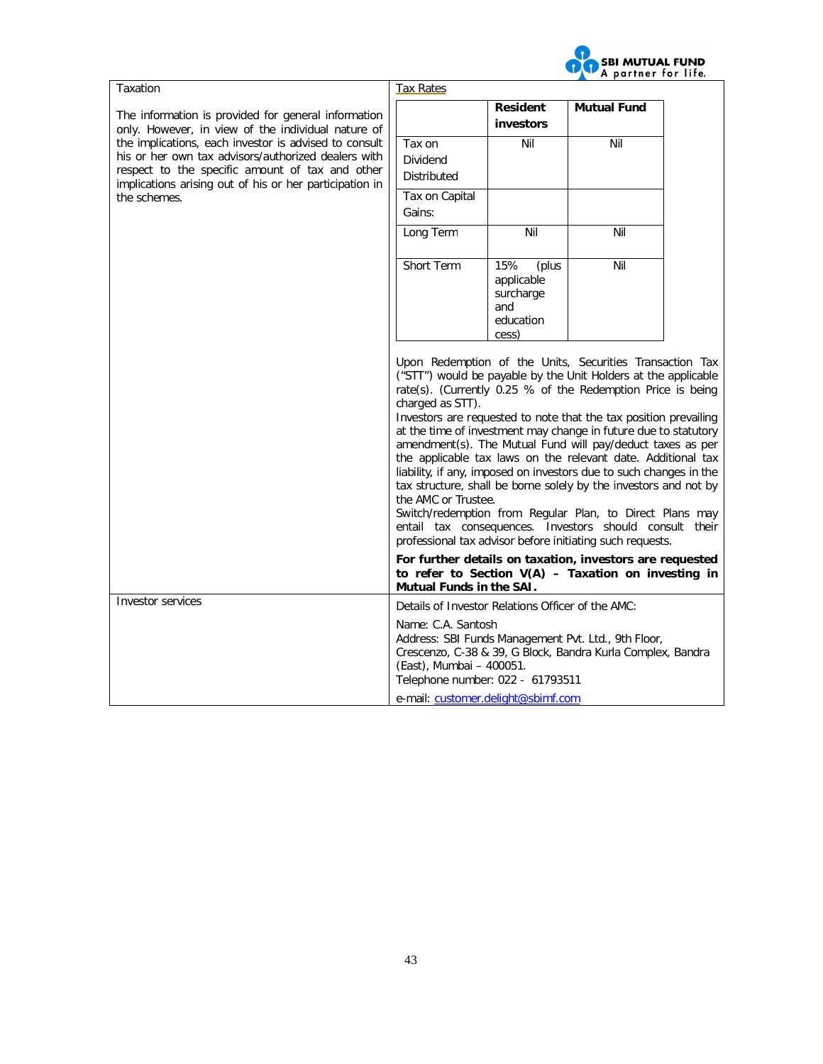| Taxation<br><br>The information is provided for general information only. However, in view of the individual nature of the implications, each investor is advised to consult his or her own tax advisors/authorized dealers with respect to the specific amount of tax and other implications arising out of his or her participation in the schemes. | Tax Rates (see table below)<br><br>Upon Redemption of the Units, Securities Transaction Tax ("STT") would be payable by the Unit Holders at the applicable rate(s). (Currently 0.25 % of the Redemption Price is being charged as STT).<br>Investors are requested to note that the tax position prevailing at the time of investment may change in future due to statutory amendment(s). The Mutual Fund will pay/deduct taxes as per the applicable tax laws on the relevant date. Additional tax liability, if any, imposed on investors due to such changes in the tax structure, shall be borne solely by the investors and not by the AMC or Trustee.<br>Switch/redemption from Regular Plan, to Direct Plans may entail tax consequences. Investors should consult their professional tax advisor before initiating such requests.<br><br>**For further details on taxation, investors are requested to refer to Section V(A) – Taxation on investing in Mutual Funds in the SAI.** |
|---|---|
| Investor services | Details of Investor Relations Officer of the AMC:<br><br>Name: C.A. Santosh<br>Address: SBI Funds Management Pvt. Ltd., 9th Floor, Crescenzo, C-38 & 39, G Block, Bandra Kurla Complex, Bandra (East), Mumbai – 400051.<br>Telephone number: 022 - 61793511<br><br>e-mail: customer.delight@sbimf.com |

**Tax Rates**

| | **Resident investors** | **Mutual Fund** |
|---|---|---|
| Tax on Dividend Distributed | Nil | Nil |
| Tax on Capital Gains: | | |
| Long Term | Nil | Nil |
| Short Term | 15% (plus applicable surcharge and education cess) | Nil |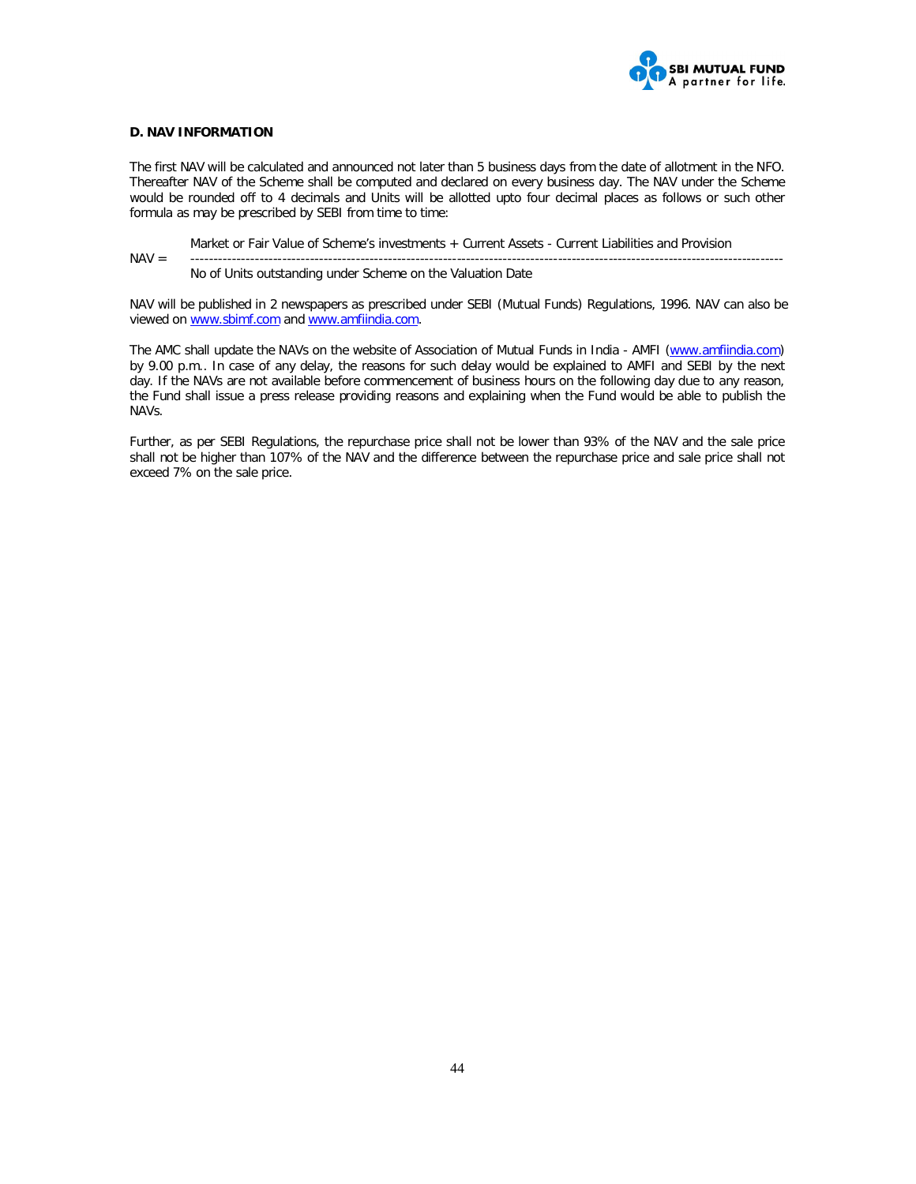### D. NAV INFORMATION

The first NAV will be calculated and announced not later than 5 business days from the date of allotment in the NFO. Thereafter NAV of the Scheme shall be computed and declared on every business day. The NAV under the Scheme would be rounded off to 4 decimals and Units will be allotted upto four decimal places as follows or such other formula as may be prescribed by SEBI from time to time:

$$\text{NAV} = \frac{\text{Market or Fair Value of Scheme's investments + Current Assets - Current Liabilities and Provision}}{\text{No of Units outstanding under Scheme on the Valuation Date}}$$

NAV will be published in 2 newspapers as prescribed under SEBI (Mutual Funds) Regulations, 1996. NAV can also be viewed on www.sbimf.com and www.amfiindia.com.

The AMC shall update the NAVs on the website of Association of Mutual Funds in India - AMFI (www.amfiindia.com) by 9.00 p.m.. In case of any delay, the reasons for such delay would be explained to AMFI and SEBI by the next day. If the NAVs are not available before commencement of business hours on the following day due to any reason, the Fund shall issue a press release providing reasons and explaining when the Fund would be able to publish the NAVs.

Further, as per SEBI Regulations, the repurchase price shall not be lower than 93% of the NAV and the sale price shall not be higher than 107% of the NAV and the difference between the repurchase price and sale price shall not exceed 7% on the sale price.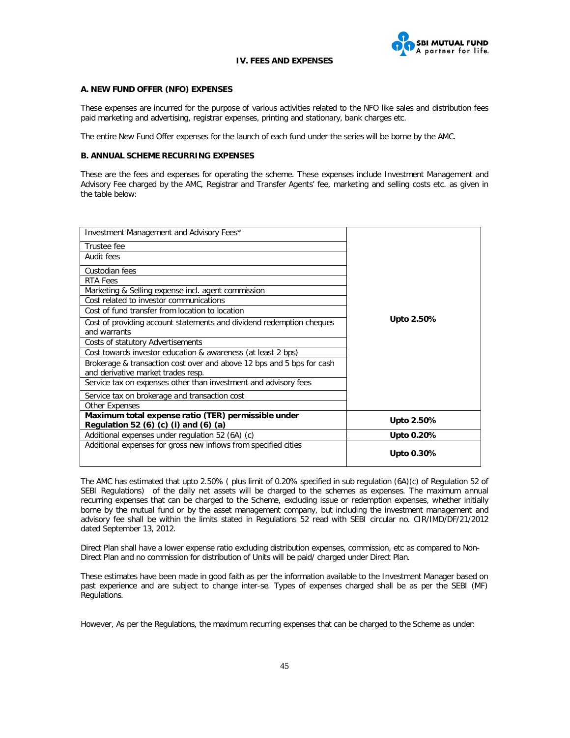## IV. FEES AND EXPENSES

### A. NEW FUND OFFER (NFO) EXPENSES

These expenses are incurred for the purpose of various activities related to the NFO like sales and distribution fees paid marketing and advertising, registrar expenses, printing and stationary, bank charges etc.

The entire New Fund Offer expenses for the launch of each fund under the series will be borne by the AMC.

### B. ANNUAL SCHEME RECURRING EXPENSES

These are the fees and expenses for operating the scheme. These expenses include Investment Management and Advisory Fee charged by the AMC, Registrar and Transfer Agents' fee, marketing and selling costs etc. as given in the table below:

| Expense Head | % |
|---|---|
| Investment Management and Advisory Fees* | Upto 2.50% |
| Trustee fee | |
| Audit fees | |
| Custodian fees | |
| RTA Fees | |
| Marketing & Selling expense incl. agent commission | |
| Cost related to investor communications | |
| Cost of fund transfer from location to location | |
| Cost of providing account statements and dividend redemption cheques and warrants | |
| Costs of statutory Advertisements | |
| Cost towards investor education & awareness (at least 2 bps) | |
| Brokerage & transaction cost over and above 12 bps and 5 bps for cash and derivative market trades resp. | |
| Service tax on expenses other than investment and advisory fees | |
| Service tax on brokerage and transaction cost | |
| Other Expenses | |
| **Maximum total expense ratio (TER) permissible under Regulation 52 (6) (c) (i) and (6) (a)** | **Upto 2.50%** |
| Additional expenses under regulation 52 (6A) (c) | **Upto 0.20%** |
| Additional expenses for gross new inflows from specified cities | **Upto 0.30%** |

The AMC has estimated that upto 2.50% ( plus limit of 0.20% specified in sub regulation (6A)(c) of Regulation 52 of SEBI Regulations) of the daily net assets will be charged to the schemes as expenses. The maximum annual recurring expenses that can be charged to the Scheme, excluding issue or redemption expenses, whether initially borne by the mutual fund or by the asset management company, but including the investment management and advisory fee shall be within the limits stated in Regulations 52 read with SEBI circular no. CIR/IMD/DF/21/2012 dated September 13, 2012.

Direct Plan shall have a lower expense ratio excluding distribution expenses, commission, etc as compared to Non-Direct Plan and no commission for distribution of Units will be paid/ charged under Direct Plan.

These estimates have been made in good faith as per the information available to the Investment Manager based on past experience and are subject to change inter-se. Types of expenses charged shall be as per the SEBI (MF) Regulations.

However, As per the Regulations, the maximum recurring expenses that can be charged to the Scheme as under: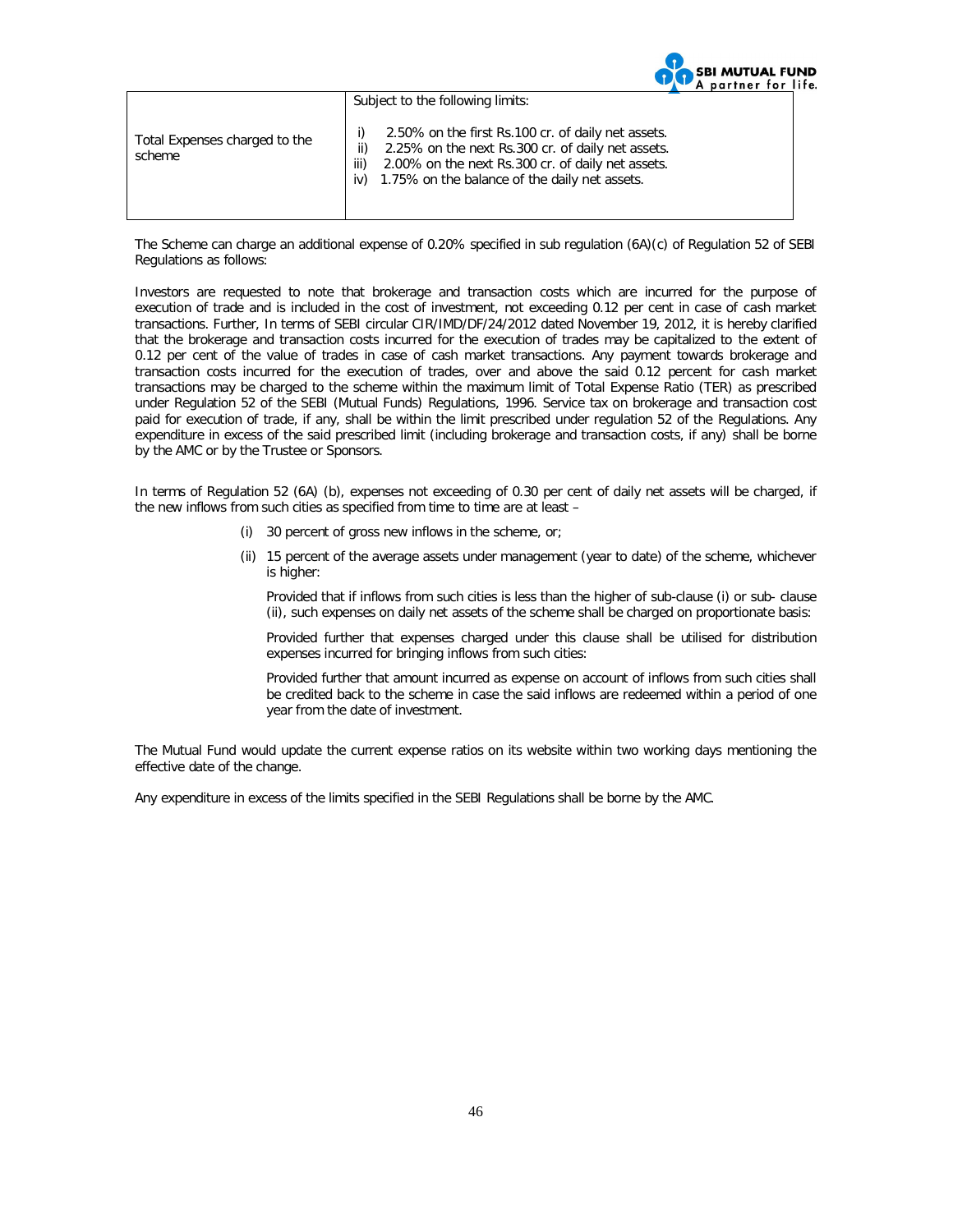| Total Expenses charged to the scheme | Subject to the following limits:<br><br>i) 2.50% on the first Rs.100 cr. of daily net assets.<br>ii) 2.25% on the next Rs.300 cr. of daily net assets.<br>iii) 2.00% on the next Rs.300 cr. of daily net assets.<br>iv) 1.75% on the balance of the daily net assets. |
|---|---|

The Scheme can charge an additional expense of 0.20% specified in sub regulation (6A)(c) of Regulation 52 of SEBI Regulations as follows:

Investors are requested to note that brokerage and transaction costs which are incurred for the purpose of execution of trade and is included in the cost of investment, not exceeding 0.12 per cent in case of cash market transactions. Further, In terms of SEBI circular CIR/IMD/DF/24/2012 dated November 19, 2012, it is hereby clarified that the brokerage and transaction costs incurred for the execution of trades may be capitalized to the extent of 0.12 per cent of the value of trades in case of cash market transactions. Any payment towards brokerage and transaction costs incurred for the execution of trades, over and above the said 0.12 percent for cash market transactions may be charged to the scheme within the maximum limit of Total Expense Ratio (TER) as prescribed under Regulation 52 of the SEBI (Mutual Funds) Regulations, 1996. Service tax on brokerage and transaction cost paid for execution of trade, if any, shall be within the limit prescribed under regulation 52 of the Regulations. Any expenditure in excess of the said prescribed limit (including brokerage and transaction costs, if any) shall be borne by the AMC or by the Trustee or Sponsors.

In terms of Regulation 52 (6A) (b), expenses not exceeding of 0.30 per cent of daily net assets will be charged, if the new inflows from such cities as specified from time to time are at least –

(i) 30 percent of gross new inflows in the scheme, or;

(ii) 15 percent of the average assets under management (year to date) of the scheme, whichever is higher:

Provided that if inflows from such cities is less than the higher of sub-clause (i) or sub- clause (ii), such expenses on daily net assets of the scheme shall be charged on proportionate basis:

Provided further that expenses charged under this clause shall be utilised for distribution expenses incurred for bringing inflows from such cities:

Provided further that amount incurred as expense on account of inflows from such cities shall be credited back to the scheme in case the said inflows are redeemed within a period of one year from the date of investment.

The Mutual Fund would update the current expense ratios on its website within two working days mentioning the effective date of the change.

Any expenditure in excess of the limits specified in the SEBI Regulations shall be borne by the AMC.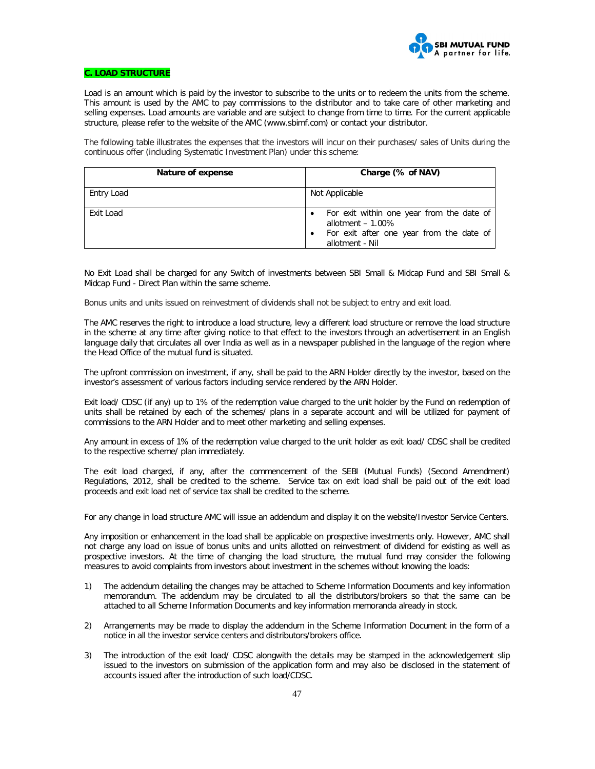## C. LOAD STRUCTURE

Load is an amount which is paid by the investor to subscribe to the units or to redeem the units from the scheme. This amount is used by the AMC to pay commissions to the distributor and to take care of other marketing and selling expenses. Load amounts are variable and are subject to change from time to time. For the current applicable structure, please refer to the website of the AMC (www.sbimf.com) or contact your distributor.

The following table illustrates the expenses that the investors will incur on their purchases/ sales of Units during the continuous offer (including Systematic Investment Plan) under this scheme:

| Nature of expense | Charge (% of NAV) |
|---|---|
| Entry Load | Not Applicable |
| Exit Load | • For exit within one year from the date of allotment – 1.00%<br>• For exit after one year from the date of allotment - Nil |

No Exit Load shall be charged for any Switch of investments between SBI Small & Midcap Fund and SBI Small & Midcap Fund - Direct Plan within the same scheme.

Bonus units and units issued on reinvestment of dividends shall not be subject to entry and exit load.

The AMC reserves the right to introduce a load structure, levy a different load structure or remove the load structure in the scheme at any time after giving notice to that effect to the investors through an advertisement in an English language daily that circulates all over India as well as in a newspaper published in the language of the region where the Head Office of the mutual fund is situated.

The upfront commission on investment, if any, shall be paid to the ARN Holder directly by the investor, based on the investor's assessment of various factors including service rendered by the ARN Holder.

Exit load/ CDSC (if any) up to 1% of the redemption value charged to the unit holder by the Fund on redemption of units shall be retained by each of the schemes/ plans in a separate account and will be utilized for payment of commissions to the ARN Holder and to meet other marketing and selling expenses.

Any amount in excess of 1% of the redemption value charged to the unit holder as exit load/ CDSC shall be credited to the respective scheme/ plan immediately.

The exit load charged, if any, after the commencement of the SEBI (Mutual Funds) (Second Amendment) Regulations, 2012, shall be credited to the scheme. Service tax on exit load shall be paid out of the exit load proceeds and exit load net of service tax shall be credited to the scheme.

For any change in load structure AMC will issue an addendum and display it on the website/Investor Service Centers.

Any imposition or enhancement in the load shall be applicable on prospective investments only. However, AMC shall not charge any load on issue of bonus units and units allotted on reinvestment of dividend for existing as well as prospective investors. At the time of changing the load structure, the mutual fund may consider the following measures to avoid complaints from investors about investment in the schemes without knowing the loads:

1) The addendum detailing the changes may be attached to Scheme Information Documents and key information memorandum. The addendum may be circulated to all the distributors/brokers so that the same can be attached to all Scheme Information Documents and key information memoranda already in stock.

2) Arrangements may be made to display the addendum in the Scheme Information Document in the form of a notice in all the investor service centers and distributors/brokers office.

3) The introduction of the exit load/ CDSC alongwith the details may be stamped in the acknowledgement slip issued to the investors on submission of the application form and may also be disclosed in the statement of accounts issued after the introduction of such load/CDSC.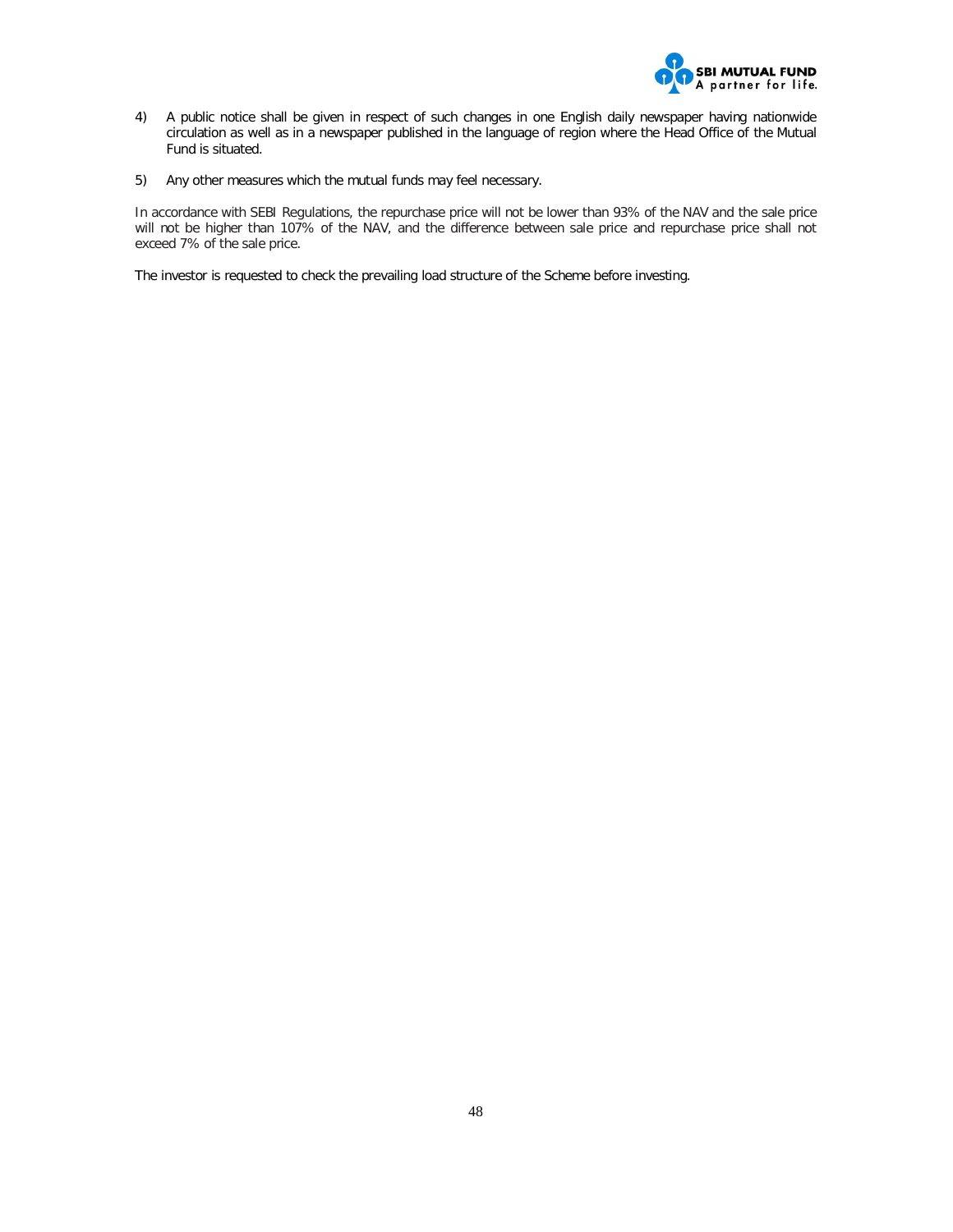4) A public notice shall be given in respect of such changes in one English daily newspaper having nationwide circulation as well as in a newspaper published in the language of region where the Head Office of the Mutual Fund is situated.

5) Any other measures which the mutual funds may feel necessary.

In accordance with SEBI Regulations, the repurchase price will not be lower than 93% of the NAV and the sale price will not be higher than 107% of the NAV, and the difference between sale price and repurchase price shall not exceed 7% of the sale price.

The investor is requested to check the prevailing load structure of the Scheme before investing.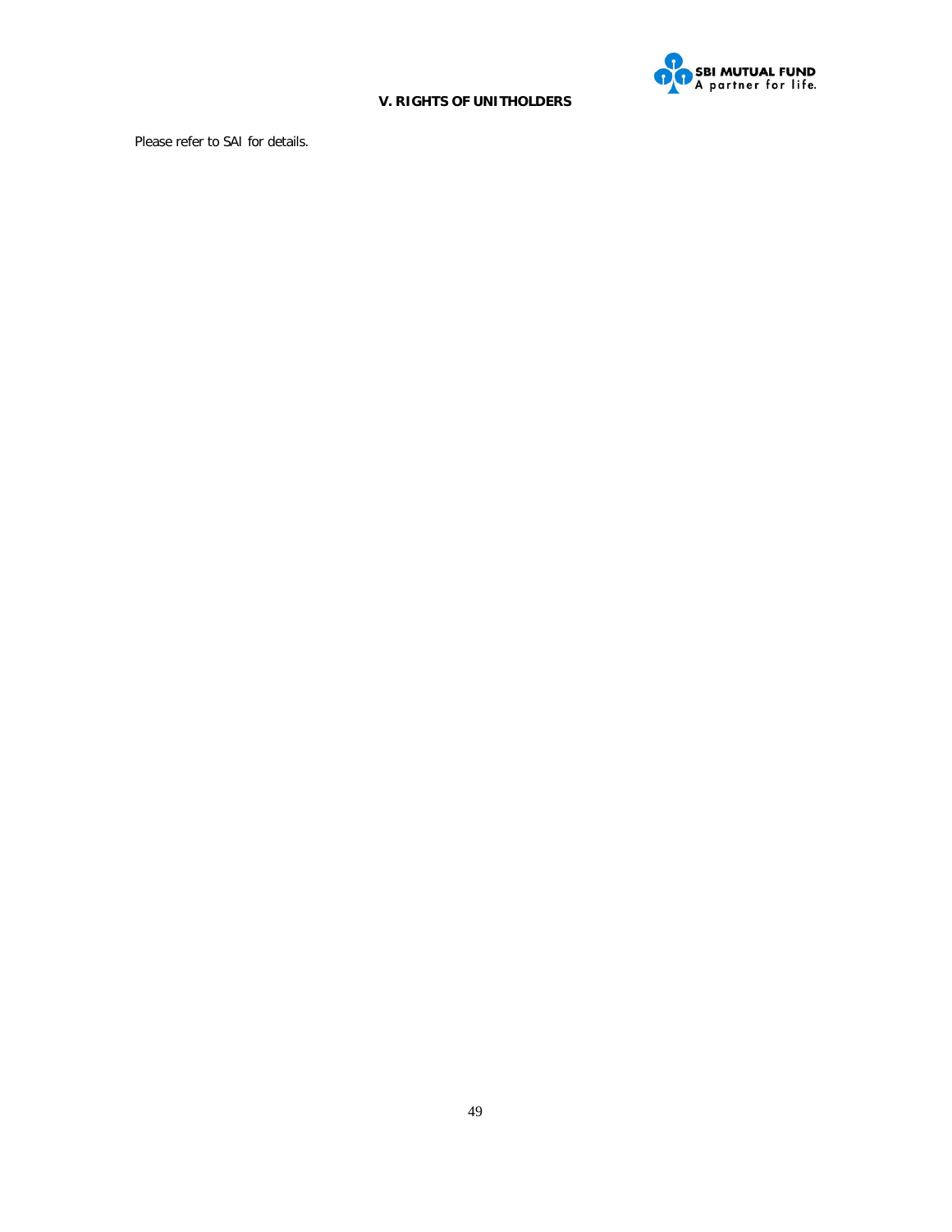## V. RIGHTS OF UNITHOLDERS

Please refer to SAI for details.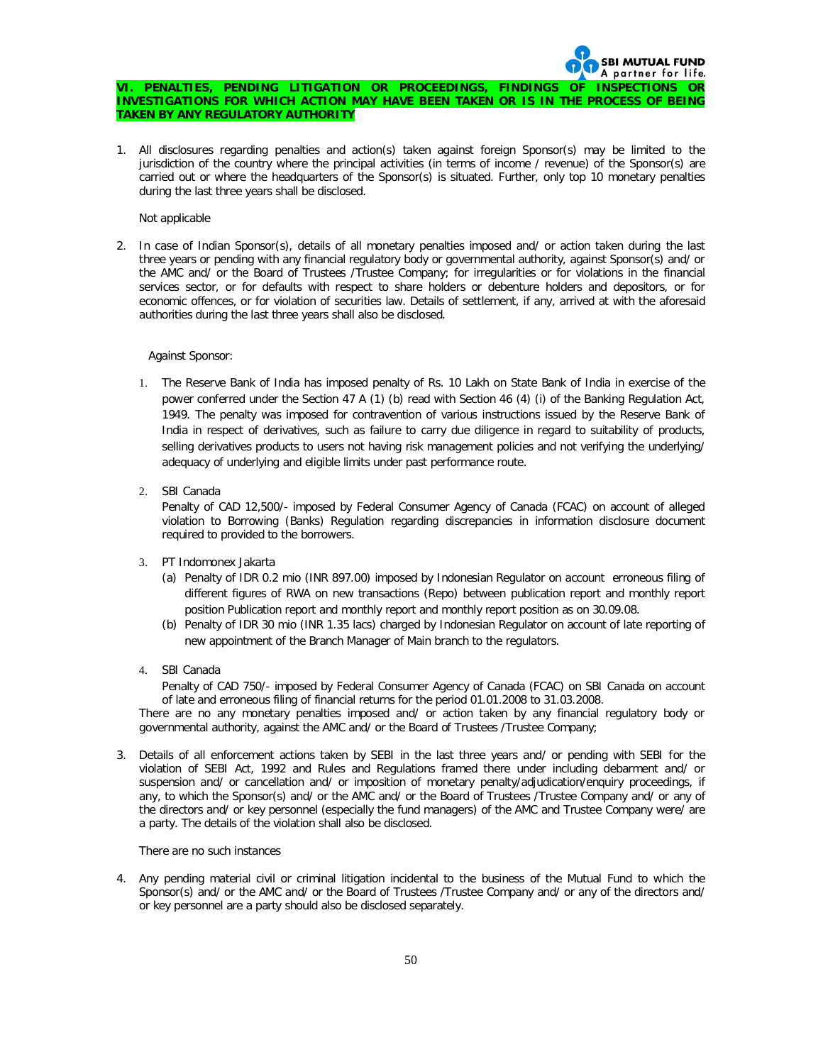**VI. PENALTIES, PENDING LITIGATION OR PROCEEDINGS, FINDINGS OF INSPECTIONS OR INVESTIGATIONS FOR WHICH ACTION MAY HAVE BEEN TAKEN OR IS IN THE PROCESS OF BEING TAKEN BY ANY REGULATORY AUTHORITY**

1. All disclosures regarding penalties and action(s) taken against foreign Sponsor(s) may be limited to the jurisdiction of the country where the principal activities (in terms of income / revenue) of the Sponsor(s) are carried out or where the headquarters of the Sponsor(s) is situated. Further, only top 10 monetary penalties during the last three years shall be disclosed.

   Not applicable

2. In case of Indian Sponsor(s), details of all monetary penalties imposed and/ or action taken during the last three years or pending with any financial regulatory body or governmental authority, against Sponsor(s) and/ or the AMC and/ or the Board of Trustees /Trustee Company; for irregularities or for violations in the financial services sector, or for defaults with respect to share holders or debenture holders and depositors, or for economic offences, or for violation of securities law. Details of settlement, if any, arrived at with the aforesaid authorities during the last three years shall also be disclosed.

   Against Sponsor:

   1. The Reserve Bank of India has imposed penalty of Rs. 10 Lakh on State Bank of India in exercise of the power conferred under the Section 47 A (1) (b) read with Section 46 (4) (i) of the Banking Regulation Act, 1949. The penalty was imposed for contravention of various instructions issued by the Reserve Bank of India in respect of derivatives, such as failure to carry due diligence in regard to suitability of products, selling derivatives products to users not having risk management policies and not verifying the underlying/ adequacy of underlying and eligible limits under past performance route.

   2. SBI Canada
      Penalty of CAD 12,500/- imposed by Federal Consumer Agency of Canada (FCAC) on account of alleged violation to Borrowing (Banks) Regulation regarding discrepancies in information disclosure document required to provided to the borrowers.

   3. PT Indomonex Jakarta
      (a) Penalty of IDR 0.2 mio (INR 897.00) imposed by Indonesian Regulator on account erroneous filing of different figures of RWA on new transactions (Repo) between publication report and monthly report position Publication report and monthly report and monthly report position as on 30.09.08.
      (b) Penalty of IDR 30 mio (INR 1.35 lacs) charged by Indonesian Regulator on account of late reporting of new appointment of the Branch Manager of Main branch to the regulators.

   4. SBI Canada
      Penalty of CAD 750/- imposed by Federal Consumer Agency of Canada (FCAC) on SBI Canada on account of late and erroneous filing of financial returns for the period 01.01.2008 to 31.03.2008.

   There are no any monetary penalties imposed and/ or action taken by any financial regulatory body or governmental authority, against the AMC and/ or the Board of Trustees /Trustee Company;

3. Details of all enforcement actions taken by SEBI in the last three years and/ or pending with SEBI for the violation of SEBI Act, 1992 and Rules and Regulations framed there under including debarment and/ or suspension and/ or cancellation and/ or imposition of monetary penalty/adjudication/enquiry proceedings, if any, to which the Sponsor(s) and/ or the AMC and/ or the Board of Trustees /Trustee Company and/ or any of the directors and/ or key personnel (especially the fund managers) of the AMC and Trustee Company were/ are a party. The details of the violation shall also be disclosed.

   There are no such instances

4. Any pending material civil or criminal litigation incidental to the business of the Mutual Fund to which the Sponsor(s) and/ or the AMC and/ or the Board of Trustees /Trustee Company and/ or any of the directors and/ or key personnel are a party should also be disclosed separately.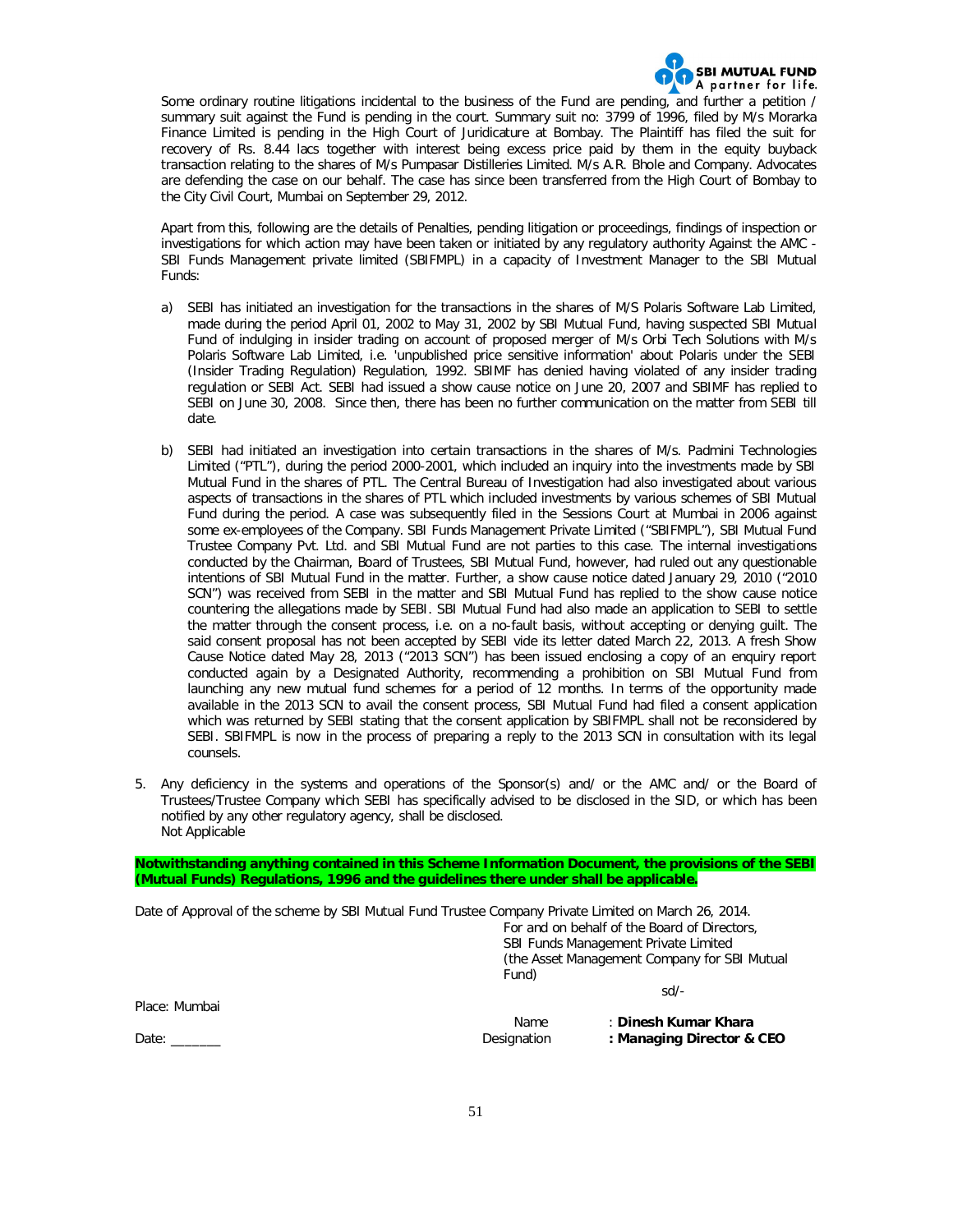Some ordinary routine litigations incidental to the business of the Fund are pending, and further a petition / summary suit against the Fund is pending in the court. Summary suit no: 3799 of 1996, filed by M/s Morarka Finance Limited is pending in the High Court of Juridicature at Bombay. The Plaintiff has filed the suit for recovery of Rs. 8.44 lacs together with interest being excess price paid by them in the equity buyback transaction relating to the shares of M/s Pumpasar Distilleries Limited. M/s A.R. Bhole and Company. Advocates are defending the case on our behalf. The case has since been transferred from the High Court of Bombay to the City Civil Court, Mumbai on September 29, 2012.

Apart from this, following are the details of Penalties, pending litigation or proceedings, findings of inspection or investigations for which action may have been taken or initiated by any regulatory authority Against the AMC - SBI Funds Management private limited (SBIFMPL) in a capacity of Investment Manager to the SBI Mutual Funds:

a) SEBI has initiated an investigation for the transactions in the shares of M/S Polaris Software Lab Limited, made during the period April 01, 2002 to May 31, 2002 by SBI Mutual Fund, having suspected SBI Mutual Fund of indulging in insider trading on account of proposed merger of M/s Orbi Tech Solutions with M/s Polaris Software Lab Limited, i.e. 'unpublished price sensitive information' about Polaris under the SEBI (Insider Trading Regulation) Regulation, 1992. SBIMF has denied having violated of any insider trading regulation or SEBI Act. SEBI had issued a show cause notice on June 20, 2007 and SBIMF has replied to SEBI on June 30, 2008. Since then, there has been no further communication on the matter from SEBI till date.

b) SEBI had initiated an investigation into certain transactions in the shares of M/s. Padmini Technologies Limited ("PTL"), during the period 2000-2001, which included an inquiry into the investments made by SBI Mutual Fund in the shares of PTL. The Central Bureau of Investigation had also investigated about various aspects of transactions in the shares of PTL which included investments by various schemes of SBI Mutual Fund during the period. A case was subsequently filed in the Sessions Court at Mumbai in 2006 against some ex-employees of the Company. SBI Funds Management Private Limited ("SBIFMPL"), SBI Mutual Fund Trustee Company Pvt. Ltd. and SBI Mutual Fund are not parties to this case. The internal investigations conducted by the Chairman, Board of Trustees, SBI Mutual Fund, however, had ruled out any questionable intentions of SBI Mutual Fund in the matter. Further, a show cause notice dated January 29, 2010 ("2010 SCN") was received from SEBI in the matter and SBI Mutual Fund has replied to the show cause notice countering the allegations made by SEBI. SBI Mutual Fund had also made an application to SEBI to settle the matter through the consent process, i.e. on a no-fault basis, without accepting or denying guilt. The said consent proposal has not been accepted by SEBI vide its letter dated March 22, 2013. A fresh Show Cause Notice dated May 28, 2013 ("2013 SCN") has been issued enclosing a copy of an enquiry report conducted again by a Designated Authority, recommending a prohibition on SBI Mutual Fund from launching any new mutual fund schemes for a period of 12 months. In terms of the opportunity made available in the 2013 SCN to avail the consent process, SBI Mutual Fund had filed a consent application which was returned by SEBI stating that the consent application by SBIFMPL shall not be reconsidered by SEBI. SBIFMPL is now in the process of preparing a reply to the 2013 SCN in consultation with its legal counsels.

5. Any deficiency in the systems and operations of the Sponsor(s) and/ or the AMC and/ or the Board of Trustees/Trustee Company which SEBI has specifically advised to be disclosed in the SID, or which has been notified by any other regulatory agency, shall be disclosed.
Not Applicable

**Notwithstanding anything contained in this Scheme Information Document, the provisions of the SEBI (Mutual Funds) Regulations, 1996 and the guidelines there under shall be applicable.**

Date of Approval of the scheme by SBI Mutual Fund Trustee Company Private Limited on March 26, 2014.

For and on behalf of the Board of Directors,
SBI Funds Management Private Limited
(the Asset Management Company for SBI Mutual Fund)

sd/-

Place: Mumbai

Name : **Dinesh Kumar Khara**

Date: _______ Designation **: Managing Director & CEO**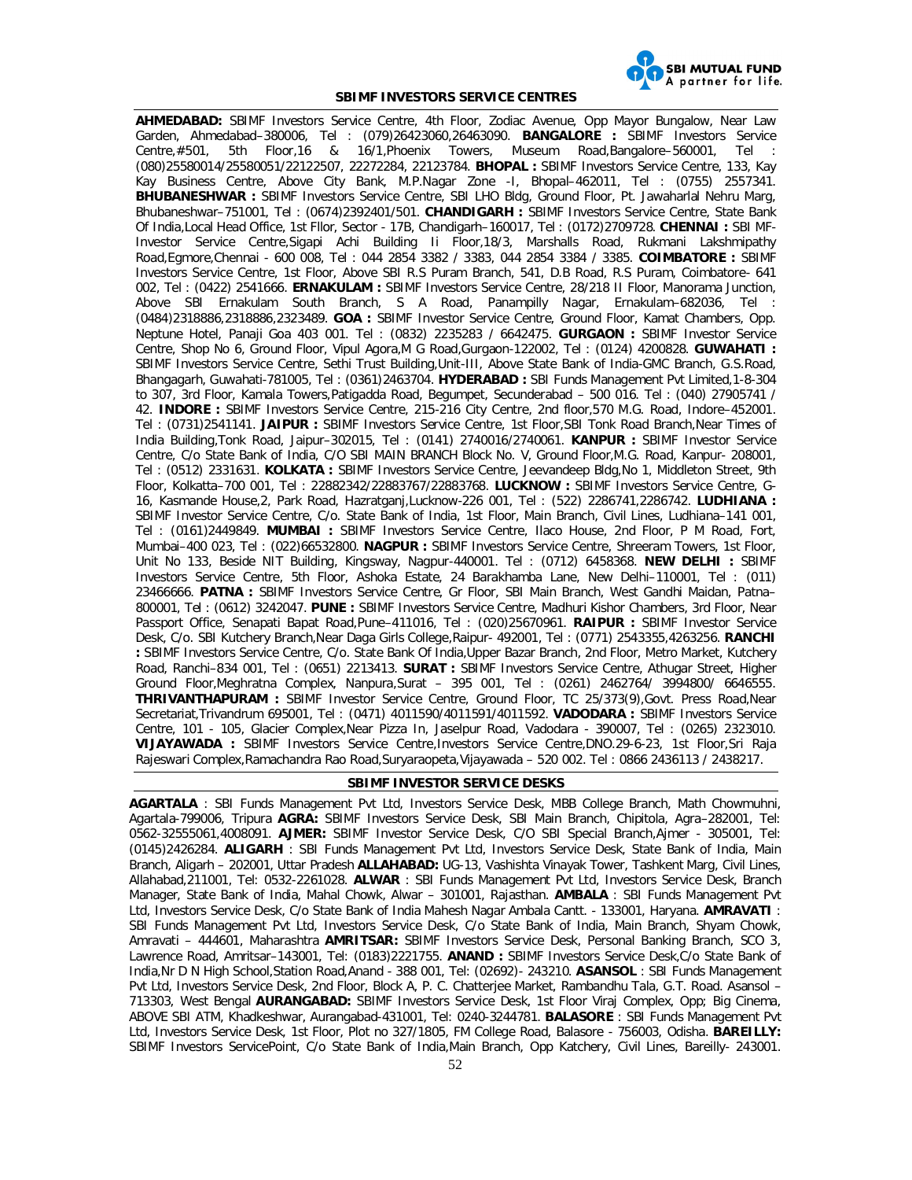## SBIMF INVESTORS SERVICE CENTRES

**AHMEDABAD:** SBIMF Investors Service Centre, 4th Floor, Zodiac Avenue, Opp Mayor Bungalow, Near Law Garden, Ahmedabad–380006, Tel : (079)26423060,26463090. **BANGALORE :** SBIMF Investors Service Centre,#501, 5th Floor,16 & 16/1,Phoenix Towers, Museum Road,Bangalore–560001, Tel : (080)25580014/25580051/22122507, 22272284, 22123784. **BHOPAL :** SBIMF Investors Service Centre, 133, Kay Kay Business Centre, Above City Bank, M.P.Nagar Zone -I, Bhopal–462011, Tel : (0755) 2557341. **BHUBANESHWAR :** SBIMF Investors Service Centre, SBI LHO Bldg, Ground Floor, Pt. Jawaharlal Nehru Marg, Bhubaneshwar–751001, Tel : (0674)2392401/501. **CHANDIGARH :** SBIMF Investors Service Centre, State Bank Of India,Local Head Office, 1st Fllor, Sector - 17B, Chandigarh–160017, Tel : (0172)2709728. **CHENNAI :** SBI MF-Investor Service Centre,Sigapi Achi Building Ii Floor,18/3, Marshalls Road, Rukmani Lakshmipathy Road,Egmore,Chennai - 600 008, Tel : 044 2854 3382 / 3383, 044 2854 3384 / 3385. **COIMBATORE :** SBIMF Investors Service Centre, 1st Floor, Above SBI R.S Puram Branch, 541, D.B Road, R.S Puram, Coimbatore- 641 002, Tel : (0422) 2541666. **ERNAKULAM :** SBIMF Investors Service Centre, 28/218 II Floor, Manorama Junction, Above SBI Ernakulam South Branch, S A Road, Panampilly Nagar, Ernakulam–682036, Tel : (0484)2318886,2318886,2323489. **GOA :** SBIMF Investor Service Centre, Ground Floor, Kamat Chambers, Opp. Neptune Hotel, Panaji Goa 403 001. Tel : (0832) 2235283 / 6642475. **GURGAON :** SBIMF Investor Service Centre, Shop No 6, Ground Floor, Vipul Agora,M G Road,Gurgaon-122002, Tel : (0124) 4200828. **GUWAHATI :** SBIMF Investors Service Centre, Sethi Trust Building,Unit-III, Above State Bank of India-GMC Branch, G.S.Road, Bhangagarh, Guwahati-781005, Tel : (0361)2463704. **HYDERABAD :** SBI Funds Management Pvt Limited,1-8-304 to 307, 3rd Floor, Kamala Towers,Patigadda Road, Begumpet, Secunderabad – 500 016. Tel : (040) 27905741 / 42. **INDORE :** SBIMF Investors Service Centre, 215-216 City Centre, 2nd floor,570 M.G. Road, Indore–452001. Tel : (0731)2541141. **JAIPUR :** SBIMF Investors Service Centre, 1st Floor,SBI Tonk Road Branch,Near Times of India Building,Tonk Road, Jaipur–302015, Tel : (0141) 2740016/2740061. **KANPUR :** SBIMF Investor Service Centre, C/o State Bank of India, C/O SBI MAIN BRANCH Block No. V, Ground Floor,M.G. Road, Kanpur- 208001, Tel : (0512) 2331631. **KOLKATA :** SBIMF Investors Service Centre, Jeevandeep Bldg,No 1, Middleton Street, 9th Floor, Kolkatta–700 001, Tel : 22882342/22883767/22883768. **LUCKNOW :** SBIMF Investors Service Centre, G-16, Kasmande House,2, Park Road, Hazratganj,Lucknow-226 001, Tel : (522) 2286741,2286742. **LUDHIANA :** SBIMF Investor Service Centre, C/o. State Bank of India, 1st Floor, Main Branch, Civil Lines, Ludhiana–141 001, Tel : (0161)2449849. **MUMBAI :** SBIMF Investors Service Centre, Ilaco House, 2nd Floor, P M Road, Fort, Mumbai–400 023, Tel : (022)66532800. **NAGPUR :** SBIMF Investors Service Centre, Shreeram Towers, 1st Floor, Unit No 133, Beside NIT Building, Kingsway, Nagpur-440001. Tel : (0712) 6458368. **NEW DELHI :** SBIMF Investors Service Centre, 5th Floor, Ashoka Estate, 24 Barakhamba Lane, New Delhi–110001, Tel : (011) 23466666. **PATNA :** SBIMF Investors Service Centre, Gr Floor, SBI Main Branch, West Gandhi Maidan, Patna–800001, Tel : (0612) 3242047. **PUNE :** SBIMF Investors Service Centre, Madhuri Kishor Chambers, 3rd Floor, Near Passport Office, Senapati Bapat Road,Pune–411016, Tel : (020)25670961. **RAIPUR :** SBIMF Investor Service Desk, C/o. SBI Kutchery Branch,Near Daga Girls College,Raipur- 492001, Tel : (0771) 2543355,4263256. **RANCHI :** SBIMF Investors Service Centre, C/o. State Bank Of India,Upper Bazar Branch, 2nd Floor, Metro Market, Kutchery Road, Ranchi–834 001, Tel : (0651) 2213413. **SURAT :** SBIMF Investors Service Centre, Athugar Street, Higher Ground Floor,Meghratna Complex, Nanpura,Surat – 395 001, Tel : (0261) 2462764/ 3994800/ 6646555. **THRIVANTHAPURAM :** SBIMF Investor Service Centre, Ground Floor, TC 25/373(9),Govt. Press Road,Near Secretariat,Trivandrum 695001, Tel : (0471) 4011590/4011591/4011592. **VADODARA :** SBIMF Investors Service Centre, 101 - 105, Glacier Complex,Near Pizza In, Jaselpur Road, Vadodara - 390007, Tel : (0265) 2323010. **VIJAYAWADA :** SBIMF Investors Service Centre,Investors Service Centre,DNO.29-6-23, 1st Floor,Sri Raja Rajeswari Complex,Ramachandra Rao Road,Suryaraopeta,Vijayawada – 520 002. Tel : 0866 2436113 / 2438217.

## SBIMF INVESTOR SERVICE DESKS

**AGARTALA** : SBI Funds Management Pvt Ltd, Investors Service Desk, MBB College Branch, Math Chowmuhni, Agartala-799006, Tripura **AGRA:** SBIMF Investors Service Desk, SBI Main Branch, Chipitola, Agra–282001, Tel: 0562-32555061,4008091. **AJMER:** SBIMF Investor Service Desk, C/O SBI Special Branch,Ajmer - 305001, Tel: (0145)2426284. **ALIGARH** : SBI Funds Management Pvt Ltd, Investors Service Desk, State Bank of India, Main Branch, Aligarh – 202001, Uttar Pradesh **ALLAHABAD:** UG-13, Vashishta Vinayak Tower, Tashkent Marg, Civil Lines, Allahabad,211001, Tel: 0532-2261028. **ALWAR** : SBI Funds Management Pvt Ltd, Investors Service Desk, Branch Manager, State Bank of India, Mahal Chowk, Alwar – 301001, Rajasthan. **AMBALA** : SBI Funds Management Pvt Ltd, Investors Service Desk, C/o State Bank of India Mahesh Nagar Ambala Cantt. - 133001, Haryana. **AMRAVATI** : SBI Funds Management Pvt Ltd, Investors Service Desk, C/o State Bank of India, Main Branch, Shyam Chowk, Amravati – 444601, Maharashtra **AMRITSAR:** SBIMF Investors Service Desk, Personal Banking Branch, SCO 3, Lawrence Road, Amritsar–143001, Tel: (0183)2221755. **ANAND :** SBIMF Investors Service Desk,C/o State Bank of India,Nr D N High School,Station Road,Anand - 388 001, Tel: (02692)- 243210. **ASANSOL** : SBI Funds Management Pvt Ltd, Investors Service Desk, 2nd Floor, Block A, P. C. Chatterjee Market, Rambandhu Tala, G.T. Road. Asansol – 713303, West Bengal **AURANGABAD:** SBIMF Investors Service Desk, 1st Floor Viraj Complex, Opp; Big Cinema, ABOVE SBI ATM, Khadkeshwar, Aurangabad-431001, Tel: 0240-3244781. **BALASORE** : SBI Funds Management Pvt Ltd, Investors Service Desk, 1st Floor, Plot no 327/1805, FM College Road, Balasore - 756003, Odisha. **BAREILLY:** SBIMF Investors ServicePoint, C/o State Bank of India,Main Branch, Opp Katchery, Civil Lines, Bareilly- 243001.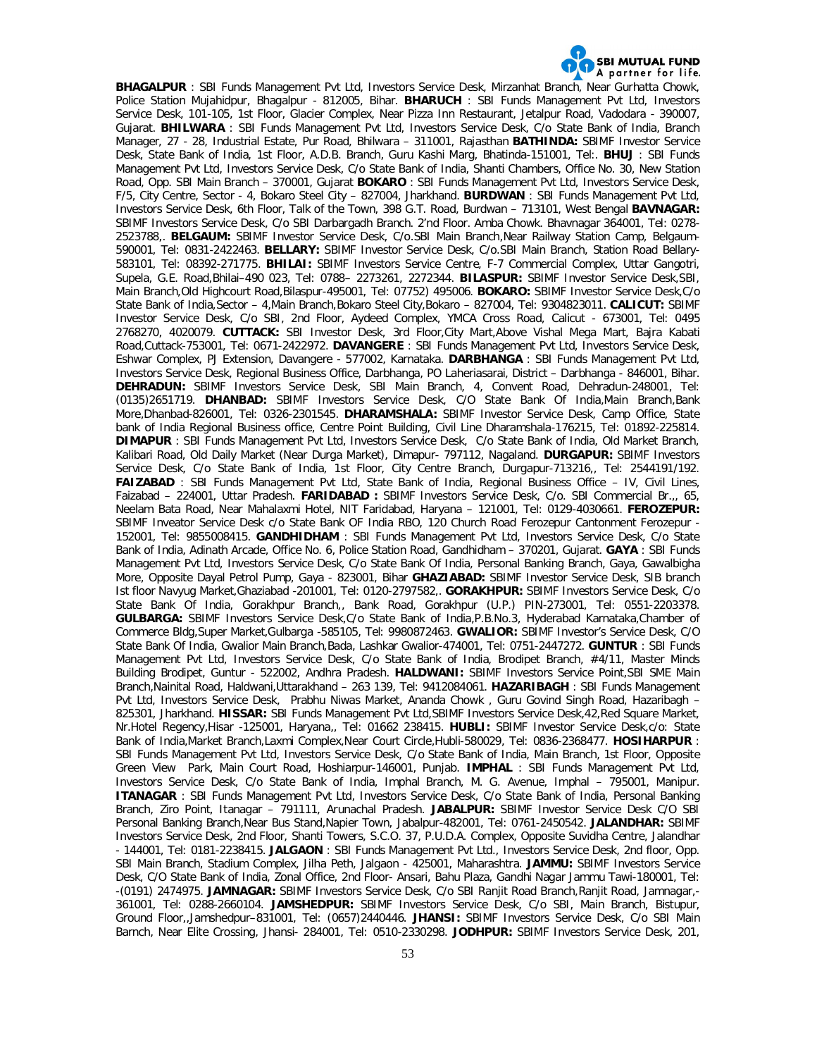**BHAGALPUR** : SBI Funds Management Pvt Ltd, Investors Service Desk, Mirzanhat Branch, Near Gurhatta Chowk, Police Station Mujahidpur, Bhagalpur - 812005, Bihar. **BHARUCH** : SBI Funds Management Pvt Ltd, Investors Service Desk, 101-105, 1st Floor, Glacier Complex, Near Pizza Inn Restaurant, Jetalpur Road, Vadodara - 390007, Gujarat. **BHILWARA** : SBI Funds Management Pvt Ltd, Investors Service Desk, C/o State Bank of India, Branch Manager, 27 - 28, Industrial Estate, Pur Road, Bhilwara – 311001, Rajasthan **BATHINDA:** SBIMF Investor Service Desk, State Bank of India, 1st Floor, A.D.B. Branch, Guru Kashi Marg, Bhatinda-151001, Tel:. **BHUJ** : SBI Funds Management Pvt Ltd, Investors Service Desk, C/o State Bank of India, Shanti Chambers, Office No. 30, New Station Road, Opp. SBI Main Branch – 370001, Gujarat **BOKARO** : SBI Funds Management Pvt Ltd, Investors Service Desk, F/5, City Centre, Sector - 4, Bokaro Steel City – 827004, Jharkhand. **BURDWAN** : SBI Funds Management Pvt Ltd, Investors Service Desk, 6th Floor, Talk of the Town, 398 G.T. Road, Burdwan – 713101, West Bengal **BAVNAGAR:** SBIMF Investors Service Desk, C/o SBI Darbargadh Branch. 2'nd Floor. Amba Chowk. Bhavnagar 364001, Tel: 0278-2523788,. **BELGAUM:** SBIMF Investor Service Desk, C/o.SBI Main Branch,Near Railway Station Camp, Belgaum-590001, Tel: 0831-2422463. **BELLARY:** SBIMF Investor Service Desk, C/o.SBI Main Branch, Station Road Bellary-583101, Tel: 08392-271775. **BHILAI:** SBIMF Investors Service Centre, F-7 Commercial Complex, Uttar Gangotri, Supela, G.E. Road,Bhilai–490 023, Tel: 0788– 2273261, 2272344. **BILASPUR:** SBIMF Investor Service Desk,SBI, Main Branch,Old Highcourt Road,Bilaspur-495001, Tel: 07752) 495006. **BOKARO:** SBIMF Investor Service Desk,C/o State Bank of India,Sector – 4,Main Branch,Bokaro Steel City,Bokaro – 827004, Tel: 9304823011. **CALICUT:** SBIMF Investor Service Desk, C/o SBI, 2nd Floor, Aydeed Complex, YMCA Cross Road, Calicut - 673001, Tel: 0495 2768270, 4020079. **CUTTACK:** SBI Investor Desk, 3rd Floor,City Mart,Above Vishal Mega Mart, Bajra Kabati Road,Cuttack-753001, Tel: 0671-2422972. **DAVANGERE** : SBI Funds Management Pvt Ltd, Investors Service Desk, Eshwar Complex, PJ Extension, Davangere - 577002, Karnataka. **DARBHANGA** : SBI Funds Management Pvt Ltd, Investors Service Desk, Regional Business Office, Darbhanga, PO Laheriasarai, District – Darbhanga - 846001, Bihar. **DEHRADUN:** SBIMF Investors Service Desk, SBI Main Branch, 4, Convent Road, Dehradun-248001, Tel: (0135)2651719. **DHANBAD:** SBIMF Investors Service Desk, C/O State Bank Of India,Main Branch,Bank More,Dhanbad-826001, Tel: 0326-2301545. **DHARAMSHALA:** SBIMF Investor Service Desk, Camp Office, State bank of India Regional Business office, Centre Point Building, Civil Line Dharamshala-176215, Tel: 01892-225814. **DIMAPUR** : SBI Funds Management Pvt Ltd, Investors Service Desk, C/o State Bank of India, Old Market Branch, Kalibari Road, Old Daily Market (Near Durga Market), Dimapur- 797112, Nagaland. **DURGAPUR:** SBIMF Investors Service Desk, C/o State Bank of India, 1st Floor, City Centre Branch, Durgapur-713216,, Tel: 2544191/192. **FAIZABAD** : SBI Funds Management Pvt Ltd, State Bank of India, Regional Business Office – IV, Civil Lines, Faizabad – 224001, Uttar Pradesh. **FARIDABAD :** SBIMF Investors Service Desk, C/o. SBI Commercial Br.,, 65, Neelam Bata Road, Near Mahalaxmi Hotel, NIT Faridabad, Haryana – 121001, Tel: 0129-4030661. **FEROZEPUR:** SBIMF Inveator Service Desk c/o State Bank OF India RBO, 120 Church Road Ferozepur Cantonment Ferozepur - 152001, Tel: 9855008415. **GANDHIDHAM** : SBI Funds Management Pvt Ltd, Investors Service Desk, C/o State Bank of India, Adinath Arcade, Office No. 6, Police Station Road, Gandhidham – 370201, Gujarat. **GAYA** : SBI Funds Management Pvt Ltd, Investors Service Desk, C/o State Bank Of India, Personal Banking Branch, Gaya, Gawalbigha More, Opposite Dayal Petrol Pump, Gaya - 823001, Bihar **GHAZIABAD:** SBIMF Investor Service Desk, SIB branch Ist floor Navyug Market,Ghaziabad -201001, Tel: 0120-2797582,. **GORAKHPUR:** SBIMF Investors Service Desk, C/o State Bank Of India, Gorakhpur Branch,, Bank Road, Gorakhpur (U.P.) PIN-273001, Tel: 0551-2203378. **GULBARGA:** SBIMF Investors Service Desk,C/o State Bank of India,P.B.No.3, Hyderabad Karnataka,Chamber of Commerce Bldg,Super Market,Gulbarga -585105, Tel: 9980872463. **GWALIOR:** SBIMF Investor's Service Desk, C/O State Bank Of India, Gwalior Main Branch,Bada, Lashkar Gwalior-474001, Tel: 0751-2447272. **GUNTUR** : SBI Funds Management Pvt Ltd, Investors Service Desk, C/o State Bank of India, Brodipet Branch, #4/11, Master Minds Building Brodipet, Guntur - 522002, Andhra Pradesh. **HALDWANI:** SBIMF Investors Service Point,SBI SME Main Branch,Nainital Road, Haldwani,Uttarakhand – 263 139, Tel: 9412084061. **HAZARIBAGH** : SBI Funds Management Pvt Ltd, Investors Service Desk, Prabhu Niwas Market, Ananda Chowk , Guru Govind Singh Road, Hazaribagh – 825301, Jharkhand. **HISSAR:** SBI Funds Management Pvt Ltd,SBIMF Investors Service Desk,42,Red Square Market, Nr.Hotel Regency,Hisar -125001, Haryana,, Tel: 01662 238415. **HUBLI:** SBIMF Investor Service Desk,c/o: State Bank of India,Market Branch,Laxmi Complex,Near Court Circle,Hubli-580029, Tel: 0836-2368477. **HOSIHARPUR** : SBI Funds Management Pvt Ltd, Investors Service Desk, C/o State Bank of India, Main Branch, 1st Floor, Opposite Green View Park, Main Court Road, Hoshiarpur-146001, Punjab. **IMPHAL** : SBI Funds Management Pvt Ltd, Investors Service Desk, C/o State Bank of India, Imphal Branch, M. G. Avenue, Imphal – 795001, Manipur. **ITANAGAR** : SBI Funds Management Pvt Ltd, Investors Service Desk, C/o State Bank of India, Personal Banking Branch, Ziro Point, Itanagar – 791111, Arunachal Pradesh. **JABALPUR:** SBIMF Investor Service Desk C/O SBI Personal Banking Branch,Near Bus Stand,Napier Town, Jabalpur-482001, Tel: 0761-2450542. **JALANDHAR:** SBIMF Investors Service Desk, 2nd Floor, Shanti Towers, S.C.O. 37, P.U.D.A. Complex, Opposite Suvidha Centre, Jalandhar - 144001, Tel: 0181-2238415. **JALGAON** : SBI Funds Management Pvt Ltd., Investors Service Desk, 2nd floor, Opp. SBI Main Branch, Stadium Complex, Jilha Peth, Jalgaon - 425001, Maharashtra. **JAMMU:** SBIMF Investors Service Desk, C/O State Bank of India, Zonal Office, 2nd Floor- Ansari, Bahu Plaza, Gandhi Nagar Jammu Tawi-180001, Tel: -(0191) 2474975. **JAMNAGAR:** SBIMF Investors Service Desk, C/o SBI Ranjit Road Branch,Ranjit Road, Jamnagar,-361001, Tel: 0288-2660104. **JAMSHEDPUR:** SBIMF Investors Service Desk, C/o SBI, Main Branch, Bistupur, Ground Floor,,Jamshedpur–831001, Tel: (0657)2440446. **JHANSI:** SBIMF Investors Service Desk, C/o SBI Main Barnch, Near Elite Crossing, Jhansi- 284001, Tel: 0510-2330298. **JODHPUR:** SBIMF Investors Service Desk, 201,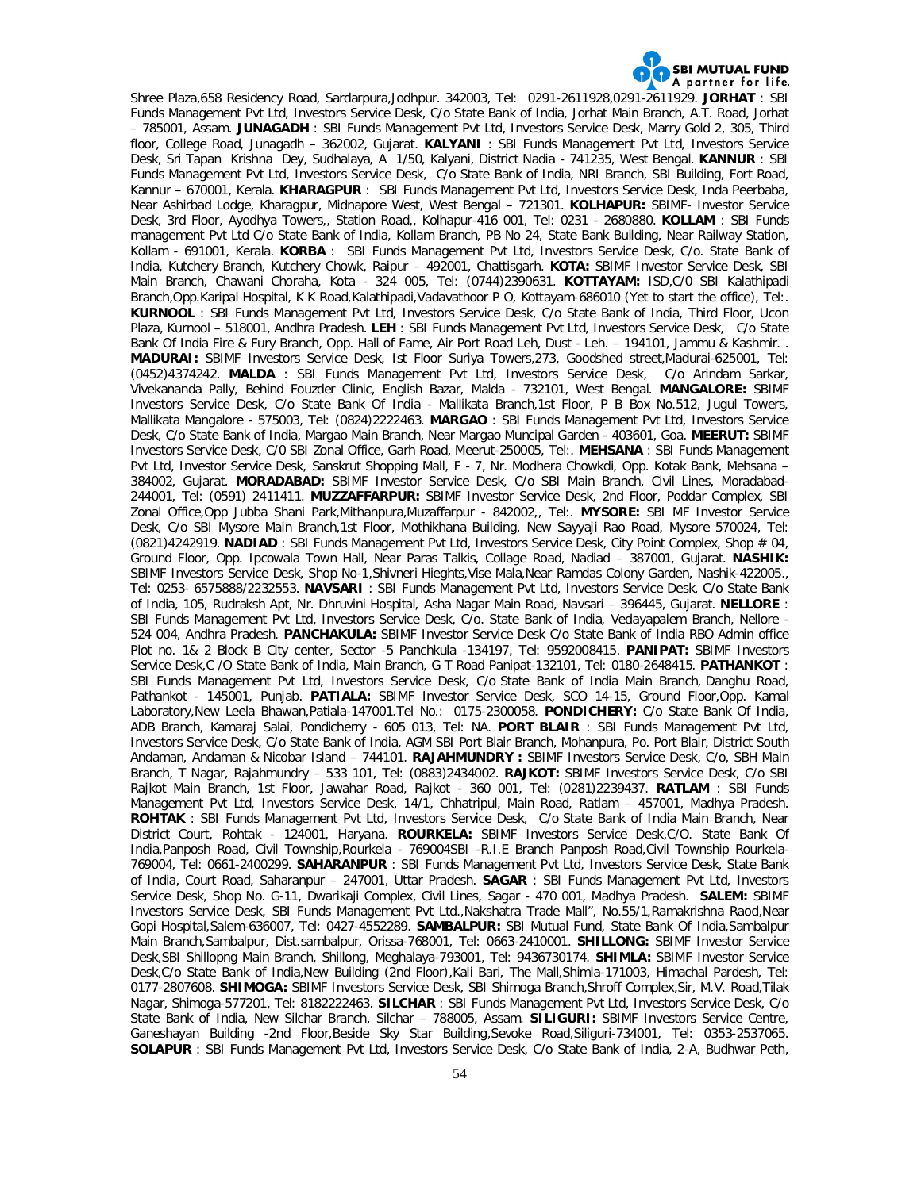Shree Plaza,658 Residency Road, Sardarpura,Jodhpur. 342003, Tel: 0291-2611928,0291-2611929. **JORHAT** : SBI Funds Management Pvt Ltd, Investors Service Desk, C/o State Bank of India, Jorhat Main Branch, A.T. Road, Jorhat – 785001, Assam. **JUNAGADH** : SBI Funds Management Pvt Ltd, Investors Service Desk, Marry Gold 2, 305, Third floor, College Road, Junagadh – 362002, Gujarat. **KALYANI** : SBI Funds Management Pvt Ltd, Investors Service Desk, Sri Tapan Krishna Dey, Sudhalaya, A 1/50, Kalyani, District Nadia - 741235, West Bengal. **KANNUR** : SBI Funds Management Pvt Ltd, Investors Service Desk, C/o State Bank of India, NRI Branch, SBI Building, Fort Road, Kannur – 670001, Kerala. **KHARAGPUR** : SBI Funds Management Pvt Ltd, Investors Service Desk, Inda Peerbaba, Near Ashirbad Lodge, Kharagpur, Midnapore West, West Bengal – 721301. **KOLHAPUR:** SBIMF- Investor Service Desk, 3rd Floor, Ayodhya Towers,, Station Road,, Kolhapur-416 001, Tel: 0231 - 2680880. **KOLLAM** : SBI Funds management Pvt Ltd C/o State Bank of India, Kollam Branch, PB No 24, State Bank Building, Near Railway Station, Kollam - 691001, Kerala. **KORBA** : SBI Funds Management Pvt Ltd, Investors Service Desk, C/o. State Bank of India, Kutchery Branch, Kutchery Chowk, Raipur – 492001, Chattisgarh. **KOTA:** SBIMF Investor Service Desk, SBI Main Branch, Chawani Choraha, Kota - 324 005, Tel: (0744)2390631. **KOTTAYAM:** ISD,C/0 SBI Kalathipadi Branch,Opp.Karipal Hospital, K K Road,Kalathipadi,Vadavathoor P O, Kottayam-686010 (Yet to start the office), Tel:. **KURNOOL** : SBI Funds Management Pvt Ltd, Investors Service Desk, C/o State Bank of India, Third Floor, Ucon Plaza, Kurnool – 518001, Andhra Pradesh. **LEH** : SBI Funds Management Pvt Ltd, Investors Service Desk, C/o State Bank Of India Fire & Fury Branch, Opp. Hall of Fame, Air Port Road Leh, Dust - Leh. – 194101, Jammu & Kashmir. . **MADURAI:** SBIMF Investors Service Desk, Ist Floor Suriya Towers,273, Goodshed street,Madurai-625001, Tel: (0452)4374242. **MALDA** : SBI Funds Management Pvt Ltd, Investors Service Desk, C/o Arindam Sarkar, Vivekananda Pally, Behind Fouzder Clinic, English Bazar, Malda - 732101, West Bengal. **MANGALORE:** SBIMF Investors Service Desk, C/o State Bank Of India - Mallikata Branch,1st Floor, P B Box No.512, Jugul Towers, Mallikata Mangalore - 575003, Tel: (0824)2222463. **MARGAO** : SBI Funds Management Pvt Ltd, Investors Service Desk, C/o State Bank of India, Margao Main Branch, Near Margao Muncipal Garden - 403601, Goa. **MEERUT:** SBIMF Investors Service Desk, C/0 SBI Zonal Office, Garh Road, Meerut-250005, Tel:. **MEHSANA** : SBI Funds Management Pvt Ltd, Investor Service Desk, Sanskrut Shopping Mall, F - 7, Nr. Modhera Chowkdi, Opp. Kotak Bank, Mehsana – 384002, Gujarat. **MORADABAD:** SBIMF Investor Service Desk, C/o SBI Main Branch, Civil Lines, Moradabad-244001, Tel: (0591) 2411411. **MUZZAFFARPUR:** SBIMF Investor Service Desk, 2nd Floor, Poddar Complex, SBI Zonal Office,Opp Jubba Shani Park,Mithanpura,Muzaffarpur - 842002,, Tel:. **MYSORE:** SBI MF Investor Service Desk, C/o SBI Mysore Main Branch,1st Floor, Mothikhana Building, New Sayyaji Rao Road, Mysore 570024, Tel: (0821)4242919. **NADIAD** : SBI Funds Management Pvt Ltd, Investors Service Desk, City Point Complex, Shop # 04, Ground Floor, Opp. Ipcowala Town Hall, Near Paras Talkis, Collage Road, Nadiad – 387001, Gujarat. **NASHIK:** SBIMF Investors Service Desk, Shop No-1,Shivneri Hieghts,Vise Mala,Near Ramdas Colony Garden, Nashik-422005., Tel: 0253- 6575888/2232553. **NAVSARI** : SBI Funds Management Pvt Ltd, Investors Service Desk, C/o State Bank of India, 105, Rudraksh Apt, Nr. Dhruvini Hospital, Asha Nagar Main Road, Navsari – 396445, Gujarat. **NELLORE** : SBI Funds Management Pvt Ltd, Investors Service Desk, C/o. State Bank of India, Vedayapalem Branch, Nellore - 524 004, Andhra Pradesh. **PANCHAKULA:** SBIMF Investor Service Desk C/o State Bank of India RBO Admin office Plot no. 1& 2 Block B City center, Sector -5 Panchkula -134197, Tel: 9592008415. **PANIPAT:** SBIMF Investors Service Desk,C /O State Bank of India, Main Branch, G T Road Panipat-132101, Tel: 0180-2648415. **PATHANKOT** : SBI Funds Management Pvt Ltd, Investors Service Desk, C/o State Bank of India Main Branch, Danghu Road, Pathankot - 145001, Punjab. **PATIALA:** SBIMF Investor Service Desk, SCO 14-15, Ground Floor,Opp. Kamal Laboratory,New Leela Bhawan,Patiala-147001.Tel No.: 0175-2300058. **PONDICHERY:** C/o State Bank Of India, ADB Branch, Kamaraj Salai, Pondicherry - 605 013, Tel: NA. **PORT BLAIR** : SBI Funds Management Pvt Ltd, Investors Service Desk, C/o State Bank of India, AGM SBI Port Blair Branch, Mohanpura, Po. Port Blair, District South Andaman, Andaman & Nicobar Island – 744101. **RAJAHMUNDRY :** SBIMF Investors Service Desk, C/o, SBH Main Branch, T Nagar, Rajahmundry – 533 101, Tel: (0883)2434002. **RAJKOT:** SBIMF Investors Service Desk, C/o SBI Rajkot Main Branch, 1st Floor, Jawahar Road, Rajkot - 360 001, Tel: (0281)2239437. **RATLAM** : SBI Funds Management Pvt Ltd, Investors Service Desk, 14/1, Chhatripul, Main Road, Ratlam – 457001, Madhya Pradesh. **ROHTAK** : SBI Funds Management Pvt Ltd, Investors Service Desk, C/o State Bank of India Main Branch, Near District Court, Rohtak - 124001, Haryana. **ROURKELA:** SBIMF Investors Service Desk,C/O. State Bank Of India,Panposh Road, Civil Township,Rourkela - 769004SBI -R.I.E Branch Panposh Road,Civil Township Rourkela-769004, Tel: 0661-2400299. **SAHARANPUR** : SBI Funds Management Pvt Ltd, Investors Service Desk, State Bank of India, Court Road, Saharanpur – 247001, Uttar Pradesh. **SAGAR** : SBI Funds Management Pvt Ltd, Investors Service Desk, Shop No. G-11, Dwarikaji Complex, Civil Lines, Sagar - 470 001, Madhya Pradesh. **SALEM:** SBIMF Investors Service Desk, SBI Funds Management Pvt Ltd.,Nakshatra Trade Mall", No.55/1,Ramakrishna Raod,Near Gopi Hospital,Salem-636007, Tel: 0427-4552289. **SAMBALPUR:** SBI Mutual Fund, State Bank Of India,Sambalpur Main Branch,Sambalpur, Dist.sambalpur, Orissa-768001, Tel: 0663-2410001. **SHILLONG:** SBIMF Investor Service Desk,SBI Shillopng Main Branch, Shillong, Meghalaya-793001, Tel: 9436730174. **SHIMLA:** SBIMF Investor Service Desk,C/o State Bank of India,New Building (2nd Floor),Kali Bari, The Mall,Shimla-171003, Himachal Pardesh, Tel: 0177-2807608. **SHIMOGA:** SBIMF Investors Service Desk, SBI Shimoga Branch,Shroff Complex,Sir, M.V. Road,Tilak Nagar, Shimoga-577201, Tel: 8182222463. **SILCHAR** : SBI Funds Management Pvt Ltd, Investors Service Desk, C/o State Bank of India, New Silchar Branch, Silchar – 788005, Assam. **SILIGURI:** SBIMF Investors Service Centre, Ganeshayan Building -2nd Floor,Beside Sky Star Building,Sevoke Road,Siliguri-734001, Tel: 0353-2537065. **SOLAPUR** : SBI Funds Management Pvt Ltd, Investors Service Desk, C/o State Bank of India, 2-A, Budhwar Peth,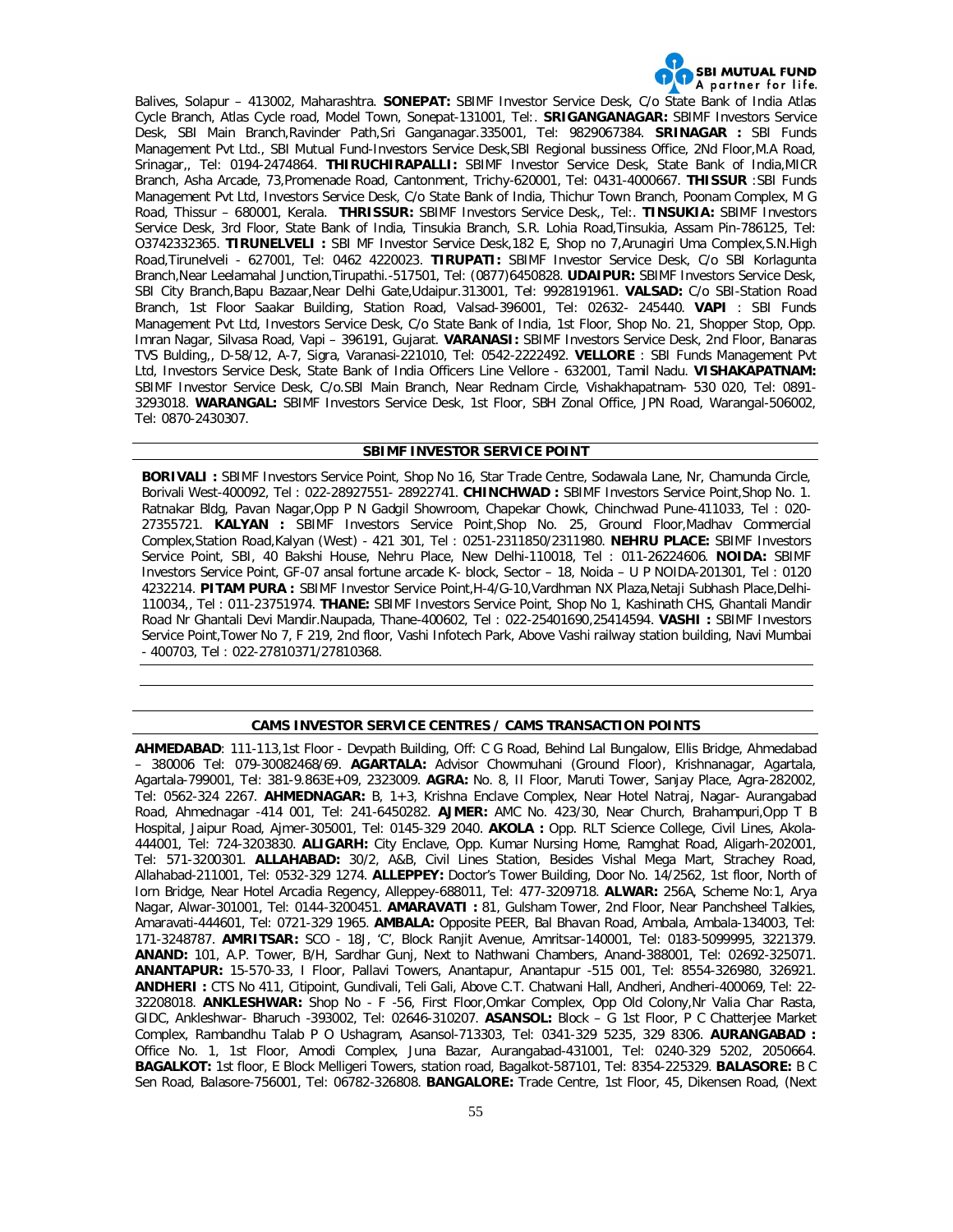Balives, Solapur – 413002, Maharashtra. **SONEPAT:** SBIMF Investor Service Desk, C/o State Bank of India Atlas Cycle Branch, Atlas Cycle road, Model Town, Sonepat-131001, Tel:. **SRIGANGANAGAR:** SBIMF Investors Service Desk, SBI Main Branch,Ravinder Path,Sri Ganganagar.335001, Tel: 9829067384. **SRINAGAR :** SBI Funds Management Pvt Ltd., SBI Mutual Fund-Investors Service Desk,SBI Regional bussiness Office, 2Nd Floor,M.A Road, Srinagar,, Tel: 0194-2474864. **THIRUCHIRAPALLI:** SBIMF Investor Service Desk, State Bank of India,MICR Branch, Asha Arcade, 73,Promenade Road, Cantonment, Trichy-620001, Tel: 0431-4000667. **THISSUR** :SBI Funds Management Pvt Ltd, Investors Service Desk, C/o State Bank of India, Thichur Town Branch, Poonam Complex, M G Road, Thissur – 680001, Kerala. **THRISSUR:** SBIMF Investors Service Desk,, Tel:. **TINSUKIA:** SBIMF Investors Service Desk, 3rd Floor, State Bank of India, Tinsukia Branch, S.R. Lohia Road,Tinsukia, Assam Pin-786125, Tel: O3742332365. **TIRUNELVELI :** SBI MF Investor Service Desk,182 E, Shop no 7,Arunagiri Uma Complex,S.N.High Road,Tirunelveli - 627001, Tel: 0462 4220023. **TIRUPATI:** SBIMF Investor Service Desk, C/o SBI Korlagunta Branch,Near Leelamahal Junction,Tirupathi.-517501, Tel: (0877)6450828. **UDAIPUR:** SBIMF Investors Service Desk, SBI City Branch,Bapu Bazaar,Near Delhi Gate,Udaipur.313001, Tel: 9928191961. **VALSAD:** C/o SBI-Station Road Branch, 1st Floor Saakar Building, Station Road, Valsad-396001, Tel: 02632- 245440. **VAPI** : SBI Funds Management Pvt Ltd, Investors Service Desk, C/o State Bank of India, 1st Floor, Shop No. 21, Shopper Stop, Opp. Imran Nagar, Silvasa Road, Vapi – 396191, Gujarat. **VARANASI:** SBIMF Investors Service Desk, 2nd Floor, Banaras TVS Bulding,, D-58/12, A-7, Sigra, Varanasi-221010, Tel: 0542-2222492. **VELLORE** : SBI Funds Management Pvt Ltd, Investors Service Desk, State Bank of India Officers Line Vellore - 632001, Tamil Nadu. **VISHAKAPATNAM:** SBIMF Investor Service Desk, C/o.SBI Main Branch, Near Rednam Circle, Vishakhapatnam- 530 020, Tel: 0891-3293018. **WARANGAL:** SBIMF Investors Service Desk, 1st Floor, SBH Zonal Office, JPN Road, Warangal-506002, Tel: 0870-2430307.

## SBIMF INVESTOR SERVICE POINT

**BORIVALI :** SBIMF Investors Service Point, Shop No 16, Star Trade Centre, Sodawala Lane, Nr, Chamunda Circle, Borivali West-400092, Tel : 022-28927551- 28922741. **CHINCHWAD :** SBIMF Investors Service Point,Shop No. 1. Ratnakar Bldg, Pavan Nagar,Opp P N Gadgil Showroom, Chapekar Chowk, Chinchwad Pune-411033, Tel : 020-27355721. **KALYAN :** SBIMF Investors Service Point,Shop No. 25, Ground Floor,Madhav Commercial Complex,Station Road,Kalyan (West) - 421 301, Tel : 0251-2311850/2311980. **NEHRU PLACE:** SBIMF Investors Service Point, SBI, 40 Bakshi House, Nehru Place, New Delhi-110018, Tel : 011-26224606. **NOIDA:** SBIMF Investors Service Point, GF-07 ansal fortune arcade K- block, Sector – 18, Noida – U P NOIDA-201301, Tel : 0120 4232214. **PITAM PURA :** SBIMF Investor Service Point,H-4/G-10,Vardhman NX Plaza,Netaji Subhash Place,Delhi-110034,, Tel : 011-23751974. **THANE:** SBIMF Investors Service Point, Shop No 1, Kashinath CHS, Ghantali Mandir Road Nr Ghantali Devi Mandir.Naupada, Thane-400602, Tel : 022-25401690,25414594. **VASHI :** SBIMF Investors Service Point,Tower No 7, F 219, 2nd floor, Vashi Infotech Park, Above Vashi railway station building, Navi Mumbai - 400703, Tel : 022-27810371/27810368.

## CAMS INVESTOR SERVICE CENTRES / CAMS TRANSACTION POINTS

**AHMEDABAD**: 111-113,1st Floor - Devpath Building, Off: C G Road, Behind Lal Bungalow, Ellis Bridge, Ahmedabad – 380006 Tel: 079-30082468/69. **AGARTALA:** Advisor Chowmuhani (Ground Floor), Krishnanagar, Agartala, Agartala-799001, Tel: 381-9.863E+09, 2323009. **AGRA:** No. 8, II Floor, Maruti Tower, Sanjay Place, Agra-282002, Tel: 0562-324 2267. **AHMEDNAGAR:** B, 1+3, Krishna Enclave Complex, Near Hotel Natraj, Nagar- Aurangabad Road, Ahmednagar -414 001, Tel: 241-6450282. **AJMER:** AMC No. 423/30, Near Church, Brahampuri,Opp T B Hospital, Jaipur Road, Ajmer-305001, Tel: 0145-329 2040. **AKOLA :** Opp. RLT Science College, Civil Lines, Akola-444001, Tel: 724-3203830. **ALIGARH:** City Enclave, Opp. Kumar Nursing Home, Ramghat Road, Aligarh-202001, Tel: 571-3200301. **ALLAHABAD:** 30/2, A&B, Civil Lines Station, Besides Vishal Mega Mart, Strachey Road, Allahabad-211001, Tel: 0532-329 1274. **ALLEPPEY:** Doctor's Tower Building, Door No. 14/2562, 1st floor, North of Iorn Bridge, Near Hotel Arcadia Regency, Alleppey-688011, Tel: 477-3209718. **ALWAR:** 256A, Scheme No:1, Arya Nagar, Alwar-301001, Tel: 0144-3200451. **AMARAVATI :** 81, Gulsham Tower, 2nd Floor, Near Panchsheel Talkies, Amaravati-444601, Tel: 0721-329 1965. **AMBALA:** Opposite PEER, Bal Bhavan Road, Ambala, Ambala-134003, Tel: 171-3248787. **AMRITSAR:** SCO - 18J, 'C', Block Ranjit Avenue, Amritsar-140001, Tel: 0183-5099995, 3221379. **ANAND:** 101, A.P. Tower, B/H, Sardhar Gunj, Next to Nathwani Chambers, Anand-388001, Tel: 02692-325071. **ANANTAPUR:** 15-570-33, I Floor, Pallavi Towers, Anantapur, Anantapur -515 001, Tel: 8554-326980, 326921. **ANDHERI :** CTS No 411, Citipoint, Gundivali, Teli Gali, Above C.T. Chatwani Hall, Andheri, Andheri-400069, Tel: 22-32208018. **ANKLESHWAR:** Shop No - F -56, First Floor,Omkar Complex, Opp Old Colony,Nr Valia Char Rasta, GIDC, Ankleshwar- Bharuch -393002, Tel: 02646-310207. **ASANSOL:** Block – G 1st Floor, P C Chatterjee Market Complex, Rambandhu Talab P O Ushagram, Asansol-713303, Tel: 0341-329 5235, 329 8306. **AURANGABAD :** Office No. 1, 1st Floor, Amodi Complex, Juna Bazar, Aurangabad-431001, Tel: 0240-329 5202, 2050664. **BAGALKOT:** 1st floor, E Block Melligeri Towers, station road, Bagalkot-587101, Tel: 8354-225329. **BALASORE:** B C Sen Road, Balasore-756001, Tel: 06782-326808. **BANGALORE:** Trade Centre, 1st Floor, 45, Dikensen Road, (Next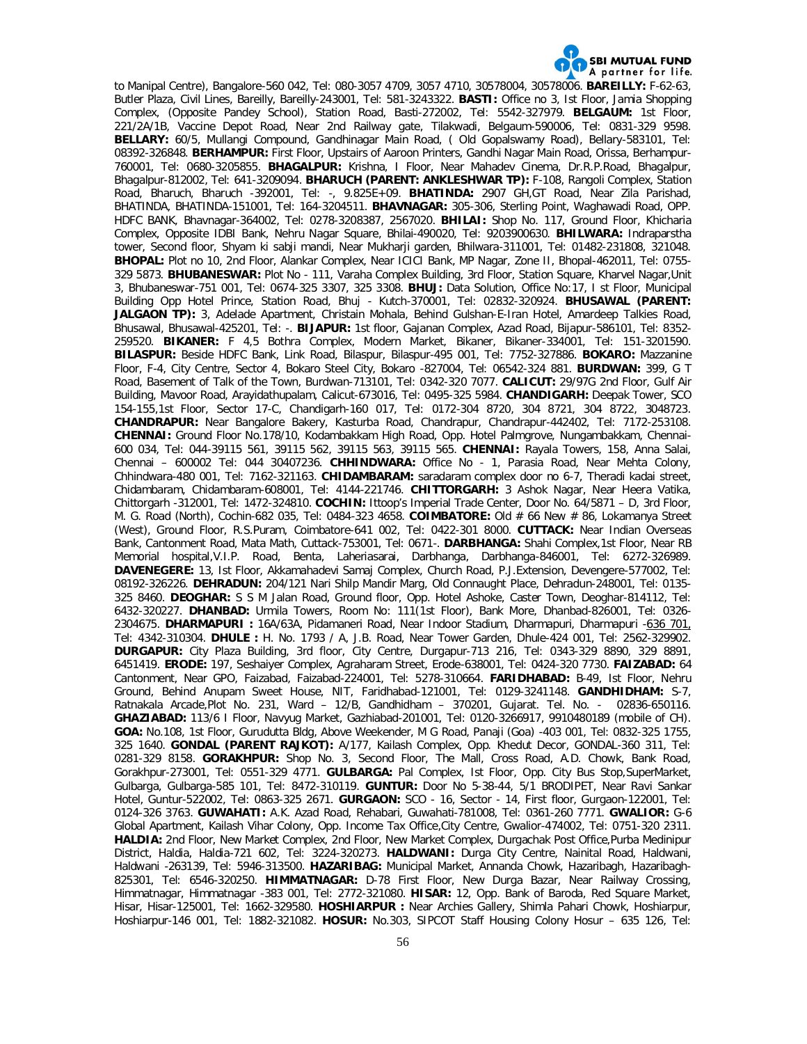to Manipal Centre), Bangalore-560 042, Tel: 080-3057 4709, 3057 4710, 30578004, 30578006. **BAREILLY:** F-62-63, Butler Plaza, Civil Lines, Bareilly, Bareilly-243001, Tel: 581-3243322. **BASTI:** Office no 3, Ist Floor, Jamia Shopping Complex, (Opposite Pandey School), Station Road, Basti-272002, Tel: 5542-327979. **BELGAUM:** 1st Floor, 221/2A/1B, Vaccine Depot Road, Near 2nd Railway gate, Tilakwadi, Belgaum-590006, Tel: 0831-329 9598. **BELLARY:** 60/5, Mullangi Compound, Gandhinagar Main Road, ( Old Gopalswamy Road), Bellary-583101, Tel: 08392-326848. **BERHAMPUR:** First Floor, Upstairs of Aaroon Printers, Gandhi Nagar Main Road, Orissa, Berhampur-760001, Tel: 0680-3205855. **BHAGALPUR:** Krishna, I Floor, Near Mahadev Cinema, Dr.R.P.Road, Bhagalpur, Bhagalpur-812002, Tel: 641-3209094. **BHARUCH (PARENT: ANKLESHWAR TP):** F-108, Rangoli Complex, Station Road, Bharuch, Bharuch -392001, Tel: -, 9.825E+09. **BHATINDA:** 2907 GH,GT Road, Near Zila Parishad, BHATINDA, BHATINDA-151001, Tel: 164-3204511. **BHAVNAGAR:** 305-306, Sterling Point, Waghawadi Road, OPP. HDFC BANK, Bhavnagar-364002, Tel: 0278-3208387, 2567020. **BHILAI:** Shop No. 117, Ground Floor, Khicharia Complex, Opposite IDBI Bank, Nehru Nagar Square, Bhilai-490020, Tel: 9203900630. **BHILWARA:** Indraparstha tower, Second floor, Shyam ki sabji mandi, Near Mukharji garden, Bhilwara-311001, Tel: 01482-231808, 321048. **BHOPAL:** Plot no 10, 2nd Floor, Alankar Complex, Near ICICI Bank, MP Nagar, Zone II, Bhopal-462011, Tel: 0755-329 5873. **BHUBANESWAR:** Plot No - 111, Varaha Complex Building, 3rd Floor, Station Square, Kharvel Nagar,Unit 3, Bhubaneswar-751 001, Tel: 0674-325 3307, 325 3308. **BHUJ:** Data Solution, Office No:17, I st Floor, Municipal Building Opp Hotel Prince, Station Road, Bhuj - Kutch-370001, Tel: 02832-320924. **BHUSAWAL (PARENT: JALGAON TP):** 3, Adelade Apartment, Christain Mohala, Behind Gulshan-E-Iran Hotel, Amardeep Talkies Road, Bhusawal, Bhusawal-425201, Tel: -. **BIJAPUR:** 1st floor, Gajanan Complex, Azad Road, Bijapur-586101, Tel: 8352-259520. **BIKANER:** F 4,5 Bothra Complex, Modern Market, Bikaner, Bikaner-334001, Tel: 151-3201590. **BILASPUR:** Beside HDFC Bank, Link Road, Bilaspur, Bilaspur-495 001, Tel: 7752-327886. **BOKARO:** Mazzanine Floor, F-4, City Centre, Sector 4, Bokaro Steel City, Bokaro -827004, Tel: 06542-324 881. **BURDWAN:** 399, G T Road, Basement of Talk of the Town, Burdwan-713101, Tel: 0342-320 7077. **CALICUT:** 29/97G 2nd Floor, Gulf Air Building, Mavoor Road, Arayidathupalam, Calicut-673016, Tel: 0495-325 5984. **CHANDIGARH:** Deepak Tower, SCO 154-155,1st Floor, Sector 17-C, Chandigarh-160 017, Tel: 0172-304 8720, 304 8721, 304 8722, 3048723. **CHANDRAPUR:** Near Bangalore Bakery, Kasturba Road, Chandrapur, Chandrapur-442402, Tel: 7172-253108. **CHENNAI:** Ground Floor No.178/10, Kodambakkam High Road, Opp. Hotel Palmgrove, Nungambakkam, Chennai-600 034, Tel: 044-39115 561, 39115 562, 39115 563, 39115 565. **CHENNAI:** Rayala Towers, 158, Anna Salai, Chennai – 600002 Tel: 044 30407236. **CHHINDWARA:** Office No - 1, Parasia Road, Near Mehta Colony, Chhindwara-480 001, Tel: 7162-321163. **CHIDAMBARAM:** saradaram complex door no 6-7, Theradi kadai street, Chidambaram, Chidambaram-608001, Tel: 4144-221746. **CHITTORGARH:** 3 Ashok Nagar, Near Heera Vatika, Chittorgarh -312001, Tel: 1472-324810. **COCHIN:** Ittoop's Imperial Trade Center, Door No. 64/5871 – D, 3rd Floor, M. G. Road (North), Cochin-682 035, Tel: 0484-323 4658. **COIMBATORE:** Old # 66 New # 86, Lokamanya Street (West), Ground Floor, R.S.Puram, Coimbatore-641 002, Tel: 0422-301 8000. **CUTTACK:** Near Indian Overseas Bank, Cantonment Road, Mata Math, Cuttack-753001, Tel: 0671-. **DARBHANGA:** Shahi Complex,1st Floor, Near RB Memorial hospital,V.I.P. Road, Benta, Laheriasarai, Darbhanga, Darbhanga-846001, Tel: 6272-326989. **DAVENEGERE:** 13, Ist Floor, Akkamahadevi Samaj Complex, Church Road, P.J.Extension, Devengere-577002, Tel: 08192-326226. **DEHRADUN:** 204/121 Nari Shilp Mandir Marg, Old Connaught Place, Dehradun-248001, Tel: 0135-325 8460. **DEOGHAR:** S S M Jalan Road, Ground floor, Opp. Hotel Ashoke, Caster Town, Deoghar-814112, Tel: 6432-320227. **DHANBAD:** Urmila Towers, Room No: 111(1st Floor), Bank More, Dhanbad-826001, Tel: 0326-2304675. **DHARMAPURI :** 16A/63A, Pidamaneri Road, Near Indoor Stadium, Dharmapuri, Dharmapuri -636 701, Tel: 4342-310304. **DHULE :** H. No. 1793 / A, J.B. Road, Near Tower Garden, Dhule-424 001, Tel: 2562-329902. **DURGAPUR:** City Plaza Building, 3rd floor, City Centre, Durgapur-713 216, Tel: 0343-329 8890, 329 8891, 6451419. **ERODE:** 197, Seshaiyer Complex, Agraharam Street, Erode-638001, Tel: 0424-320 7730. **FAIZABAD:** 64 Cantonment, Near GPO, Faizabad, Faizabad-224001, Tel: 5278-310664. **FARIDHABAD:** B-49, Ist Floor, Nehru Ground, Behind Anupam Sweet House, NIT, Faridhabad-121001, Tel: 0129-3241148. **GANDHIDHAM:** S-7, Ratnakala Arcade,Plot No. 231, Ward – 12/B, Gandhidham – 370201, Gujarat. Tel. No. - 02836-650116. **GHAZIABAD:** 113/6 I Floor, Navyug Market, Gazhiabad-201001, Tel: 0120-3266917, 9910480189 (mobile of CH). **GOA:** No.108, 1st Floor, Gurudutta Bldg, Above Weekender, M G Road, Panaji (Goa) -403 001, Tel: 0832-325 1755, 325 1640. **GONDAL (PARENT RAJKOT):** A/177, Kailash Complex, Opp. Khedut Decor, GONDAL-360 311, Tel: 0281-329 8158. **GORAKHPUR:** Shop No. 3, Second Floor, The Mall, Cross Road, A.D. Chowk, Bank Road, Gorakhpur-273001, Tel: 0551-329 4771. **GULBARGA:** Pal Complex, Ist Floor, Opp. City Bus Stop,SuperMarket, Gulbarga, Gulbarga-585 101, Tel: 8472-310119. **GUNTUR:** Door No 5-38-44, 5/1 BRODIPET, Near Ravi Sankar Hotel, Guntur-522002, Tel: 0863-325 2671. **GURGAON:** SCO - 16, Sector - 14, First floor, Gurgaon-122001, Tel: 0124-326 3763. **GUWAHATI:** A.K. Azad Road, Rehabari, Guwahati-781008, Tel: 0361-260 7771. **GWALIOR:** G-6 Global Apartment, Kailash Vihar Colony, Opp. Income Tax Office,City Centre, Gwalior-474002, Tel: 0751-320 2311. **HALDIA:** 2nd Floor, New Market Complex, 2nd Floor, New Market Complex, Durgachak Post Office,Purba Medinipur District, Haldia, Haldia-721 602, Tel: 3224-320273. **HALDWANI:** Durga City Centre, Nainital Road, Haldwani, Haldwani -263139, Tel: 5946-313500. **HAZARIBAG:** Municipal Market, Annanda Chowk, Hazaribagh, Hazaribagh-825301, Tel: 6546-320250. **HIMMATNAGAR:** D-78 First Floor, New Durga Bazar, Near Railway Crossing, Himmatnagar, Himmatnagar -383 001, Tel: 2772-321080. **HISAR:** 12, Opp. Bank of Baroda, Red Square Market, Hisar, Hisar-125001, Tel: 1662-329580. **HOSHIARPUR :** Near Archies Gallery, Shimla Pahari Chowk, Hoshiarpur, Hoshiarpur-146 001, Tel: 1882-321082. **HOSUR:** No.303, SIPCOT Staff Housing Colony Hosur – 635 126, Tel: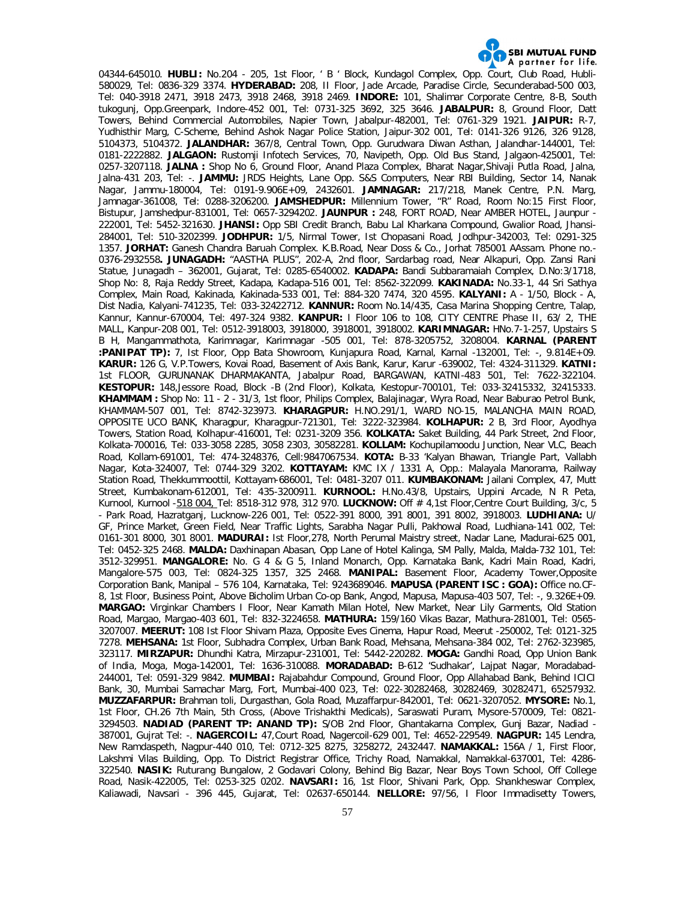04344-645010. **HUBLI:** No.204 - 205, 1st Floor, ' B ' Block, Kundagol Complex, Opp. Court, Club Road, Hubli-580029, Tel: 0836-329 3374. **HYDERABAD:** 208, II Floor, Jade Arcade, Paradise Circle, Secunderabad-500 003, Tel: 040-3918 2471, 3918 2473, 3918 2468, 3918 2469. **INDORE:** 101, Shalimar Corporate Centre, 8-B, South tukogunj, Opp.Greenpark, Indore-452 001, Tel: 0731-325 3692, 325 3646. **JABALPUR:** 8, Ground Floor, Datt Towers, Behind Commercial Automobiles, Napier Town, Jabalpur-482001, Tel: 0761-329 1921. **JAIPUR:** R-7, Yudhisthir Marg, C-Scheme, Behind Ashok Nagar Police Station, Jaipur-302 001, Tel: 0141-326 9126, 326 9128, 5104373, 5104372. **JALANDHAR:** 367/8, Central Town, Opp. Gurudwara Diwan Asthan, Jalandhar-144001, Tel: 0181-2222882. **JALGAON:** Rustomji Infotech Services, 70, Navipeth, Opp. Old Bus Stand, Jalgaon-425001, Tel: 0257-3207118. **JALNA :** Shop No 6, Ground Floor, Anand Plaza Complex, Bharat Nagar,Shivaji Putla Road, Jalna, Jalna-431 203, Tel: -. **JAMMU:** JRDS Heights, Lane Opp. S&S Computers, Near RBI Building, Sector 14, Nanak Nagar, Jammu-180004, Tel: 0191-9.906E+09, 2432601. **JAMNAGAR:** 217/218, Manek Centre, P.N. Marg, Jamnagar-361008, Tel: 0288-3206200. **JAMSHEDPUR:** Millennium Tower, "R" Road, Room No:15 First Floor, Bistupur, Jamshedpur-831001, Tel: 0657-3294202. **JAUNPUR :** 248, FORT ROAD, Near AMBER HOTEL, Jaunpur - 222001, Tel: 5452-321630. **JHANSI:** Opp SBI Credit Branch, Babu Lal Kharkana Compound, Gwalior Road, Jhansi-284001, Tel: 510-3202399. **JODHPUR:** 1/5, Nirmal Tower, Ist Chopasani Road, Jodhpur-342003, Tel: 0291-325 1357. **JORHAT:** Ganesh Chandra Baruah Complex. K.B.Road, Near Doss & Co., Jorhat 785001 AAssam. Phone no.- 0376-2932558**. JUNAGADH:** "AASTHA PLUS", 202-A, 2nd floor, Sardarbag road, Near Alkapuri, Opp. Zansi Rani Statue, Junagadh – 362001, Gujarat, Tel: 0285-6540002. **KADAPA:** Bandi Subbaramaiah Complex, D.No:3/1718, Shop No: 8, Raja Reddy Street, Kadapa, Kadapa-516 001, Tel: 8562-322099. **KAKINADA:** No.33-1, 44 Sri Sathya Complex, Main Road, Kakinada, Kakinada-533 001, Tel: 884-320 7474, 320 4595. **KALYANI:** A - 1/50, Block - A, Dist Nadia, Kalyani-741235, Tel: 033-32422712. **KANNUR:** Room No.14/435, Casa Marina Shopping Centre, Talap, Kannur, Kannur-670004, Tel: 497-324 9382. **KANPUR:** I Floor 106 to 108, CITY CENTRE Phase II, 63/ 2, THE MALL, Kanpur-208 001, Tel: 0512-3918003, 3918000, 3918001, 3918002. **KARIMNAGAR:** HNo.7-1-257, Upstairs S B H, Mangammathota, Karimnagar, Karimnagar -505 001, Tel: 878-3205752, 3208004. **KARNAL (PARENT :PANIPAT TP):** 7, Ist Floor, Opp Bata Showroom, Kunjapura Road, Karnal, Karnal -132001, Tel: -, 9.814E+09. **KARUR:** 126 G, V.P.Towers, Kovai Road, Basement of Axis Bank, Karur, Karur -639002, Tel: 4324-311329. **KATNI:** 1st FLOOR, GURUNANAK DHARMAKANTA, Jabalpur Road, BARGAWAN, KATNI-483 501, Tel: 7622-322104. **KESTOPUR:** 148,Jessore Road, Block -B (2nd Floor), Kolkata, Kestopur-700101, Tel: 033-32415332, 32415333. **KHAMMAM :** Shop No: 11 - 2 - 31/3, 1st floor, Philips Complex, Balajinagar, Wyra Road, Near Baburao Petrol Bunk, KHAMMAM-507 001, Tel: 8742-323973. **KHARAGPUR:** H.NO.291/1, WARD NO-15, MALANCHA MAIN ROAD, OPPOSITE UCO BANK, Kharagpur, Kharagpur-721301, Tel: 3222-323984. **KOLHAPUR:** 2 B, 3rd Floor, Ayodhya Towers, Station Road, Kolhapur-416001, Tel: 0231-3209 356. **KOLKATA:** Saket Building, 44 Park Street, 2nd Floor, Kolkata-700016, Tel: 033-3058 2285, 3058 2303, 30582281. **KOLLAM:** Kochupilamoodu Junction, Near VLC, Beach Road, Kollam-691001, Tel: 474-3248376, Cell:9847067534. **KOTA:** B-33 'Kalyan Bhawan, Triangle Part, Vallabh Nagar, Kota-324007, Tel: 0744-329 3202. **KOTTAYAM:** KMC IX / 1331 A, Opp.: Malayala Manorama, Railway Station Road, Thekkummoottil, Kottayam-686001, Tel: 0481-3207 011. **KUMBAKONAM:** Jailani Complex, 47, Mutt Street, Kumbakonam-612001, Tel: 435-3200911. **KURNOOL:** H.No.43/8, Upstairs, Uppini Arcade, N R Peta, Kurnool, Kurnool -518 004, Tel: 8518-312 978, 312 970. **LUCKNOW:** Off # 4,1st Floor,Centre Court Building, 3/c, 5 - Park Road, Hazratganj, Lucknow-226 001, Tel: 0522-391 8000, 391 8001, 391 8002, 3918003. **LUDHIANA:** U/ GF, Prince Market, Green Field, Near Traffic Lights, Sarabha Nagar Pulli, Pakhowal Road, Ludhiana-141 002, Tel: 0161-301 8000, 301 8001. **MADURAI:** Ist Floor,278, North Perumal Maistry street, Nadar Lane, Madurai-625 001, Tel: 0452-325 2468. **MALDA:** Daxhinapan Abasan, Opp Lane of Hotel Kalinga, SM Pally, Malda, Malda-732 101, Tel: 3512-329951. **MANGALORE:** No. G 4 & G 5, Inland Monarch, Opp. Karnataka Bank, Kadri Main Road, Kadri, Mangalore-575 003, Tel: 0824-325 1357, 325 2468. **MANIPAL:** Basement Floor, Academy Tower,Opposite Corporation Bank, Manipal – 576 104, Karnataka, Tel: 9243689046. **MAPUSA (PARENT ISC : GOA):** Office no.CF-8, 1st Floor, Business Point, Above Bicholim Urban Co-op Bank, Angod, Mapusa, Mapusa-403 507, Tel: -, 9.326E+09. **MARGAO:** Virginkar Chambers I Floor, Near Kamath Milan Hotel, New Market, Near Lily Garments, Old Station Road, Margao, Margao-403 601, Tel: 832-3224658. **MATHURA:** 159/160 Vikas Bazar, Mathura-281001, Tel: 0565-3207007. **MEERUT:** 108 Ist Floor Shivam Plaza, Opposite Eves Cinema, Hapur Road, Meerut -250002, Tel: 0121-325 7278. **MEHSANA:** 1st Floor, Subhadra Complex, Urban Bank Road, Mehsana, Mehsana-384 002, Tel: 2762-323985, 323117. **MIRZAPUR:** Dhundhi Katra, Mirzapur-231001, Tel: 5442-220282. **MOGA:** Gandhi Road, Opp Union Bank of India, Moga, Moga-142001, Tel: 1636-310088. **MORADABAD:** B-612 'Sudhakar', Lajpat Nagar, Moradabad-244001, Tel: 0591-329 9842. **MUMBAI:** Rajabahdur Compound, Ground Floor, Opp Allahabad Bank, Behind ICICI Bank, 30, Mumbai Samachar Marg, Fort, Mumbai-400 023, Tel: 022-30282468, 30282469, 30282471, 65257932. **MUZZAFARPUR:** Brahman toli, Durgasthan, Gola Road, Muzaffarpur-842001, Tel: 0621-3207052. **MYSORE:** No.1, 1st Floor, CH.26 7th Main, 5th Cross, (Above Trishakthi Medicals), Saraswati Puram, Mysore-570009, Tel: 0821-3294503. **NADIAD (PARENT TP: ANAND TP):** S/OB 2nd Floor, Ghantakarna Complex, Gunj Bazar, Nadiad - 387001, Gujrat Tel: -. **NAGERCOIL:** 47,Court Road, Nagercoil-629 001, Tel: 4652-229549. **NAGPUR:** 145 Lendra, New Ramdaspeth, Nagpur-440 010, Tel: 0712-325 8275, 3258272, 2432447. **NAMAKKAL:** 156A / 1, First Floor, Lakshmi Vilas Building, Opp. To District Registrar Office, Trichy Road, Namakkal, Namakkal-637001, Tel: 4286-322540. **NASIK:** Ruturang Bungalow, 2 Godavari Colony, Behind Big Bazar, Near Boys Town School, Off College Road, Nasik-422005, Tel: 0253-325 0202. **NAVSARI:** 16, 1st Floor, Shivani Park, Opp. Shankheswar Complex, Kaliawadi, Navsari - 396 445, Gujarat, Tel: 02637-650144. **NELLORE:** 97/56, I Floor Immadisetty Towers,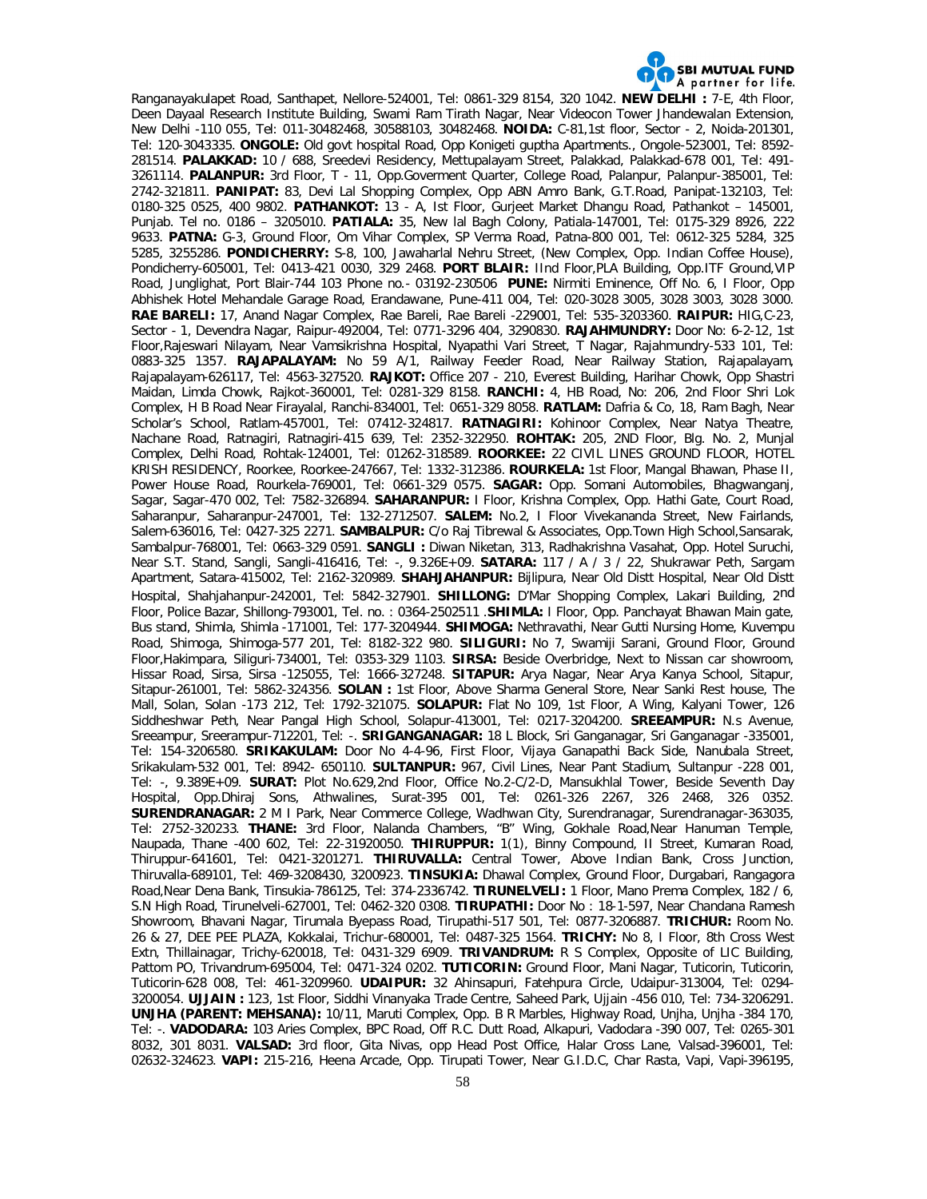Ranganayakulapet Road, Santhapet, Nellore-524001, Tel: 0861-329 8154, 320 1042. **NEW DELHI :** 7-E, 4th Floor, Deen Dayaal Research Institute Building, Swami Ram Tirath Nagar, Near Videocon Tower Jhandewalan Extension, New Delhi -110 055, Tel: 011-30482468, 30588103, 30482468. **NOIDA:** C-81,1st floor, Sector - 2, Noida-201301, Tel: 120-3043335. **ONGOLE:** Old govt hospital Road, Opp Konigeti guptha Apartments., Ongole-523001, Tel: 8592-281514. **PALAKKAD:** 10 / 688, Sreedevi Residency, Mettupalayam Street, Palakkad, Palakkad-678 001, Tel: 491-3261114. **PALANPUR:** 3rd Floor, T - 11, Opp.Goverment Quarter, College Road, Palanpur, Palanpur-385001, Tel: 2742-321811. **PANIPAT:** 83, Devi Lal Shopping Complex, Opp ABN Amro Bank, G.T.Road, Panipat-132103, Tel: 0180-325 0525, 400 9802. **PATHANKOT:** 13 - A, Ist Floor, Gurjeet Market Dhangu Road, Pathankot – 145001, Punjab. Tel no. 0186 – 3205010. **PATIALA:** 35, New lal Bagh Colony, Patiala-147001, Tel: 0175-329 8926, 222 9633. **PATNA:** G-3, Ground Floor, Om Vihar Complex, SP Verma Road, Patna-800 001, Tel: 0612-325 5284, 325 5285, 3255286. **PONDICHERRY:** S-8, 100, Jawaharlal Nehru Street, (New Complex, Opp. Indian Coffee House), Pondicherry-605001, Tel: 0413-421 0030, 329 2468. **PORT BLAIR:** IInd Floor,PLA Building, Opp.ITF Ground,VIP Road, Junglighat, Port Blair-744 103 Phone no.- 03192-230506 **PUNE:** Nirmiti Eminence, Off No. 6, I Floor, Opp Abhishek Hotel Mehandale Garage Road, Erandawane, Pune-411 004, Tel: 020-3028 3005, 3028 3003, 3028 3000. **RAE BARELI:** 17, Anand Nagar Complex, Rae Bareli, Rae Bareli -229001, Tel: 535-3203360. **RAIPUR:** HIG,C-23, Sector - 1, Devendra Nagar, Raipur-492004, Tel: 0771-3296 404, 3290830. **RAJAHMUNDRY:** Door No: 6-2-12, 1st Floor,Rajeswari Nilayam, Near Vamsikrishna Hospital, Nyapathi Vari Street, T Nagar, Rajahmundry-533 101, Tel: 0883-325 1357. **RAJAPALAYAM:** No 59 A/1, Railway Feeder Road, Near Railway Station, Rajapalayam, Rajapalayam-626117, Tel: 4563-327520. **RAJKOT:** Office 207 - 210, Everest Building, Harihar Chowk, Opp Shastri Maidan, Limda Chowk, Rajkot-360001, Tel: 0281-329 8158. **RANCHI:** 4, HB Road, No: 206, 2nd Floor Shri Lok Complex, H B Road Near Firayalal, Ranchi-834001, Tel: 0651-329 8058. **RATLAM:** Dafria & Co, 18, Ram Bagh, Near Scholar's School, Ratlam-457001, Tel: 07412-324817. **RATNAGIRI:** Kohinoor Complex, Near Natya Theatre, Nachane Road, Ratnagiri, Ratnagiri-415 639, Tel: 2352-322950. **ROHTAK:** 205, 2ND Floor, Blg. No. 2, Munjal Complex, Delhi Road, Rohtak-124001, Tel: 01262-318589. **ROORKEE:** 22 CIVIL LINES GROUND FLOOR, HOTEL KRISH RESIDENCY, Roorkee, Roorkee-247667, Tel: 1332-312386. **ROURKELA:** 1st Floor, Mangal Bhawan, Phase II, Power House Road, Rourkela-769001, Tel: 0661-329 0575. **SAGAR:** Opp. Somani Automobiles, Bhagwanganj, Sagar, Sagar-470 002, Tel: 7582-326894. **SAHARANPUR:** I Floor, Krishna Complex, Opp. Hathi Gate, Court Road, Saharanpur, Saharanpur-247001, Tel: 132-2712507. **SALEM:** No.2, I Floor Vivekananda Street, New Fairlands, Salem-636016, Tel: 0427-325 2271. **SAMBALPUR:** C/o Raj Tibrewal & Associates, Opp.Town High School,Sansarak, Sambalpur-768001, Tel: 0663-329 0591. **SANGLI :** Diwan Niketan, 313, Radhakrishna Vasahat, Opp. Hotel Suruchi, Near S.T. Stand, Sangli, Sangli-416416, Tel: -, 9.326E+09. **SATARA:** 117 / A / 3 / 22, Shukrawar Peth, Sargam Apartment, Satara-415002, Tel: 2162-320989. **SHAHJAHANPUR:** Bijlipura, Near Old Distt Hospital, Near Old Distt Hospital, Shahjahanpur-242001, Tel: 5842-327901. **SHILLONG:** D'Mar Shopping Complex, Lakari Building, 2nd Floor, Police Bazar, Shillong-793001, Tel. no. : 0364-2502511 .**SHIMLA:** I Floor, Opp. Panchayat Bhawan Main gate, Bus stand, Shimla, Shimla -171001, Tel: 177-3204944. **SHIMOGA:** Nethravathi, Near Gutti Nursing Home, Kuvempu Road, Shimoga, Shimoga-577 201, Tel: 8182-322 980. **SILIGURI:** No 7, Swamiji Sarani, Ground Floor, Ground Floor,Hakimpara, Siliguri-734001, Tel: 0353-329 1103. **SIRSA:** Beside Overbridge, Next to Nissan car showroom, Hissar Road, Sirsa, Sirsa -125055, Tel: 1666-327248. **SITAPUR:** Arya Nagar, Near Arya Kanya School, Sitapur, Sitapur-261001, Tel: 5862-324356. **SOLAN :** 1st Floor, Above Sharma General Store, Near Sanki Rest house, The Mall, Solan, Solan -173 212, Tel: 1792-321075. **SOLAPUR:** Flat No 109, 1st Floor, A Wing, Kalyani Tower, 126 Siddheshwar Peth, Near Pangal High School, Solapur-413001, Tel: 0217-3204200. **SREEAMPUR:** N.s Avenue, Sreeampur, Sreerampur-712201, Tel: -. **SRIGANGANAGAR:** 18 L Block, Sri Ganganagar, Sri Ganganagar -335001, Tel: 154-3206580. **SRIKAKULAM:** Door No 4-4-96, First Floor, Vijaya Ganapathi Back Side, Nanubala Street, Srikakulam-532 001, Tel: 8942- 650110. **SULTANPUR:** 967, Civil Lines, Near Pant Stadium, Sultanpur -228 001, Tel: -, 9.389E+09. **SURAT:** Plot No.629,2nd Floor, Office No.2-C/2-D, Mansukhlal Tower, Beside Seventh Day Hospital, Opp.Dhiraj Sons, Athwalines, Surat-395 001, Tel: 0261-326 2267, 326 2468, 326 0352. **SURENDRANAGAR:** 2 M I Park, Near Commerce College, Wadhwan City, Surendranagar, Surendranagar-363035, Tel: 2752-320233. **THANE:** 3rd Floor, Nalanda Chambers, "B" Wing, Gokhale Road,Near Hanuman Temple, Naupada, Thane -400 602, Tel: 22-31920050. **THIRUPPUR:** 1(1), Binny Compound, II Street, Kumaran Road, Thiruppur-641601, Tel: 0421-3201271. **THIRUVALLA:** Central Tower, Above Indian Bank, Cross Junction, Thiruvalla-689101, Tel: 469-3208430, 3200923. **TINSUKIA:** Dhawal Complex, Ground Floor, Durgabari, Rangagora Road,Near Dena Bank, Tinsukia-786125, Tel: 374-2336742. **TIRUNELVELI:** 1 Floor, Mano Prema Complex, 182 / 6, S.N High Road, Tirunelveli-627001, Tel: 0462-320 0308. **TIRUPATHI:** Door No : 18-1-597, Near Chandana Ramesh Showroom, Bhavani Nagar, Tirumala Byepass Road, Tirupathi-517 501, Tel: 0877-3206887. **TRICHUR:** Room No. 26 & 27, DEE PEE PLAZA, Kokkalai, Trichur-680001, Tel: 0487-325 1564. **TRICHY:** No 8, I Floor, 8th Cross West Extn, Thillainagar, Trichy-620018, Tel: 0431-329 6909. **TRIVANDRUM:** R S Complex, Opposite of LIC Building, Pattom PO, Trivandrum-695004, Tel: 0471-324 0202. **TUTICORIN:** Ground Floor, Mani Nagar, Tuticorin, Tuticorin, Tuticorin-628 008, Tel: 461-3209960. **UDAIPUR:** 32 Ahinsapuri, Fatehpura Circle, Udaipur-313004, Tel: 0294-3200054. **UJJAIN :** 123, 1st Floor, Siddhi Vinanyaka Trade Centre, Saheed Park, Ujjain -456 010, Tel: 734-3206291. **UNJHA (PARENT: MEHSANA):** 10/11, Maruti Complex, Opp. B R Marbles, Highway Road, Unjha, Unjha -384 170, Tel: -. **VADODARA:** 103 Aries Complex, BPC Road, Off R.C. Dutt Road, Alkapuri, Vadodara -390 007, Tel: 0265-301 8032, 301 8031. **VALSAD:** 3rd floor, Gita Nivas, opp Head Post Office, Halar Cross Lane, Valsad-396001, Tel: 02632-324623. **VAPI:** 215-216, Heena Arcade, Opp. Tirupati Tower, Near G.I.D.C, Char Rasta, Vapi, Vapi-396195,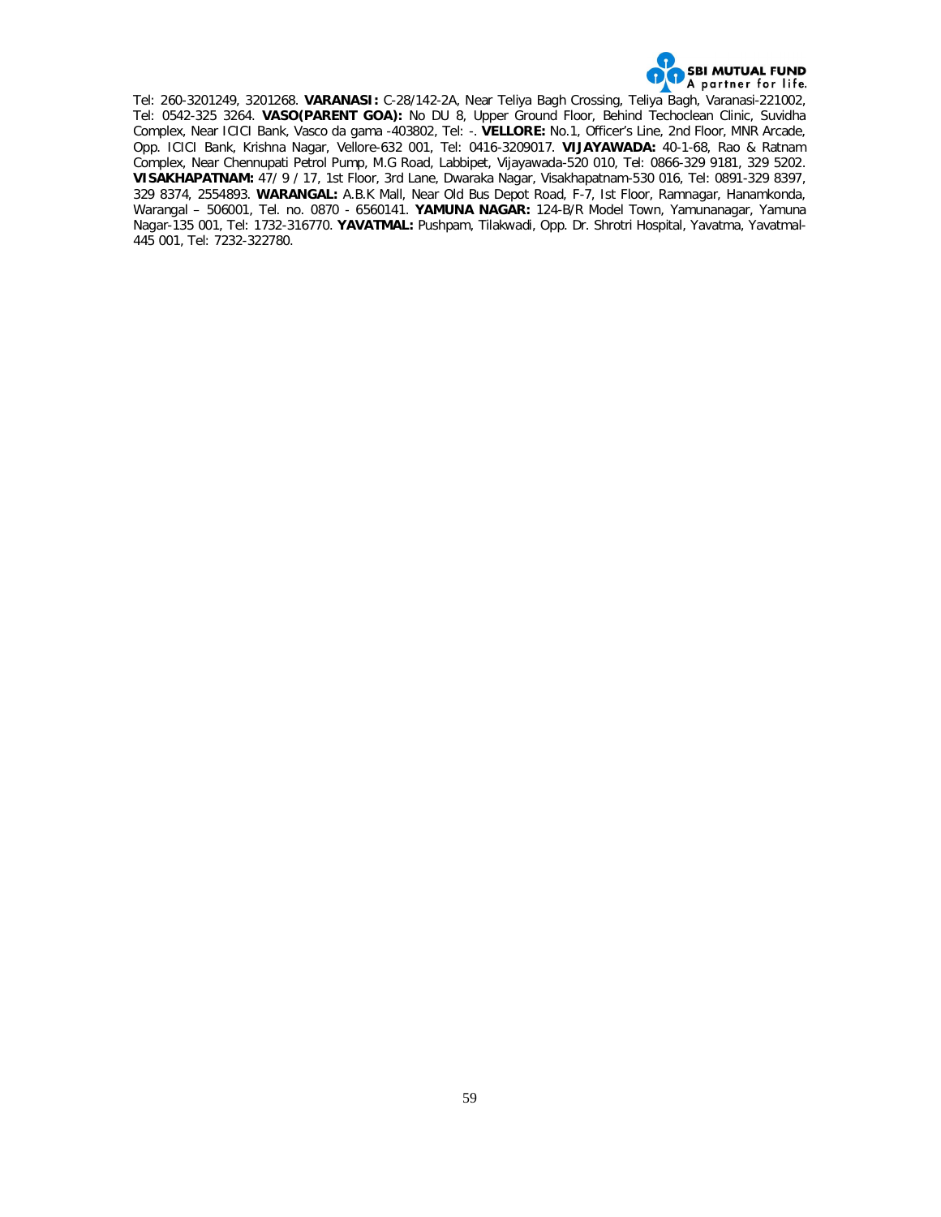Tel: 260-3201249, 3201268. **VARANASI:** C-28/142-2A, Near Teliya Bagh Crossing, Teliya Bagh, Varanasi-221002, Tel: 0542-325 3264. **VASO(PARENT GOA):** No DU 8, Upper Ground Floor, Behind Techoclean Clinic, Suvidha Complex, Near ICICI Bank, Vasco da gama -403802, Tel: -. **VELLORE:** No.1, Officer's Line, 2nd Floor, MNR Arcade, Opp. ICICI Bank, Krishna Nagar, Vellore-632 001, Tel: 0416-3209017. **VIJAYAWADA:** 40-1-68, Rao & Ratnam Complex, Near Chennupati Petrol Pump, M.G Road, Labbipet, Vijayawada-520 010, Tel: 0866-329 9181, 329 5202. **VISAKHAPATNAM:** 47/ 9 / 17, 1st Floor, 3rd Lane, Dwaraka Nagar, Visakhapatnam-530 016, Tel: 0891-329 8397, 329 8374, 2554893. **WARANGAL:** A.B.K Mall, Near Old Bus Depot Road, F-7, Ist Floor, Ramnagar, Hanamkonda, Warangal – 506001, Tel. no. 0870 - 6560141. **YAMUNA NAGAR:** 124-B/R Model Town, Yamunanagar, Yamuna Nagar-135 001, Tel: 1732-316770. **YAVATMAL:** Pushpam, Tilakwadi, Opp. Dr. Shrotri Hospital, Yavatma, Yavatmal-445 001, Tel: 7232-322780.